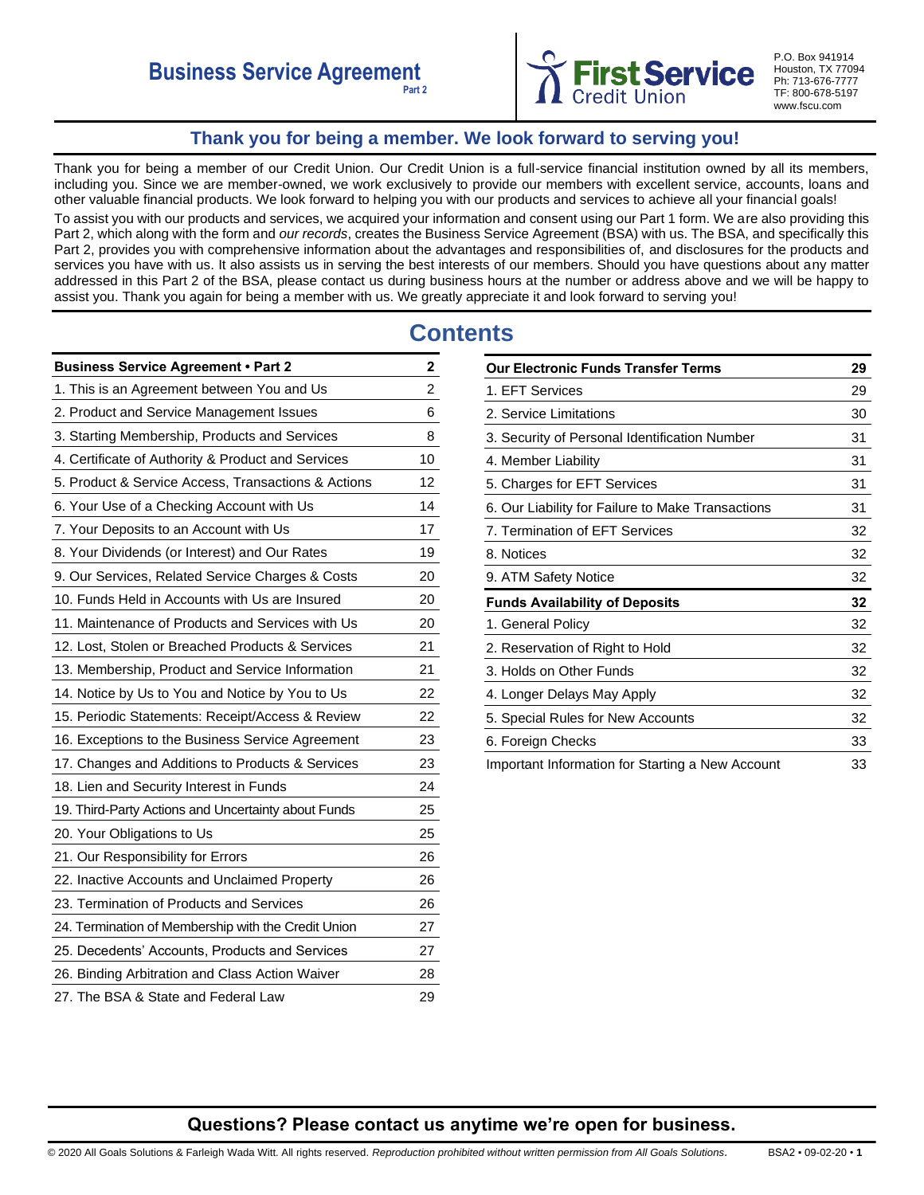# Business Service Agreement
Part 2

**First Service** Credit Union

P.O. Box 941914
Houston, TX 77094
Ph: 713-676-7777
TF: 800-678-5197
www.fscu.com

## Thank you for being a member. We look forward to serving you!

Thank you for being a member of our Credit Union. Our Credit Union is a full-service financial institution owned by all its members, including you. Since we are member-owned, we work exclusively to provide our members with excellent service, accounts, loans and other valuable financial products. We look forward to helping you with our products and services to achieve all your financial goals!

To assist you with our products and services, we acquired your information and consent using our Part 1 form. We are also providing this Part 2, which along with the form and *our records*, creates the Business Service Agreement (BSA) with us. The BSA, and specifically this Part 2, provides you with comprehensive information about the advantages and responsibilities of, and disclosures for the products and services you have with us. It also assists us in serving the best interests of our members. Should you have questions about any matter addressed in this Part 2 of the BSA, please contact us during business hours at the number or address above and we will be happy to assist you. Thank you again for being a member with us. We greatly appreciate it and look forward to serving you!

## Contents

| Business Service Agreement • Part 2 | 2 |
|---|---|
| 1. This is an Agreement between You and Us | 2 |
| 2. Product and Service Management Issues | 6 |
| 3. Starting Membership, Products and Services | 8 |
| 4. Certificate of Authority & Product and Services | 10 |
| 5. Product & Service Access, Transactions & Actions | 12 |
| 6. Your Use of a Checking Account with Us | 14 |
| 7. Your Deposits to an Account with Us | 17 |
| 8. Your Dividends (or Interest) and Our Rates | 19 |
| 9. Our Services, Related Service Charges & Costs | 20 |
| 10. Funds Held in Accounts with Us are Insured | 20 |
| 11. Maintenance of Products and Services with Us | 20 |
| 12. Lost, Stolen or Breached Products & Services | 21 |
| 13. Membership, Product and Service Information | 21 |
| 14. Notice by Us to You and Notice by You to Us | 22 |
| 15. Periodic Statements: Receipt/Access & Review | 22 |
| 16. Exceptions to the Business Service Agreement | 23 |
| 17. Changes and Additions to Products & Services | 23 |
| 18. Lien and Security Interest in Funds | 24 |
| 19. Third-Party Actions and Uncertainty about Funds | 25 |
| 20. Your Obligations to Us | 25 |
| 21. Our Responsibility for Errors | 26 |
| 22. Inactive Accounts and Unclaimed Property | 26 |
| 23. Termination of Products and Services | 26 |
| 24. Termination of Membership with the Credit Union | 27 |
| 25. Decedents' Accounts, Products and Services | 27 |
| 26. Binding Arbitration and Class Action Waiver | 28 |
| 27. The BSA & State and Federal Law | 29 |

| Our Electronic Funds Transfer Terms | 29 |
|---|---|
| 1. EFT Services | 29 |
| 2. Service Limitations | 30 |
| 3. Security of Personal Identification Number | 31 |
| 4. Member Liability | 31 |
| 5. Charges for EFT Services | 31 |
| 6. Our Liability for Failure to Make Transactions | 31 |
| 7. Termination of EFT Services | 32 |
| 8. Notices | 32 |
| 9. ATM Safety Notice | 32 |
| **Funds Availability of Deposits** | **32** |
| 1. General Policy | 32 |
| 2. Reservation of Right to Hold | 32 |
| 3. Holds on Other Funds | 32 |
| 4. Longer Delays May Apply | 32 |
| 5. Special Rules for New Accounts | 32 |
| 6. Foreign Checks | 33 |
| Important Information for Starting a New Account | 33 |

**Questions? Please contact us anytime we're open for business.**

© 2020 All Goals Solutions & Farleigh Wada Witt. All rights reserved. *Reproduction prohibited without written permission from All Goals Solutions.* BSA2 • 09-02-20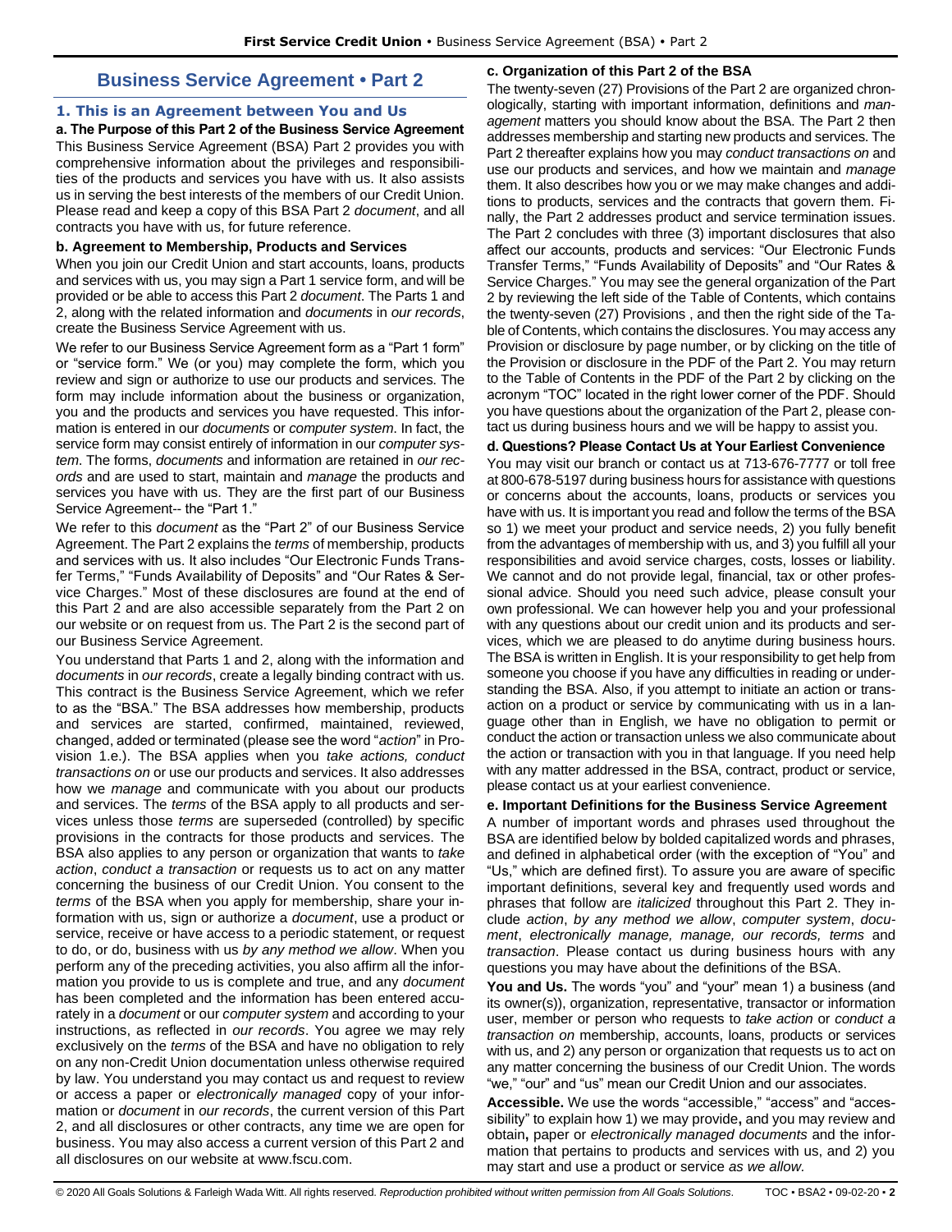# Business Service Agreement • Part 2

## 1. This is an Agreement between You and Us

**a. The Purpose of this Part 2 of the Business Service Agreement**

This Business Service Agreement (BSA) Part 2 provides you with comprehensive information about the privileges and responsibilities of the products and services you have with us. It also assists us in serving the best interests of the members of our Credit Union. Please read and keep a copy of this BSA Part 2 *document*, and all contracts you have with us, for future reference.

**b. Agreement to Membership, Products and Services**

When you join our Credit Union and start accounts, loans, products and services with us, you may sign a Part 1 service form, and will be provided or be able to access this Part 2 *document*. The Parts 1 and 2, along with the related information and *documents* in *our records*, create the Business Service Agreement with us.

We refer to our Business Service Agreement form as a "Part 1 form" or "service form." We (or you) may complete the form, which you review and sign or authorize to use our products and services. The form may include information about the business or organization, you and the products and services you have requested. This information is entered in our *documents* or *computer system*. In fact, the service form may consist entirely of information in our *computer system*. The forms, *documents* and information are retained in *our records* and are used to start, maintain and *manage* the products and services you have with us. They are the first part of our Business Service Agreement-- the "Part 1."

We refer to this *document* as the "Part 2" of our Business Service Agreement. The Part 2 explains the *terms* of membership, products and services with us. It also includes "Our Electronic Funds Transfer Terms," "Funds Availability of Deposits" and "Our Rates & Service Charges." Most of these disclosures are found at the end of this Part 2 and are also accessible separately from the Part 2 on our website or on request from us. The Part 2 is the second part of our Business Service Agreement.

You understand that Parts 1 and 2, along with the information and *documents* in *our records*, create a legally binding contract with us. This contract is the Business Service Agreement, which we refer to as the "BSA." The BSA addresses how membership, products and services are started, confirmed, maintained, reviewed, changed, added or terminated (please see the word "*action*" in Provision 1.e.). The BSA applies when you *take actions, conduct transactions on* or use our products and services. It also addresses how we *manage* and communicate with you about our products and services. The *terms* of the BSA apply to all products and services unless those *terms* are superseded (controlled) by specific provisions in the contracts for those products and services. The BSA also applies to any person or organization that wants to *take action*, *conduct a transaction* or requests us to act on any matter concerning the business of our Credit Union. You consent to the *terms* of the BSA when you apply for membership, share your information with us, sign or authorize a *document*, use a product or service, receive or have access to a periodic statement, or request to do, or do, business with us *by any method we allow*. When you perform any of the preceding activities, you also affirm all the information you provide to us is complete and true, and any *document* has been completed and the information has been entered accurately in a *document* or our *computer system* and according to your instructions, as reflected in *our records*. You agree we may rely exclusively on the *terms* of the BSA and have no obligation to rely on any non-Credit Union documentation unless otherwise required by law. You understand you may contact us and request to review or access a paper or *electronically managed* copy of your information or *document* in *our records*, the current version of this Part 2, and all disclosures or other contracts, any time we are open for business. You may also access a current version of this Part 2 and all disclosures on our website at www.fscu.com.

**c. Organization of this Part 2 of the BSA**

The twenty-seven (27) Provisions of the Part 2 are organized chronologically, starting with important information, definitions and *management* matters you should know about the BSA. The Part 2 then addresses membership and starting new products and services. The Part 2 thereafter explains how you may *conduct transactions on* and use our products and services, and how we maintain and *manage* them. It also describes how you or we may make changes and additions to products, services and the contracts that govern them. Finally, the Part 2 addresses product and service termination issues. The Part 2 concludes with three (3) important disclosures that also affect our accounts, products and services: "Our Electronic Funds Transfer Terms," "Funds Availability of Deposits" and "Our Rates & Service Charges." You may see the general organization of the Part 2 by reviewing the left side of the Table of Contents, which contains the twenty-seven (27) Provisions , and then the right side of the Table of Contents, which contains the disclosures. You may access any Provision or disclosure by page number, or by clicking on the title of the Provision or disclosure in the PDF of the Part 2. You may return to the Table of Contents in the PDF of the Part 2 by clicking on the acronym "TOC" located in the right lower corner of the PDF. Should you have questions about the organization of the Part 2, please contact us during business hours and we will be happy to assist you.

**d. Questions? Please Contact Us at Your Earliest Convenience**

You may visit our branch or contact us at 713-676-7777 or toll free at 800-678-5197 during business hours for assistance with questions or concerns about the accounts, loans, products or services you have with us. It is important you read and follow the terms of the BSA so 1) we meet your product and service needs, 2) you fully benefit from the advantages of membership with us, and 3) you fulfill all your responsibilities and avoid service charges, costs, losses or liability. We cannot and do not provide legal, financial, tax or other professional advice. Should you need such advice, please consult your own professional. We can however help you and your professional with any questions about our credit union and its products and services, which we are pleased to do anytime during business hours. The BSA is written in English. It is your responsibility to get help from someone you choose if you have any difficulties in reading or understanding the BSA. Also, if you attempt to initiate an action or transaction on a product or service by communicating with us in a language other than in English, we have no obligation to permit or conduct the action or transaction unless we also communicate about the action or transaction with you in that language. If you need help with any matter addressed in the BSA, contract, product or service, please contact us at your earliest convenience.

**e. Important Definitions for the Business Service Agreement**

A number of important words and phrases used throughout the BSA are identified below by bolded capitalized words and phrases, and defined in alphabetical order (with the exception of "You" and "Us," which are defined first). To assure you are aware of specific important definitions, several key and frequently used words and phrases that follow are *italicized* throughout this Part 2. They include *action*, *by any method we allow*, *computer system*, *document*, *electronically manage, manage, our records, terms* and *transaction*. Please contact us during business hours with any questions you may have about the definitions of the BSA.

**You and Us.** The words "you" and "your" mean 1) a business (and its owner(s)), organization, representative, transactor or information user, member or person who requests to *take action* or *conduct a transaction on* membership, accounts, loans, products or services with us, and 2) any person or organization that requests us to act on any matter concerning the business of our Credit Union. The words "we," "our" and "us" mean our Credit Union and our associates.

**Accessible.** We use the words "accessible," "access" and "accessibility" to explain how 1) we may provide**,** and you may review and obtain**,** paper or *electronically managed documents* and the information that pertains to products and services with us, and 2) you may start and use a product or service *as we allow.*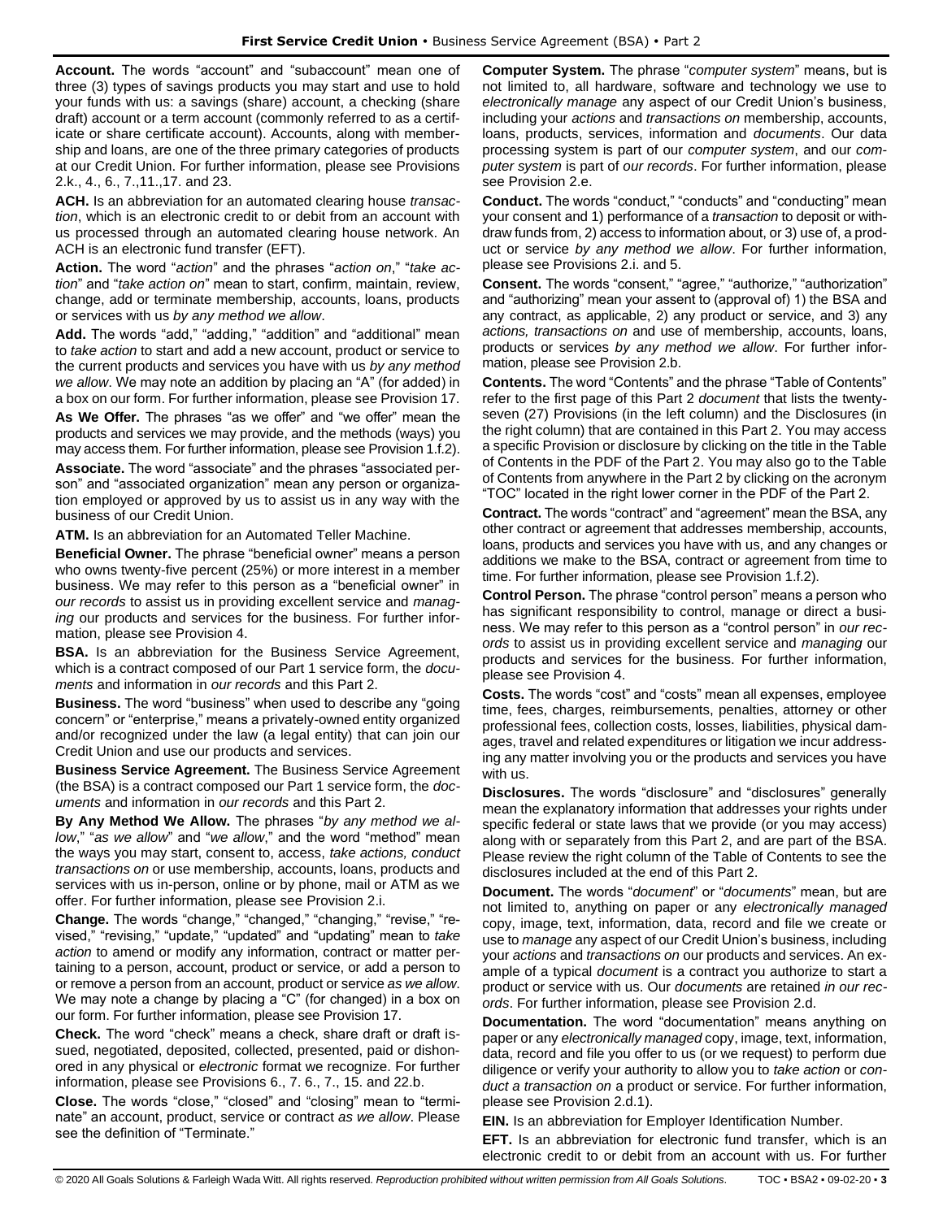**Account.** The words "account" and "subaccount" mean one of three (3) types of savings products you may start and use to hold your funds with us: a savings (share) account, a checking (share draft) account or a term account (commonly referred to as a certificate or share certificate account). Accounts, along with membership and loans, are one of the three primary categories of products at our Credit Union. For further information, please see Provisions 2.k., 4., 6., 7.,11.,17. and 23.

**ACH.** Is an abbreviation for an automated clearing house *transaction*, which is an electronic credit to or debit from an account with us processed through an automated clearing house network. An ACH is an electronic fund transfer (EFT).

**Action.** The word "*action*" and the phrases "*action on*," "*take action*" and "*take action on*" mean to start, confirm, maintain, review, change, add or terminate membership, accounts, loans, products or services with us *by any method we allow*.

**Add.** The words "add," "adding," "addition" and "additional" mean to *take action* to start and add a new account, product or service to the current products and services you have with us *by any method we allow*. We may note an addition by placing an "A" (for added) in a box on our form. For further information, please see Provision 17.

**As We Offer.** The phrases "as we offer" and "we offer" mean the products and services we may provide, and the methods (ways) you may access them. For further information, please see Provision 1.f.2).

**Associate.** The word "associate" and the phrases "associated person" and "associated organization" mean any person or organization employed or approved by us to assist us in any way with the business of our Credit Union.

**ATM.** Is an abbreviation for an Automated Teller Machine.

**Beneficial Owner.** The phrase "beneficial owner" means a person who owns twenty-five percent (25%) or more interest in a member business. We may refer to this person as a "beneficial owner" in *our records* to assist us in providing excellent service and *managing* our products and services for the business. For further information, please see Provision 4.

**BSA.** Is an abbreviation for the Business Service Agreement, which is a contract composed of our Part 1 service form, the *documents* and information in *our records* and this Part 2.

**Business.** The word "business" when used to describe any "going concern" or "enterprise," means a privately-owned entity organized and/or recognized under the law (a legal entity) that can join our Credit Union and use our products and services.

**Business Service Agreement.** The Business Service Agreement (the BSA) is a contract composed our Part 1 service form, the *documents* and information in *our records* and this Part 2.

**By Any Method We Allow.** The phrases "*by any method we allow*," "*as we allow*" and "*we allow*," and the word "method" mean the ways you may start, consent to, access, *take actions, conduct transactions on* or use membership, accounts, loans, products and services with us in-person, online or by phone, mail or ATM as we offer. For further information, please see Provision 2.i.

**Change.** The words "change," "changed," "changing," "revise," "revised," "revising," "update," "updated" and "updating" mean to *take action* to amend or modify any information, contract or matter pertaining to a person, account, product or service, or add a person to or remove a person from an account, product or service *as we allow*. We may note a change by placing a "C" (for changed) in a box on our form. For further information, please see Provision 17.

**Check.** The word "check" means a check, share draft or draft issued, negotiated, deposited, collected, presented, paid or dishonored in any physical or *electronic* format we recognize. For further information, please see Provisions 6., 7. 6., 7., 15. and 22.b.

**Close.** The words "close," "closed" and "closing" mean to "terminate" an account, product, service or contract *as we allow*. Please see the definition of "Terminate."

**Computer System.** The phrase "*computer system*" means, but is not limited to, all hardware, software and technology we use to *electronically manage* any aspect of our Credit Union's business, including your *actions* and *transactions on* membership, accounts, loans, products, services, information and *documents*. Our data processing system is part of our *computer system*, and our *computer system* is part of *our records*. For further information, please see Provision 2.e.

**Conduct.** The words "conduct," "conducts" and "conducting" mean your consent and 1) performance of a *transaction* to deposit or withdraw funds from, 2) access to information about, or 3) use of, a product or service *by any method we allow*. For further information, please see Provisions 2.i. and 5.

**Consent.** The words "consent," "agree," "authorize," "authorization" and "authorizing" mean your assent to (approval of) 1) the BSA and any contract, as applicable, 2) any product or service, and 3) any *actions, transactions on* and use of membership, accounts, loans, products or services *by any method we allow*. For further information, please see Provision 2.b.

**Contents.** The word "Contents" and the phrase "Table of Contents" refer to the first page of this Part 2 *document* that lists the twenty-seven (27) Provisions (in the left column) and the Disclosures (in the right column) that are contained in this Part 2. You may access a specific Provision or disclosure by clicking on the title in the Table of Contents in the PDF of the Part 2. You may also go to the Table of Contents from anywhere in the Part 2 by clicking on the acronym "TOC" located in the right lower corner in the PDF of the Part 2.

**Contract.** The words "contract" and "agreement" mean the BSA, any other contract or agreement that addresses membership, accounts, loans, products and services you have with us, and any changes or additions we make to the BSA, contract or agreement from time to time. For further information, please see Provision 1.f.2).

**Control Person.** The phrase "control person" means a person who has significant responsibility to control, manage or direct a business. We may refer to this person as a "control person" in *our records* to assist us in providing excellent service and *managing* our products and services for the business. For further information, please see Provision 4.

**Costs.** The words "cost" and "costs" mean all expenses, employee time, fees, charges, reimbursements, penalties, attorney or other professional fees, collection costs, losses, liabilities, physical damages, travel and related expenditures or litigation we incur addressing any matter involving you or the products and services you have with us.

**Disclosures.** The words "disclosure" and "disclosures" generally mean the explanatory information that addresses your rights under specific federal or state laws that we provide (or you may access) along with or separately from this Part 2, and are part of the BSA. Please review the right column of the Table of Contents to see the disclosures included at the end of this Part 2.

**Document.** The words "*document*" or "*documents*" mean, but are not limited to, anything on paper or any *electronically managed* copy, image, text, information, data, record and file we create or use to *manage* any aspect of our Credit Union's business, including your *actions* and *transactions on* our products and services. An example of a typical *document* is a contract you authorize to start a product or service with us. Our *documents* are retained *in our records*. For further information, please see Provision 2.d.

**Documentation.** The word "documentation" means anything on paper or any *electronically managed* copy, image, text, information, data, record and file you offer to us (or we request) to perform due diligence or verify your authority to allow you to *take action* or *conduct a transaction on* a product or service. For further information, please see Provision 2.d.1).

**EIN.** Is an abbreviation for Employer Identification Number.

**EFT.** Is an abbreviation for electronic fund transfer, which is an electronic credit to or debit from an account with us. For further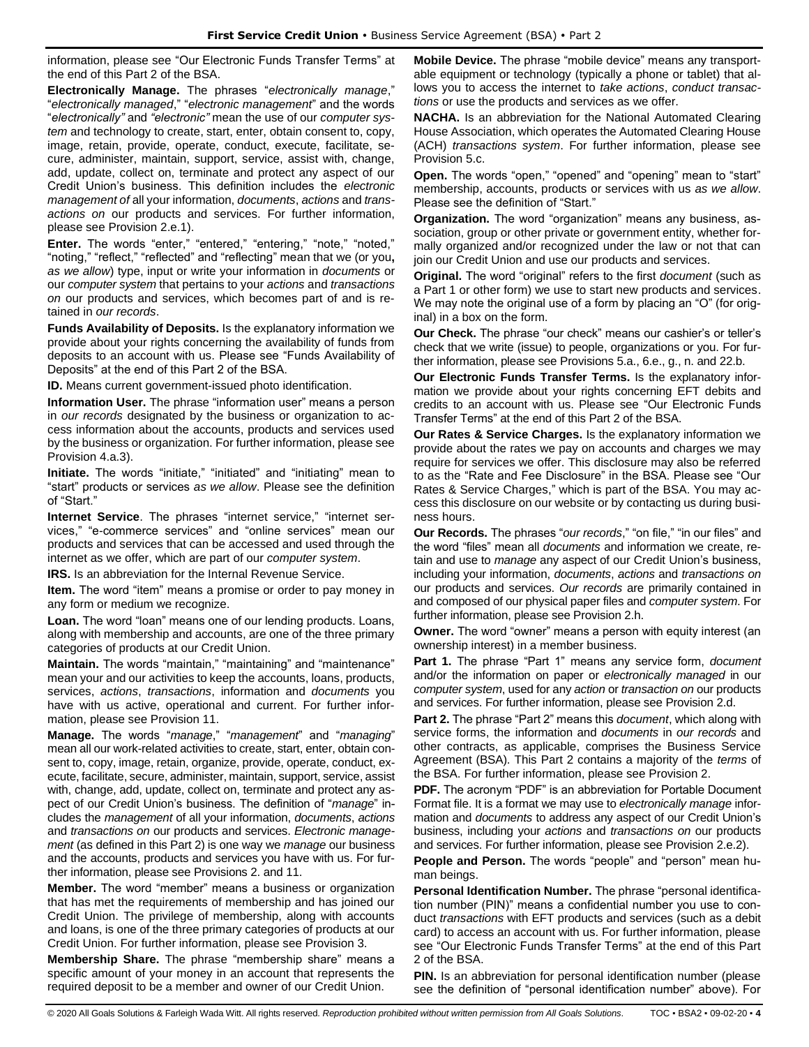information, please see "Our Electronic Funds Transfer Terms" at the end of this Part 2 of the BSA.

**Electronically Manage.** The phrases "*electronically manage*," "*electronically managed*," "*electronic management*" and the words "*electronically"* and *"electronic"* mean the use of our *computer system* and technology to create, start, enter, obtain consent to, copy, image, retain, provide, operate, conduct, execute, facilitate, secure, administer, maintain, support, service, assist with, change, add, update, collect on, terminate and protect any aspect of our Credit Union's business. This definition includes the *electronic management of* all your information, *documents*, *actions* and *transactions on* our products and services. For further information, please see Provision 2.e.1).

**Enter.** The words "enter," "entered," "entering," "note," "noted," "noting," "reflect," "reflected" and "reflecting" mean that we (or you**,** *as we allow*) type, input or write your information in *documents* or our *computer system* that pertains to your *actions* and *transactions on* our products and services, which becomes part of and is retained in *our records*.

**Funds Availability of Deposits.** Is the explanatory information we provide about your rights concerning the availability of funds from deposits to an account with us. Please see "Funds Availability of Deposits" at the end of this Part 2 of the BSA.

**ID.** Means current government-issued photo identification.

**Information User.** The phrase "information user" means a person in *our records* designated by the business or organization to access information about the accounts, products and services used by the business or organization. For further information, please see Provision 4.a.3).

**Initiate.** The words "initiate," "initiated" and "initiating" mean to "start" products or services *as we allow*. Please see the definition of "Start."

**Internet Service**. The phrases "internet service," "internet services," "e-commerce services" and "online services" mean our products and services that can be accessed and used through the internet as we offer, which are part of our *computer system*.

**IRS.** Is an abbreviation for the Internal Revenue Service.

**Item.** The word "item" means a promise or order to pay money in any form or medium we recognize.

**Loan.** The word "loan" means one of our lending products. Loans, along with membership and accounts, are one of the three primary categories of products at our Credit Union.

**Maintain.** The words "maintain," "maintaining" and "maintenance" mean your and our activities to keep the accounts, loans, products, services, *actions*, *transactions*, information and *documents* you have with us active, operational and current. For further information, please see Provision 11.

**Manage.** The words "*manage*," "*management*" and "*managing*" mean all our work-related activities to create, start, enter, obtain consent to, copy, image, retain, organize, provide, operate, conduct, execute, facilitate, secure, administer, maintain, support, service, assist with, change, add, update, collect on, terminate and protect any aspect of our Credit Union's business. The definition of "*manage*" includes the *management* of all your information, *documents*, *actions* and *transactions on* our products and services. *Electronic management* (as defined in this Part 2) is one way we *manage* our business and the accounts, products and services you have with us. For further information, please see Provisions 2. and 11.

**Member.** The word "member" means a business or organization that has met the requirements of membership and has joined our Credit Union. The privilege of membership, along with accounts and loans, is one of the three primary categories of products at our Credit Union. For further information, please see Provision 3.

**Membership Share.** The phrase "membership share" means a specific amount of your money in an account that represents the required deposit to be a member and owner of our Credit Union.

**Mobile Device.** The phrase "mobile device" means any transportable equipment or technology (typically a phone or tablet) that allows you to access the internet to *take actions*, *conduct transactions* or use the products and services as we offer.

**NACHA.** Is an abbreviation for the National Automated Clearing House Association, which operates the Automated Clearing House (ACH) *transactions system*. For further information, please see Provision 5.c.

**Open.** The words "open," "opened" and "opening" mean to "start" membership, accounts, products or services with us *as we allow*. Please see the definition of "Start."

**Organization.** The word "organization" means any business, association, group or other private or government entity, whether formally organized and/or recognized under the law or not that can join our Credit Union and use our products and services.

**Original.** The word "original" refers to the first *document* (such as a Part 1 or other form) we use to start new products and services. We may note the original use of a form by placing an "O" (for original) in a box on the form.

**Our Check.** The phrase "our check" means our cashier's or teller's check that we write (issue) to people, organizations or you. For further information, please see Provisions 5.a., 6.e., g., n. and 22.b.

**Our Electronic Funds Transfer Terms.** Is the explanatory information we provide about your rights concerning EFT debits and credits to an account with us. Please see "Our Electronic Funds Transfer Terms" at the end of this Part 2 of the BSA.

**Our Rates & Service Charges.** Is the explanatory information we provide about the rates we pay on accounts and charges we may require for services we offer. This disclosure may also be referred to as the "Rate and Fee Disclosure" in the BSA. Please see "Our Rates & Service Charges," which is part of the BSA. You may access this disclosure on our website or by contacting us during business hours.

**Our Records.** The phrases "*our records*," "on file," "in our files" and the word "files" mean all *documents* and information we create, retain and use to *manage* any aspect of our Credit Union's business, including your information, *documents*, *actions* and *transactions on* our products and services. *Our records* are primarily contained in and composed of our physical paper files and *computer system*. For further information, please see Provision 2.h.

**Owner.** The word "owner" means a person with equity interest (an ownership interest) in a member business.

**Part 1.** The phrase "Part 1" means any service form, *document* and/or the information on paper or *electronically managed* in our *computer system*, used for any *action* or *transaction on* our products and services. For further information, please see Provision 2.d.

**Part 2.** The phrase "Part 2" means this *document*, which along with service forms, the information and *documents* in *our records* and other contracts, as applicable, comprises the Business Service Agreement (BSA). This Part 2 contains a majority of the *terms* of the BSA. For further information, please see Provision 2.

**PDF.** The acronym "PDF" is an abbreviation for Portable Document Format file. It is a format we may use to *electronically manage* information and *documents* to address any aspect of our Credit Union's business, including your *actions* and *transactions on* our products and services. For further information, please see Provision 2.e.2).

**People and Person.** The words "people" and "person" mean human beings.

**Personal Identification Number.** The phrase "personal identification number (PIN)" means a confidential number you use to conduct *transactions* with EFT products and services (such as a debit card) to access an account with us. For further information, please see "Our Electronic Funds Transfer Terms" at the end of this Part 2 of the BSA.

**PIN.** Is an abbreviation for personal identification number (please see the definition of "personal identification number" above). For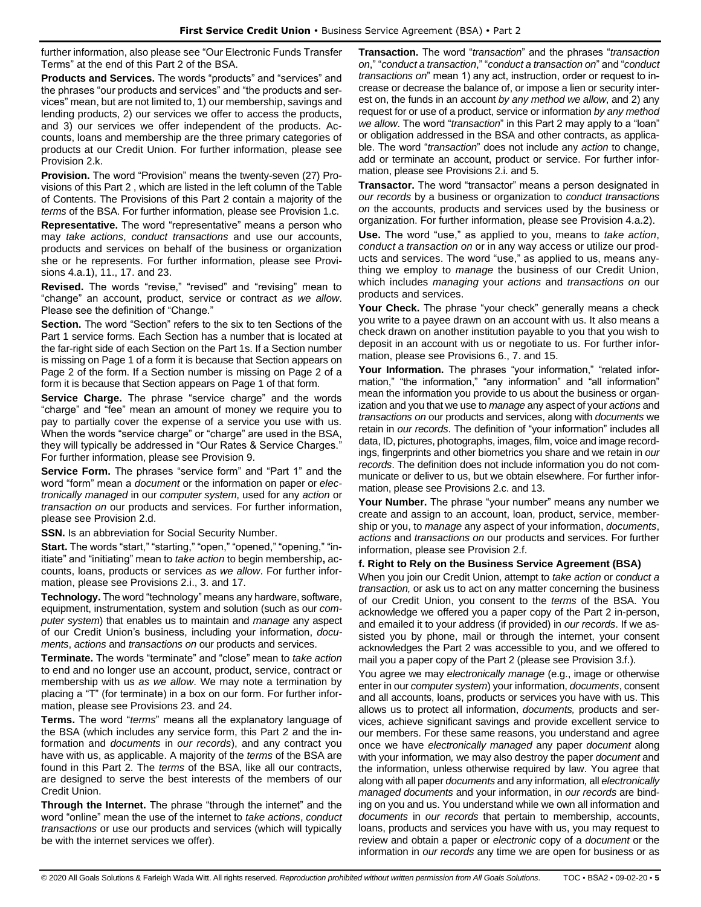further information, also please see "Our Electronic Funds Transfer Terms" at the end of this Part 2 of the BSA.

**Products and Services.** The words "products" and "services" and the phrases "our products and services" and "the products and services" mean, but are not limited to, 1) our membership, savings and lending products, 2) our services we offer to access the products, and 3) our services we offer independent of the products. Accounts, loans and membership are the three primary categories of products at our Credit Union. For further information, please see Provision 2.k.

**Provision.** The word "Provision" means the twenty-seven (27) Provisions of this Part 2 , which are listed in the left column of the Table of Contents. The Provisions of this Part 2 contain a majority of the *terms* of the BSA. For further information, please see Provision 1.c.

**Representative.** The word "representative" means a person who may *take actions*, *conduct transactions* and use our accounts, products and services on behalf of the business or organization she or he represents. For further information, please see Provisions 4.a.1), 11., 17. and 23.

**Revised.** The words "revise," "revised" and "revising" mean to "change" an account, product, service or contract *as we allow*. Please see the definition of "Change."

**Section.** The word "Section" refers to the six to ten Sections of the Part 1 service forms. Each Section has a number that is located at the far-right side of each Section on the Part 1s. If a Section number is missing on Page 1 of a form it is because that Section appears on Page 2 of the form. If a Section number is missing on Page 2 of a form it is because that Section appears on Page 1 of that form.

**Service Charge.** The phrase "service charge" and the words "charge" and "fee" mean an amount of money we require you to pay to partially cover the expense of a service you use with us. When the words "service charge" or "charge" are used in the BSA, they will typically be addressed in "Our Rates & Service Charges." For further information, please see Provision 9.

**Service Form.** The phrases "service form" and "Part 1" and the word "form" mean a *document* or the information on paper or *electronically managed* in our *computer system*, used for any *action* or *transaction on* our products and services. For further information, please see Provision 2.d.

**SSN.** Is an abbreviation for Social Security Number.

**Start.** The words "start," "starting," "open," "opened," "opening," "initiate" and "initiating" mean to *take action* to begin membership**,** accounts, loans, products or services *as we allow*. For further information, please see Provisions 2.i., 3. and 17.

**Technology.** The word "technology" means any hardware, software, equipment, instrumentation, system and solution (such as our *computer system*) that enables us to maintain and *manage* any aspect of our Credit Union's business, including your information, *documents*, *actions* and *transactions on* our products and services.

**Terminate.** The words "terminate" and "close" mean to *take action* to end and no longer use an account, product, service, contract or membership with us *as we allow*. We may note a termination by placing a "T" (for terminate) in a box on our form. For further information, please see Provisions 23. and 24.

**Terms.** The word "*terms*" means all the explanatory language of the BSA (which includes any service form, this Part 2 and the information and *documents* in *our records*), and any contract you have with us, as applicable. A majority of the *terms* of the BSA are found in this Part 2. The *terms* of the BSA, like all our contracts, are designed to serve the best interests of the members of our Credit Union.

**Through the Internet.** The phrase "through the internet" and the word "online" mean the use of the internet to *take actions*, *conduct transactions* or use our products and services (which will typically be with the internet services we offer).

**Transaction.** The word "*transaction*" and the phrases "*transaction on*," "*conduct a transaction*," "*conduct a transaction on*" and "*conduct transactions on*" mean 1) any act, instruction, order or request to increase or decrease the balance of, or impose a lien or security interest on, the funds in an account *by any method we allow*, and 2) any request for or use of a product, service or information *by any method we allow*. The word "*transaction*" in this Part 2 may apply to a "loan" or obligation addressed in the BSA and other contracts, as applicable. The word "*transaction*" does not include any *action* to change, add or terminate an account, product or service. For further information, please see Provisions 2.i. and 5.

**Transactor.** The word "transactor" means a person designated in *our records* by a business or organization to *conduct transactions on* the accounts, products and services used by the business or organization. For further information, please see Provision 4.a.2).

**Use.** The word "use," as applied to you, means to *take action*, *conduct a transaction on* or in any way access or utilize our products and services. The word "use," as applied to us, means anything we employ to *manage* the business of our Credit Union, which includes *managing* your *actions* and *transactions on* our products and services.

**Your Check.** The phrase "your check" generally means a check you write to a payee drawn on an account with us. It also means a check drawn on another institution payable to you that you wish to deposit in an account with us or negotiate to us. For further information, please see Provisions 6., 7. and 15.

**Your Information.** The phrases "your information," "related information," "the information," "any information" and "all information" mean the information you provide to us about the business or organization and you that we use to *manage* any aspect of your *actions* and *transactions on* our products and services, along with *documents* we retain in *our records*. The definition of "your information" includes all data, ID, pictures, photographs, images, film, voice and image recordings, fingerprints and other biometrics you share and we retain in *our records*. The definition does not include information you do not communicate or deliver to us, but we obtain elsewhere. For further information, please see Provisions 2.c. and 13.

**Your Number.** The phrase "your number" means any number we create and assign to an account, loan, product, service, membership or you, to *manage* any aspect of your information, *documents*, *actions* and *transactions on* our products and services. For further information, please see Provision 2.f.

**f. Right to Rely on the Business Service Agreement (BSA)**

When you join our Credit Union, attempt to *take action* or *conduct a transaction,* or ask us to act on any matter concerning the business of our Credit Union, you consent to the *terms* of the BSA. You acknowledge we offered you a paper copy of the Part 2 in-person, and emailed it to your address (if provided) in *our records*. If we assisted you by phone, mail or through the internet, your consent acknowledges the Part 2 was accessible to you, and we offered to mail you a paper copy of the Part 2 (please see Provision 3.f.).

You agree we may *electronically manage* (e.g., image or otherwise enter in our *computer system*) your information, *documents*, consent and all accounts, loans, products or services you have with us. This allows us to protect all information, *documents,* products and services, achieve significant savings and provide excellent service to our members. For these same reasons, you understand and agree once we have *electronically managed* any paper *document* along with your information*,* we may also destroy the paper *document* and the information, unless otherwise required by law. You agree that along with all paper *documents* and any information*,* all *electronically managed documents* and your information, in *our records* are binding on you and us. You understand while we own all information and *documents* in *our records* that pertain to membership, accounts, loans, products and services you have with us, you may request to review and obtain a paper or *electronic* copy of a *document* or the information in *our records* any time we are open for business or as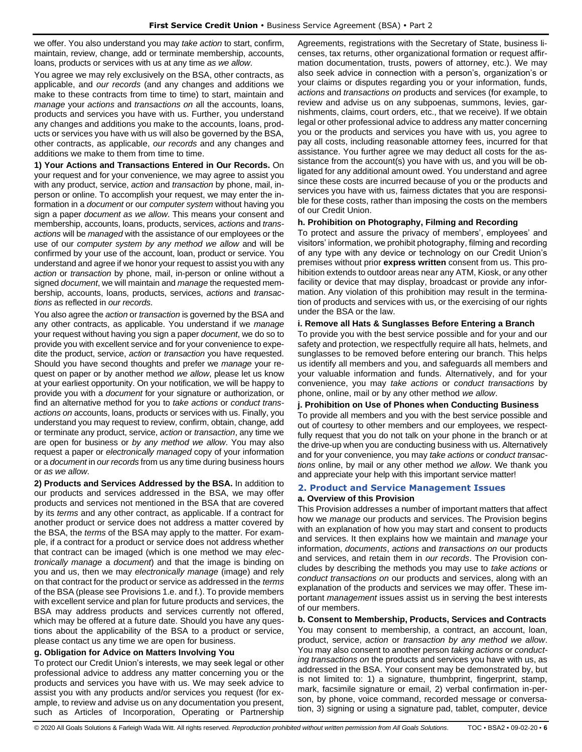we offer. You also understand you may *take action* to start, confirm, maintain, review, change, add or terminate membership, accounts, loans, products or services with us at any time *as we allow*.

You agree we may rely exclusively on the BSA, other contracts, as applicable, and *our records* (and any changes and additions we make to these contracts from time to time) to start, maintain and *manage* your *actions* and *transactions on* all the accounts, loans, products and services you have with us. Further, you understand any changes and additions you make to the accounts, loans, products or services you have with us will also be governed by the BSA, other contracts, as applicable, *our records* and any changes and additions we make to them from time to time.

**1) Your Actions and Transactions Entered in Our Records.** On your request and for your convenience, we may agree to assist you with any product, service, *action* and *transaction* by phone, mail, in-person or online. To accomplish your request, we may enter the information in a *document* or our *computer system* without having you sign a paper *document as we allow*. This means your consent and membership, accounts, loans, products, services, *actions* and *transactions* will be *managed* with the assistance of our employees or the use of our *computer system by any method we allow* and will be confirmed by your use of the account, loan, product or service. You understand and agree if we honor your request to assist you with any *action* or *transaction* by phone, mail, in-person or online without a signed *document*, we will maintain and *manage* the requested membership, accounts, loans, products, services, *actions* and *transactions* as reflected in *our records*.

You also agree the *action* or *transaction* is governed by the BSA and any other contracts, as applicable. You understand if we *manage* your request without having you sign a paper *document*, we do so to provide you with excellent service and for your convenience to expedite the product, service, *action* or *transaction* you have requested. Should you have second thoughts and prefer we *manage* your request on paper or by another method *we allow*, please let us know at your earliest opportunity. On your notification, we will be happy to provide you with a *document* for your signature or authorization, or find an alternative method for you to *take actions* or *conduct transactions on* accounts, loans, products or services with us. Finally, you understand you may request to review, confirm, obtain, change, add or terminate any product, service, *action* or *transaction*, any time we are open for business or *by any method we allow*. You may also request a paper or *electronically managed* copy of your information or a *document* in *our records* from us any time during business hours or *as we allow*.

**2) Products and Services Addressed by the BSA.** In addition to our products and services addressed in the BSA, we may offer products and services not mentioned in the BSA that are covered by its *terms* and any other contract, as applicable. If a contract for another product or service does not address a matter covered by the BSA, the *terms* of the BSA may apply to the matter. For example, if a contract for a product or service does not address whether that contract can be imaged (which is one method we may *electronically manage* a *document*) and that the image is binding on you and us, then we may *electronically manage* (image) and rely on that contract for the product or service as addressed in the *terms* of the BSA (please see Provisions 1.e. and f.). To provide members with excellent service and plan for future products and services, the BSA may address products and services currently not offered, which may be offered at a future date. Should you have any questions about the applicability of the BSA to a product or service, please contact us any time we are open for business.

**g. Obligation for Advice on Matters Involving You**

To protect our Credit Union's interests, we may seek legal or other professional advice to address any matter concerning you or the products and services you have with us. We may seek advice to assist you with any products and/or services you request (for example, to review and advise us on any documentation you present, such as Articles of Incorporation, Operating or Partnership Agreements, registrations with the Secretary of State, business licenses, tax returns, other organizational formation or request affirmation documentation, trusts, powers of attorney, etc.). We may also seek advice in connection with a person's, organization's or your claims or disputes regarding you or your information, funds, *actions* and *transactions on* products and services (for example, to review and advise us on any subpoenas, summons, levies, garnishments, claims, court orders, etc., that we receive). If we obtain legal or other professional advice to address any matter concerning you or the products and services you have with us, you agree to pay all costs, including reasonable attorney fees, incurred for that assistance. You further agree we may deduct all costs for the assistance from the account(s) you have with us, and you will be obligated for any additional amount owed. You understand and agree since these costs are incurred because of you or the products and services you have with us, fairness dictates that you are responsible for these costs, rather than imposing the costs on the members of our Credit Union.

**h. Prohibition on Photography, Filming and Recording**

To protect and assure the privacy of members', employees' and visitors' information, we prohibit photography, filming and recording of any type with any device or technology on our Credit Union's premises without prior **express written** consent from us. This prohibition extends to outdoor areas near any ATM, Kiosk, or any other facility or device that may display, broadcast or provide any information. Any violation of this prohibition may result in the termination of products and services with us, or the exercising of our rights under the BSA or the law.

**i. Remove all Hats & Sunglasses Before Entering a Branch**

To provide you with the best service possible and for your and our safety and protection, we respectfully require all hats, helmets, and sunglasses to be removed before entering our branch. This helps us identify all members and you, and safeguards all members and your valuable information and funds. Alternatively, and for your convenience, you may *take actions* or *conduct transactions* by phone, online, mail or by any other method *we allow*.

**j. Prohibition on Use of Phones when Conducting Business**

To provide all members and you with the best service possible and out of courtesy to other members and our employees, we respectfully request that you do not talk on your phone in the branch or at the drive-up when you are conducting business with us. Alternatively and for your convenience, you may *take actions* or *conduct transactions* online, by mail or by any other method *we allow*. We thank you and appreciate your help with this important service matter!

## 2. Product and Service Management Issues

**a. Overview of this Provision**

This Provision addresses a number of important matters that affect how we *manage* our products and services. The Provision begins with an explanation of how you may start and consent to products and services. It then explains how we maintain and *manage* your information, *documents*, *actions* and *transactions on* our products and services, and retain them in *our records*. The Provision concludes by describing the methods you may use to *take actions* or *conduct transactions on* our products and services, along with an explanation of the products and services we may offer. These important *management* issues assist us in serving the best interests of our members.

**b. Consent to Membership, Products, Services and Contracts**

You may consent to membership, a contract, an account, loan, product, service, *action* or *transaction by any method we allow*. You may also consent to another person *taking actions* or *conducting transactions on* the products and services you have with us, as addressed in the BSA. Your consent may be demonstrated by, but is not limited to: 1) a signature, thumbprint, fingerprint, stamp, mark, facsimile signature or email, 2) verbal confirmation in-person, by phone, voice command, recorded message or conversation, 3) signing or using a signature pad, tablet, computer, device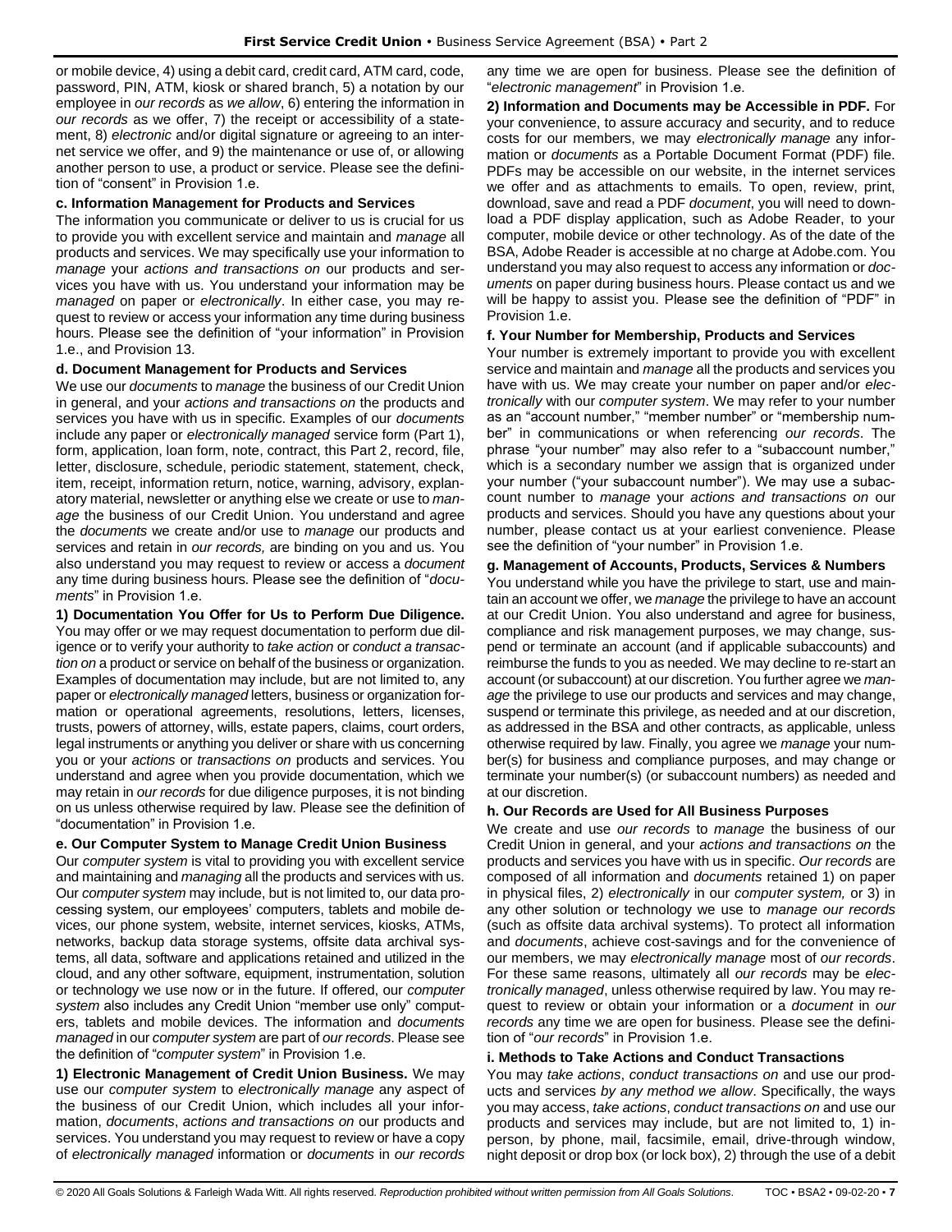or mobile device, 4) using a debit card, credit card, ATM card, code, password, PIN, ATM, kiosk or shared branch, 5) a notation by our employee in *our records* as *we allow*, 6) entering the information in *our records* as we offer, 7) the receipt or accessibility of a statement, 8) *electronic* and/or digital signature or agreeing to an internet service we offer, and 9) the maintenance or use of, or allowing another person to use, a product or service. Please see the definition of "consent" in Provision 1.e.

**c. Information Management for Products and Services**

The information you communicate or deliver to us is crucial for us to provide you with excellent service and maintain and *manage* all products and services. We may specifically use your information to *manage* your *actions and transactions on* our products and services you have with us. You understand your information may be *managed* on paper or *electronically*. In either case, you may request to review or access your information any time during business hours. Please see the definition of "your information" in Provision 1.e., and Provision 13.

**d. Document Management for Products and Services**

We use our *documents* to *manage* the business of our Credit Union in general, and your *actions and transactions on* the products and services you have with us in specific. Examples of our *documents* include any paper or *electronically managed* service form (Part 1), form, application, loan form, note, contract, this Part 2, record, file, letter, disclosure, schedule, periodic statement, statement, check, item, receipt, information return, notice, warning, advisory, explanatory material, newsletter or anything else we create or use to *manage* the business of our Credit Union. You understand and agree the *documents* we create and/or use to *manage* our products and services and retain in *our records,* are binding on you and us. You also understand you may request to review or access a *document* any time during business hours. Please see the definition of "*documents*" in Provision 1.e.

**1) Documentation You Offer for Us to Perform Due Diligence.** You may offer or we may request documentation to perform due diligence or to verify your authority to *take action* or *conduct a transaction on* a product or service on behalf of the business or organization. Examples of documentation may include, but are not limited to, any paper or *electronically managed* letters, business or organization formation or operational agreements, resolutions, letters, licenses, trusts, powers of attorney, wills, estate papers, claims, court orders, legal instruments or anything you deliver or share with us concerning you or your *actions* or *transactions on* products and services. You understand and agree when you provide documentation, which we may retain in *our records* for due diligence purposes, it is not binding on us unless otherwise required by law. Please see the definition of "documentation" in Provision 1.e.

**e. Our Computer System to Manage Credit Union Business**

Our *computer system* is vital to providing you with excellent service and maintaining and *managing* all the products and services with us. Our *computer system* may include, but is not limited to, our data processing system, our employees' computers, tablets and mobile devices, our phone system, website, internet services, kiosks, ATMs, networks, backup data storage systems, offsite data archival systems, all data, software and applications retained and utilized in the cloud, and any other software, equipment, instrumentation, solution or technology we use now or in the future. If offered, our *computer system* also includes any Credit Union "member use only" computers, tablets and mobile devices. The information and *documents managed* in our *computer system* are part of *our records*. Please see the definition of "*computer system*" in Provision 1.e.

**1) Electronic Management of Credit Union Business.** We may use our *computer system* to *electronically manage* any aspect of the business of our Credit Union, which includes all your information, *documents*, *actions and transactions on* our products and services. You understand you may request to review or have a copy of *electronically managed* information or *documents* in *our records* any time we are open for business. Please see the definition of "*electronic management*" in Provision 1.e.

**2) Information and Documents may be Accessible in PDF.** For your convenience, to assure accuracy and security, and to reduce costs for our members, we may *electronically manage* any information or *documents* as a Portable Document Format (PDF) file. PDFs may be accessible on our website, in the internet services we offer and as attachments to emails. To open, review, print, download, save and read a PDF *document*, you will need to download a PDF display application, such as Adobe Reader, to your computer, mobile device or other technology. As of the date of the BSA, Adobe Reader is accessible at no charge at Adobe.com. You understand you may also request to access any information or *documents* on paper during business hours. Please contact us and we will be happy to assist you. Please see the definition of "PDF" in Provision 1.e.

**f. Your Number for Membership, Products and Services**

Your number is extremely important to provide you with excellent service and maintain and *manage* all the products and services you have with us. We may create your number on paper and/or *electronically* with our *computer system*. We may refer to your number as an "account number," "member number" or "membership number" in communications or when referencing *our records*. The phrase "your number" may also refer to a "subaccount number," which is a secondary number we assign that is organized under your number ("your subaccount number"). We may use a subaccount number to *manage* your *actions and transactions on* our products and services. Should you have any questions about your number, please contact us at your earliest convenience. Please see the definition of "your number" in Provision 1.e.

**g. Management of Accounts, Products, Services & Numbers**

You understand while you have the privilege to start, use and maintain an account we offer, we *manage* the privilege to have an account at our Credit Union. You also understand and agree for business, compliance and risk management purposes, we may change, suspend or terminate an account (and if applicable subaccounts) and reimburse the funds to you as needed. We may decline to re-start an account (or subaccount) at our discretion. You further agree we *manage* the privilege to use our products and services and may change, suspend or terminate this privilege, as needed and at our discretion, as addressed in the BSA and other contracts, as applicable, unless otherwise required by law. Finally, you agree we *manage* your number(s) for business and compliance purposes, and may change or terminate your number(s) (or subaccount numbers) as needed and at our discretion.

**h. Our Records are Used for All Business Purposes**

We create and use *our records* to *manage* the business of our Credit Union in general, and your *actions and transactions on* the products and services you have with us in specific. *Our records* are composed of all information and *documents* retained 1) on paper in physical files, 2) *electronically* in our *computer system,* or 3) in any other solution or technology we use to *manage our records* (such as offsite data archival systems). To protect all information and *documents*, achieve cost-savings and for the convenience of our members, we may *electronically manage* most of *our records*. For these same reasons, ultimately all *our records* may be *electronically managed*, unless otherwise required by law. You may request to review or obtain your information or a *document* in *our records* any time we are open for business. Please see the definition of "*our records*" in Provision 1.e.

**i. Methods to Take Actions and Conduct Transactions**

You may *take actions*, *conduct transactions on* and use our products and services *by any method we allow*. Specifically, the ways you may access, *take actions*, *conduct transactions on* and use our products and services may include, but are not limited to, 1) in-person, by phone, mail, facsimile, email, drive-through window, night deposit or drop box (or lock box), 2) through the use of a debit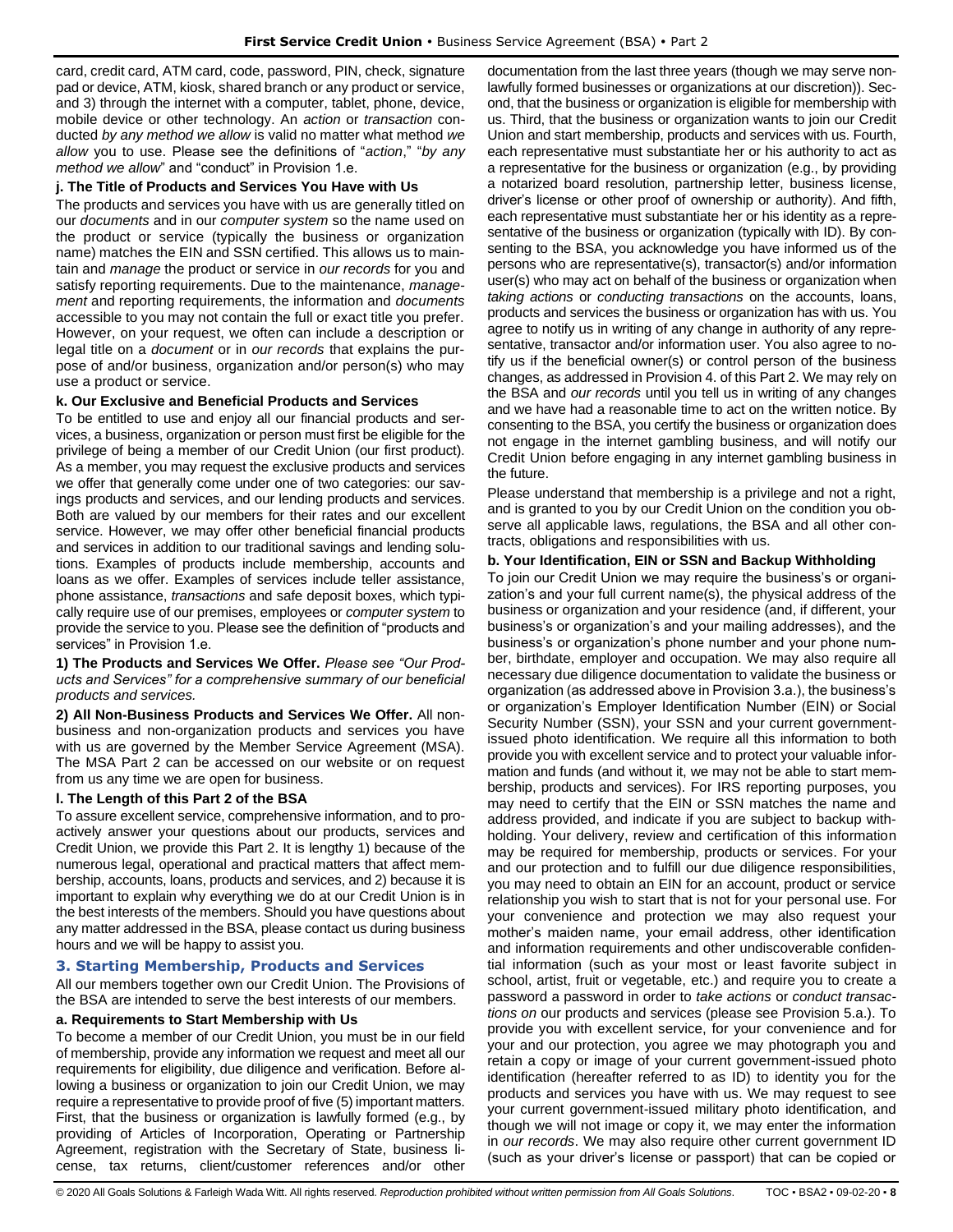card, credit card, ATM card, code, password, PIN, check, signature pad or device, ATM, kiosk, shared branch or any product or service, and 3) through the internet with a computer, tablet, phone, device, mobile device or other technology. An *action* or *transaction* conducted *by any method we allow* is valid no matter what method *we allow* you to use. Please see the definitions of "*action*," "*by any method we allow*" and "conduct" in Provision 1.e.

**j. The Title of Products and Services You Have with Us**

The products and services you have with us are generally titled on our *documents* and in our *computer system* so the name used on the product or service (typically the business or organization name) matches the EIN and SSN certified. This allows us to maintain and *manage* the product or service in *our records* for you and satisfy reporting requirements. Due to the maintenance, *management* and reporting requirements, the information and *documents* accessible to you may not contain the full or exact title you prefer. However, on your request, we often can include a description or legal title on a *document* or in *our records* that explains the purpose of and/or business, organization and/or person(s) who may use a product or service.

**k. Our Exclusive and Beneficial Products and Services**

To be entitled to use and enjoy all our financial products and services, a business, organization or person must first be eligible for the privilege of being a member of our Credit Union (our first product). As a member, you may request the exclusive products and services we offer that generally come under one of two categories: our savings products and services, and our lending products and services. Both are valued by our members for their rates and our excellent service. However, we may offer other beneficial financial products and services in addition to our traditional savings and lending solutions. Examples of products include membership, accounts and loans as we offer. Examples of services include teller assistance, phone assistance, *transactions* and safe deposit boxes, which typically require use of our premises, employees or *computer system* to provide the service to you. Please see the definition of "products and services" in Provision 1.e.

**1) The Products and Services We Offer.** *Please see "Our Products and Services" for a comprehensive summary of our beneficial products and services.*

**2) All Non-Business Products and Services We Offer.** All non-business and non-organization products and services you have with us are governed by the Member Service Agreement (MSA). The MSA Part 2 can be accessed on our website or on request from us any time we are open for business.

**l. The Length of this Part 2 of the BSA**

To assure excellent service, comprehensive information, and to proactively answer your questions about our products, services and Credit Union, we provide this Part 2. It is lengthy 1) because of the numerous legal, operational and practical matters that affect membership, accounts, loans, products and services, and 2) because it is important to explain why everything we do at our Credit Union is in the best interests of the members. Should you have questions about any matter addressed in the BSA, please contact us during business hours and we will be happy to assist you.

## 3. Starting Membership, Products and Services

All our members together own our Credit Union. The Provisions of the BSA are intended to serve the best interests of our members.

**a. Requirements to Start Membership with Us**

To become a member of our Credit Union, you must be in our field of membership, provide any information we request and meet all our requirements for eligibility, due diligence and verification. Before allowing a business or organization to join our Credit Union, we may require a representative to provide proof of five (5) important matters. First, that the business or organization is lawfully formed (e.g., by providing of Articles of Incorporation, Operating or Partnership Agreement, registration with the Secretary of State, business license, tax returns, client/customer references and/or other documentation from the last three years (though we may serve non-lawfully formed businesses or organizations at our discretion)). Second, that the business or organization is eligible for membership with us. Third, that the business or organization wants to join our Credit Union and start membership, products and services with us. Fourth, each representative must substantiate her or his authority to act as a representative for the business or organization (e.g., by providing a notarized board resolution, partnership letter, business license, driver's license or other proof of ownership or authority). And fifth, each representative must substantiate her or his identity as a representative of the business or organization (typically with ID). By consenting to the BSA, you acknowledge you have informed us of the persons who are representative(s), transactor(s) and/or information user(s) who may act on behalf of the business or organization when *taking actions* or *conducting transactions* on the accounts, loans, products and services the business or organization has with us. You agree to notify us in writing of any change in authority of any representative, transactor and/or information user. You also agree to notify us if the beneficial owner(s) or control person of the business changes, as addressed in Provision 4. of this Part 2. We may rely on the BSA and *our records* until you tell us in writing of any changes and we have had a reasonable time to act on the written notice. By consenting to the BSA, you certify the business or organization does not engage in the internet gambling business, and will notify our Credit Union before engaging in any internet gambling business in the future.

Please understand that membership is a privilege and not a right, and is granted to you by our Credit Union on the condition you observe all applicable laws, regulations, the BSA and all other contracts, obligations and responsibilities with us.

**b. Your Identification, EIN or SSN and Backup Withholding**

To join our Credit Union we may require the business's or organization's and your full current name(s), the physical address of the business or organization and your residence (and, if different, your business's or organization's and your mailing addresses), and the business's or organization's phone number and your phone number, birthdate, employer and occupation. We may also require all necessary due diligence documentation to validate the business or organization (as addressed above in Provision 3.a.), the business's or organization's Employer Identification Number (EIN) or Social Security Number (SSN), your SSN and your current government-issued photo identification. We require all this information to both provide you with excellent service and to protect your valuable information and funds (and without it, we may not be able to start membership, products and services). For IRS reporting purposes, you may need to certify that the EIN or SSN matches the name and address provided, and indicate if you are subject to backup withholding. Your delivery, review and certification of this information may be required for membership, products or services. For your and our protection and to fulfill our due diligence responsibilities, you may need to obtain an EIN for an account, product or service relationship you wish to start that is not for your personal use. For your convenience and protection we may also request your mother's maiden name, your email address, other identification and information requirements and other undiscoverable confidential information (such as your most or least favorite subject in school, artist, fruit or vegetable, etc.) and require you to create a password a password in order to *take actions* or *conduct transactions on* our products and services (please see Provision 5.a.). To provide you with excellent service, for your convenience and for your and our protection, you agree we may photograph you and retain a copy or image of your current government-issued photo identification (hereafter referred to as ID) to identify you for the products and services you have with us. We may request to see your current government-issued military photo identification, and though we will not image or copy it, we may enter the information in *our records*. We may also require other current government ID (such as your driver's license or passport) that can be copied or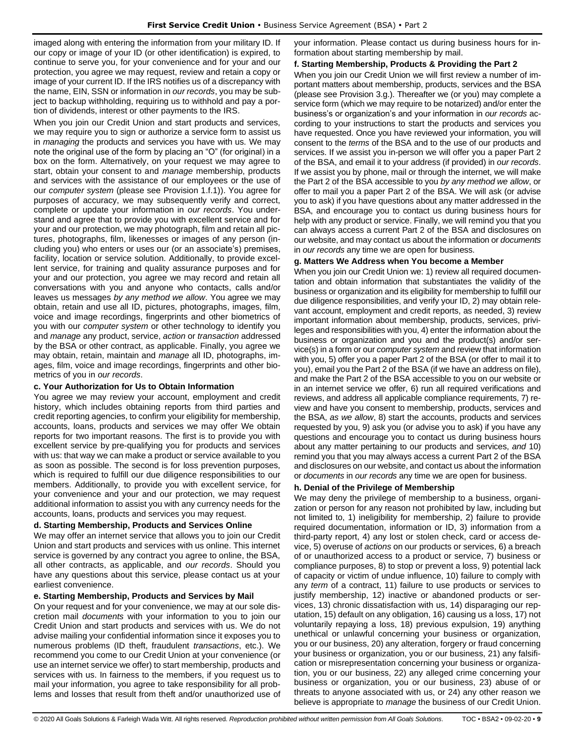imaged along with entering the information from your military ID. If our copy or image of your ID (or other identification) is expired, to continue to serve you, for your convenience and for your and our protection, you agree we may request, review and retain a copy or image of your current ID. If the IRS notifies us of a discrepancy with the name, EIN, SSN or information in *our records*, you may be subject to backup withholding, requiring us to withhold and pay a portion of dividends, interest or other payments to the IRS.

When you join our Credit Union and start products and services, we may require you to sign or authorize a service form to assist us in *managing* the products and services you have with us. We may note the original use of the form by placing an "O" (for original) in a box on the form. Alternatively, on your request we may agree to start, obtain your consent to and *manage* membership, products and services with the assistance of our employees or the use of our *computer system* (please see Provision 1.f.1)). You agree for purposes of accuracy, we may subsequently verify and correct, complete or update your information in *our records*. You understand and agree that to provide you with excellent service and for your and our protection, we may photograph, film and retain all pictures, photographs, film, likenesses or images of any person (including you) who enters or uses our (or an associate's) premises, facility, location or service solution. Additionally, to provide excellent service, for training and quality assurance purposes and for your and our protection, you agree we may record and retain all conversations with you and anyone who contacts, calls and/or leaves us messages *by any method we allow*. You agree we may obtain, retain and use all ID, pictures, photographs, images, film, voice and image recordings, fingerprints and other biometrics of you with our *computer system* or other technology to identify you and *manage* any product, service, *action* or *transaction* addressed by the BSA or other contract, as applicable. Finally, you agree we may obtain, retain, maintain and *manage* all ID, photographs, images, film, voice and image recordings, fingerprints and other biometrics of you in *our records*.

**c. Your Authorization for Us to Obtain Information**

You agree we may review your account, employment and credit history, which includes obtaining reports from third parties and credit reporting agencies, to confirm your eligibility for membership, accounts, loans, products and services we may offer We obtain reports for two important reasons. The first is to provide you with excellent service by pre-qualifying you for products and services with us: that way we can make a product or service available to you as soon as possible. The second is for loss prevention purposes, which is required to fulfill our due diligence responsibilities to our members. Additionally, to provide you with excellent service, for your convenience and your and our protection, we may request additional information to assist you with any currency needs for the accounts, loans, products and services you may request.

**d. Starting Membership, Products and Services Online**

We may offer an internet service that allows you to join our Credit Union and start products and services with us online. This internet service is governed by any contract you agree to online, the BSA, all other contracts, as applicable, and *our records*. Should you have any questions about this service, please contact us at your earliest convenience.

**e. Starting Membership, Products and Services by Mail**

On your request and for your convenience, we may at our sole discretion mail *documents* with your information to you to join our Credit Union and start products and services with us. We do not advise mailing your confidential information since it exposes you to numerous problems (ID theft, fraudulent *transactions*, etc.). We recommend you come to our Credit Union at your convenience (or use an internet service we offer) to start membership, products and services with us. In fairness to the members, if you request us to mail your information, you agree to take responsibility for all problems and losses that result from theft and/or unauthorized use of your information. Please contact us during business hours for information about starting membership by mail.

**f. Starting Membership, Products & Providing the Part 2**

When you join our Credit Union we will first review a number of important matters about membership, products, services and the BSA (please see Provision 3.g.). Thereafter we (or you) may complete a service form (which we may require to be notarized) and/or enter the business's or organization's and your information in *our records* according to your instructions to start the products and services you have requested. Once you have reviewed your information, you will consent to the *terms* of the BSA and to the use of our products and services. If we assist you in-person we will offer you a paper Part 2 of the BSA, and email it to your address (if provided) in *our records*. If we assist you by phone, mail or through the internet, we will make the Part 2 of the BSA accessible to you *by any method we allow*, or offer to mail you a paper Part 2 of the BSA. We will ask (or advise you to ask) if you have questions about any matter addressed in the BSA, and encourage you to contact us during business hours for help with any product or service. Finally, we will remind you that you can always access a current Part 2 of the BSA and disclosures on our website, and may contact us about the information or *documents* in *our records* any time we are open for business.

**g. Matters We Address when You become a Member**

When you join our Credit Union we: 1) review all required documentation and obtain information that substantiates the validity of the business or organization and its eligibility for membership to fulfill our due diligence responsibilities, and verify your ID, 2) may obtain relevant account, employment and credit reports, as needed, 3) review important information about membership, products, services, privileges and responsibilities with you, 4) enter the information about the business or organization and you and the product(s) and/or service(s) in a form or our *computer system* and review that information with you, 5) offer you a paper Part 2 of the BSA (or offer to mail it to you), email you the Part 2 of the BSA (if we have an address on file), and make the Part 2 of the BSA accessible to you on our website or in an internet service we offer, 6) run all required verifications and reviews, and address all applicable compliance requirements, 7) review and have you consent to membership, products, services and the BSA, *as we allow*, 8) start the accounts, products and services requested by you, 9) ask you (or advise you to ask) if you have any questions and encourage you to contact us during business hours about any matter pertaining to our products and services, *and* 10) remind you that you may always access a current Part 2 of the BSA and disclosures on our website, and contact us about the information or *documents* in *our records* any time we are open for business.

**h. Denial of the Privilege of Membership**

We may deny the privilege of membership to a business, organization or person for any reason not prohibited by law, including but not limited to, 1) ineligibility for membership, 2) failure to provide required documentation, information or ID, 3) information from a third-party report, 4) any lost or stolen check, card or access device, 5) overuse of *actions* on our products or services, 6) a breach of or unauthorized access to a product or service, 7) business or compliance purposes, 8) to stop or prevent a loss, 9) potential lack of capacity or victim of undue influence, 10) failure to comply with any *term* of a contract, 11) failure to use products or services to justify membership, 12) inactive or abandoned products or services, 13) chronic dissatisfaction with us, 14) disparaging our reputation, 15) default on any obligation, 16) causing us a loss, 17) not voluntarily repaying a loss, 18) previous expulsion, 19) anything unethical or unlawful concerning your business or organization, you or our business, 20) any alteration, forgery or fraud concerning your business or organization, you or our business, 21) any falsification or misrepresentation concerning your business or organization, you or our business, 22) any alleged crime concerning your business or organization, you or our business, 23) abuse of or threats to anyone associated with us, or 24) any other reason we believe is appropriate to *manage* the business of our Credit Union.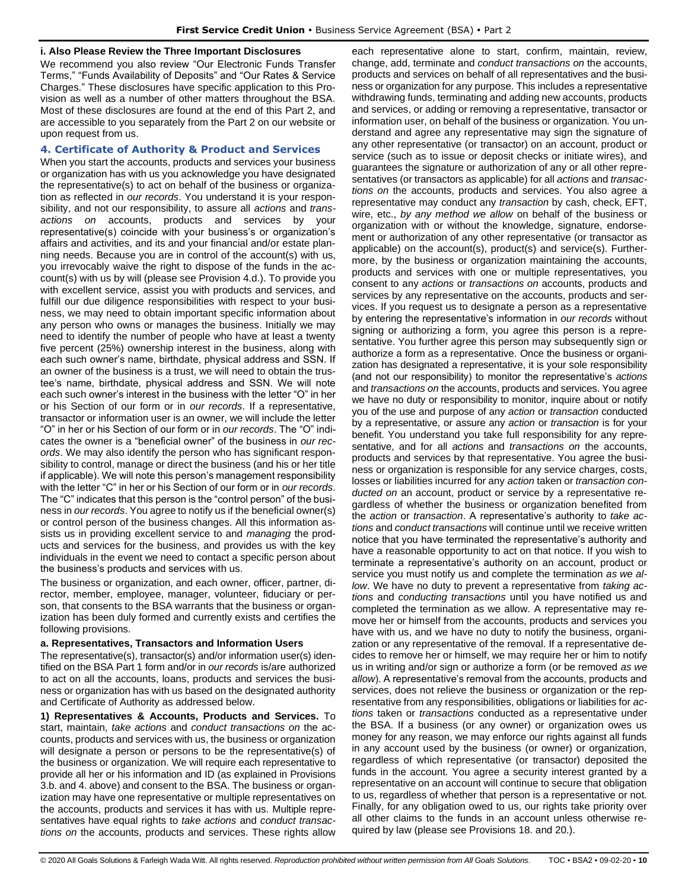**i. Also Please Review the Three Important Disclosures**

We recommend you also review "Our Electronic Funds Transfer Terms," "Funds Availability of Deposits" and "Our Rates & Service Charges." These disclosures have specific application to this Provision as well as a number of other matters throughout the BSA. Most of these disclosures are found at the end of this Part 2, and are accessible to you separately from the Part 2 on our website or upon request from us.

## 4. Certificate of Authority & Product and Services

When you start the accounts, products and services your business or organization has with us you acknowledge you have designated the representative(s) to act on behalf of the business or organization as reflected in *our records*. You understand it is your responsibility, and not our responsibility, to assure all *actions* and *transactions on* accounts, products and services by your representative(s) coincide with your business's or organization's affairs and activities, and its and your financial and/or estate planning needs. Because you are in control of the account(s) with us, you irrevocably waive the right to dispose of the funds in the account(s) with us by will (please see Provision 4.d.). To provide you with excellent service, assist you with products and services, and fulfill our due diligence responsibilities with respect to your business, we may need to obtain important specific information about any person who owns or manages the business. Initially we may need to identify the number of people who have at least a twenty five percent (25%) ownership interest in the business, along with each such owner's name, birthdate, physical address and SSN. If an owner of the business is a trust, we will need to obtain the trustee's name, birthdate, physical address and SSN. We will note each such owner's interest in the business with the letter "O" in her or his Section of our form or in *our records*. If a representative, transactor or information user is an owner, we will include the letter "O" in her or his Section of our form or in *our records*. The "O" indicates the owner is a "beneficial owner" of the business in *our records*. We may also identify the person who has significant responsibility to control, manage or direct the business (and his or her title if applicable). We will note this person's management responsibility with the letter "C" in her or his Section of our form or in *our records*. The "C" indicates that this person is the "control person" of the business in *our records*. You agree to notify us if the beneficial owner(s) or control person of the business changes. All this information assists us in providing excellent service to and *managing* the products and services for the business, and provides us with the key individuals in the event we need to contact a specific person about the business's products and services with us.

The business or organization, and each owner, officer, partner, director, member, employee, manager, volunteer, fiduciary or person, that consents to the BSA warrants that the business or organization has been duly formed and currently exists and certifies the following provisions.

**a. Representatives, Transactors and Information Users**

The representative(s), transactor(s) and/or information user(s) identified on the BSA Part 1 form and/or in *our records* is/are authorized to act on all the accounts, loans, products and services the business or organization has with us based on the designated authority and Certificate of Authority as addressed below.

**1) Representatives & Accounts, Products and Services.** To start, maintain, *take actions* and *conduct transactions on* the accounts, products and services with us, the business or organization will designate a person or persons to be the representative(s) of the business or organization. We will require each representative to provide all her or his information and ID (as explained in Provisions 3.b. and 4. above) and consent to the BSA. The business or organization may have one representative or multiple representatives on the accounts, products and services it has with us. Multiple representatives have equal rights to *take actions* and *conduct transactions on* the accounts, products and services. These rights allow each representative alone to start, confirm, maintain, review, change, add, terminate and *conduct transactions on* the accounts, products and services on behalf of all representatives and the business or organization for any purpose. This includes a representative withdrawing funds, terminating and adding new accounts, products and services, or adding or removing a representative, transactor or information user, on behalf of the business or organization. You understand and agree any representative may sign the signature of any other representative (or transactor) on an account, product or service (such as to issue or deposit checks or initiate wires), and guarantees the signature or authorization of any or all other representatives (or transactors as applicable) for all *actions* and *transactions on* the accounts, products and services. You also agree a representative may conduct any *transaction* by cash, check, EFT, wire, etc., *by any method we allow* on behalf of the business or organization with or without the knowledge, signature, endorsement or authorization of any other representative (or transactor as applicable) on the account(s), product(s) and service(s). Furthermore, by the business or organization maintaining the accounts, products and services with one or multiple representatives, you consent to any *actions* or *transactions on* accounts, products and services by any representative on the accounts, products and services. If you request us to designate a person as a representative by entering the representative's information in *our records* without signing or authorizing a form, you agree this person is a representative. You further agree this person may subsequently sign or authorize a form as a representative. Once the business or organization has designated a representative, it is your sole responsibility (and not our responsibility) to monitor the representative's *actions* and *transactions on* the accounts, products and services. You agree we have no duty or responsibility to monitor, inquire about or notify you of the use and purpose of any *action* or *transaction* conducted by a representative, or assure any *action* or *transaction* is for your benefit. You understand you take full responsibility for any representative, and for all *actions* and *transactions on* the accounts, products and services by that representative. You agree the business or organization is responsible for any service charges, costs, losses or liabilities incurred for any *action* taken or *transaction conducted on* an account, product or service by a representative regardless of whether the business or organization benefited from the *action* or *transaction*. A representative's authority to *take actions* and *conduct transactions* will continue until we receive written notice that you have terminated the representative's authority and have a reasonable opportunity to act on that notice. If you wish to terminate a representative's authority on an account, product or service you must notify us and complete the termination *as we allow*. We have no duty to prevent a representative from *taking actions* and *conducting transactions* until you have notified us and completed the termination as we allow. A representative may remove her or himself from the accounts, products and services you have with us, and we have no duty to notify the business, organization or any representative of the removal. If a representative decides to remove her or himself, we may require her or him to notify us in writing and/or sign or authorize a form (or be removed *as we allow*). A representative's removal from the accounts, products and services, does not relieve the business or organization or the representative from any responsibilities, obligations or liabilities for *actions* taken or *transactions* conducted as a representative under the BSA. If a business (or any owner) or organization owes us money for any reason, we may enforce our rights against all funds in any account used by the business (or owner) or organization, regardless of which representative (or transactor) deposited the funds in the account. You agree a security interest granted by a representative on an account will continue to secure that obligation to us, regardless of whether that person is a representative or not. Finally, for any obligation owed to us, our rights take priority over all other claims to the funds in an account unless otherwise required by law (please see Provisions 18. and 20.).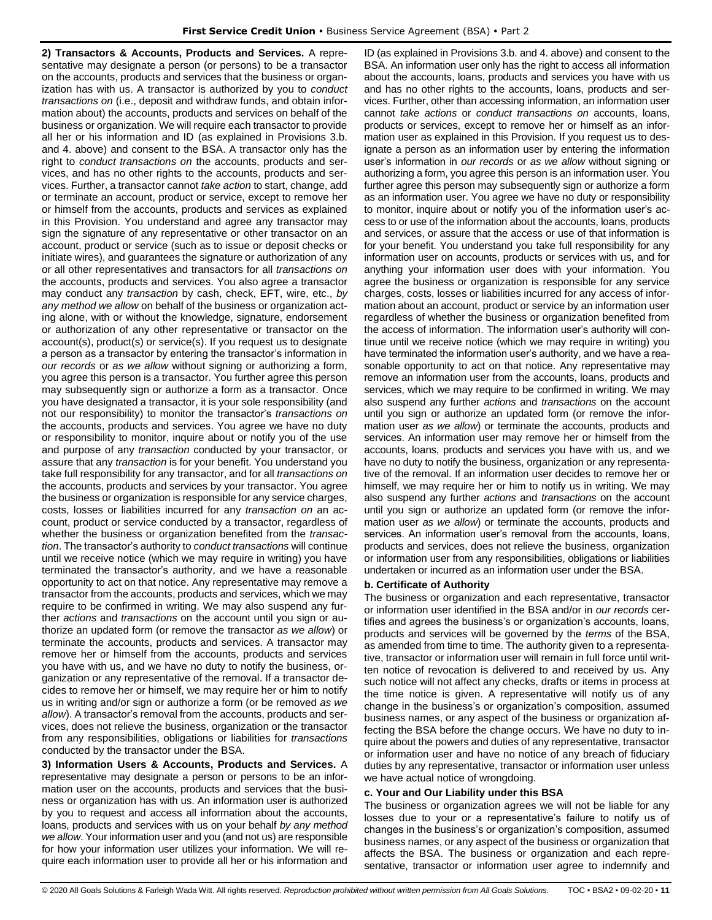**2) Transactors & Accounts, Products and Services.** A representative may designate a person (or persons) to be a transactor on the accounts, products and services that the business or organization has with us. A transactor is authorized by you to *conduct transactions on* (i.e., deposit and withdraw funds, and obtain information about) the accounts, products and services on behalf of the business or organization. We will require each transactor to provide all her or his information and ID (as explained in Provisions 3.b. and 4. above) and consent to the BSA. A transactor only has the right to *conduct transactions on* the accounts, products and services, and has no other rights to the accounts, products and services. Further, a transactor cannot *take action* to start, change, add or terminate an account, product or service, except to remove her or himself from the accounts, products and services as explained in this Provision. You understand and agree any transactor may sign the signature of any representative or other transactor on an account, product or service (such as to issue or deposit checks or initiate wires), and guarantees the signature or authorization of any or all other representatives and transactors for all *transactions on* the accounts, products and services. You also agree a transactor may conduct any *transaction* by cash, check, EFT, wire, etc., *by any method we allow* on behalf of the business or organization acting alone, with or without the knowledge, signature, endorsement or authorization of any other representative or transactor on the account(s), product(s) or service(s). If you request us to designate a person as a transactor by entering the transactor's information in *our records* or *as we allow* without signing or authorizing a form, you agree this person is a transactor. You further agree this person may subsequently sign or authorize a form as a transactor. Once you have designated a transactor, it is your sole responsibility (and not our responsibility) to monitor the transactor's *transactions on* the accounts, products and services. You agree we have no duty or responsibility to monitor, inquire about or notify you of the use and purpose of any *transaction* conducted by your transactor, or assure that any *transaction* is for your benefit. You understand you take full responsibility for any transactor, and for all *transactions on* the accounts, products and services by your transactor. You agree the business or organization is responsible for any service charges, costs, losses or liabilities incurred for any *transaction on* an account, product or service conducted by a transactor, regardless of whether the business or organization benefited from the *transaction*. The transactor's authority to *conduct transactions* will continue until we receive notice (which we may require in writing) you have terminated the transactor's authority, and we have a reasonable opportunity to act on that notice. Any representative may remove a transactor from the accounts, products and services, which we may require to be confirmed in writing. We may also suspend any further *actions* and *transactions* on the account until you sign or authorize an updated form (or remove the transactor *as we allow*) or terminate the accounts, products and services. A transactor may remove her or himself from the accounts, products and services you have with us, and we have no duty to notify the business, organization or any representative of the removal. If a transactor decides to remove her or himself, we may require her or him to notify us in writing and/or sign or authorize a form (or be removed *as we allow*). A transactor's removal from the accounts, products and services, does not relieve the business, organization or the transactor from any responsibilities, obligations or liabilities for *transactions* conducted by the transactor under the BSA.

**3) Information Users & Accounts, Products and Services.** A representative may designate a person or persons to be an information user on the accounts, products and services that the business or organization has with us. An information user is authorized by you to request and access all information about the accounts, loans, products and services with us on your behalf *by any method we allow*. Your information user and you (and not us) are responsible for how your information user utilizes your information. We will require each information user to provide all her or his information and ID (as explained in Provisions 3.b. and 4. above) and consent to the BSA. An information user only has the right to access all information about the accounts, loans, products and services you have with us and has no other rights to the accounts, loans, products and services. Further, other than accessing information, an information user cannot *take actions* or *conduct transactions on* accounts, loans, products or services, except to remove her or himself as an information user as explained in this Provision. If you request us to designate a person as an information user by entering the information user's information in *our records* or *as we allow* without signing or authorizing a form, you agree this person is an information user. You further agree this person may subsequently sign or authorize a form as an information user. You agree we have no duty or responsibility to monitor, inquire about or notify you of the information user's access to or use of the information about the accounts, loans, products and services, or assure that the access or use of that information is for your benefit. You understand you take full responsibility for any information user on accounts, products or services with us, and for anything your information user does with your information. You agree the business or organization is responsible for any service charges, costs, losses or liabilities incurred for any access of information about an account, product or service by an information user regardless of whether the business or organization benefited from the access of information. The information user's authority will continue until we receive notice (which we may require in writing) you have terminated the information user's authority, and we have a reasonable opportunity to act on that notice. Any representative may remove an information user from the accounts, loans, products and services, which we may require to be confirmed in writing. We may also suspend any further *actions* and *transactions* on the account until you sign or authorize an updated form (or remove the information user *as we allow*) or terminate the accounts, products and services. An information user may remove her or himself from the accounts, loans, products and services you have with us, and we have no duty to notify the business, organization or any representative of the removal. If an information user decides to remove her or himself, we may require her or him to notify us in writing. We may also suspend any further *actions* and *transactions* on the account until you sign or authorize an updated form (or remove the information user *as we allow*) or terminate the accounts, products and services. An information user's removal from the accounts, loans, products and services, does not relieve the business, organization or information user from any responsibilities, obligations or liabilities undertaken or incurred as an information user under the BSA.

### b. Certificate of Authority

The business or organization and each representative, transactor or information user identified in the BSA and/or in *our records* certifies and agrees the business's or organization's accounts, loans, products and services will be governed by the *terms* of the BSA, as amended from time to time. The authority given to a representative, transactor or information user will remain in full force until written notice of revocation is delivered to and received by us. Any such notice will not affect any checks, drafts or items in process at the time notice is given. A representative will notify us of any change in the business's or organization's composition, assumed business names, or any aspect of the business or organization affecting the BSA before the change occurs. We have no duty to inquire about the powers and duties of any representative, transactor or information user and have no notice of any breach of fiduciary duties by any representative, transactor or information user unless we have actual notice of wrongdoing.

### c. Your and Our Liability under this BSA

The business or organization agrees we will not be liable for any losses due to your or a representative's failure to notify us of changes in the business's or organization's composition, assumed business names, or any aspect of the business or organization that affects the BSA. The business or organization and each representative, transactor or information user agree to indemnify and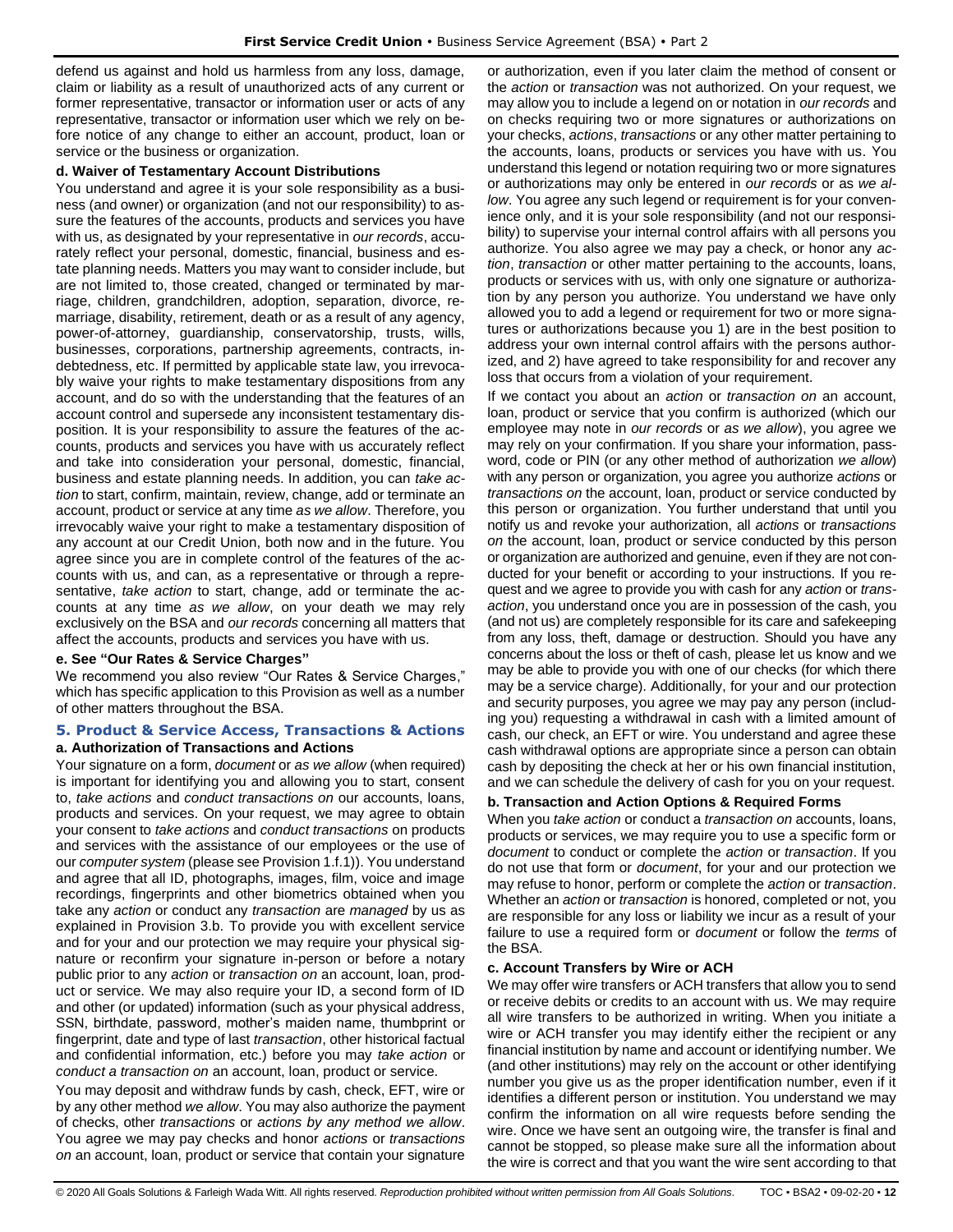defend us against and hold us harmless from any loss, damage, claim or liability as a result of unauthorized acts of any current or former representative, transactor or information user or acts of any representative, transactor or information user which we rely on before notice of any change to either an account, product, loan or service or the business or organization.

**d. Waiver of Testamentary Account Distributions**

You understand and agree it is your sole responsibility as a business (and owner) or organization (and not our responsibility) to assure the features of the accounts, products and services you have with us, as designated by your representative in *our records*, accurately reflect your personal, domestic, financial, business and estate planning needs. Matters you may want to consider include, but are not limited to, those created, changed or terminated by marriage, children, grandchildren, adoption, separation, divorce, remarriage, disability, retirement, death or as a result of any agency, power-of-attorney, guardianship, conservatorship, trusts, wills, businesses, corporations, partnership agreements, contracts, indebtedness, etc. If permitted by applicable state law, you irrevocably waive your rights to make testamentary dispositions from any account, and do so with the understanding that the features of an account control and supersede any inconsistent testamentary disposition. It is your responsibility to assure the features of the accounts, products and services you have with us accurately reflect and take into consideration your personal, domestic, financial, business and estate planning needs. In addition, you can *take action* to start, confirm, maintain, review, change, add or terminate an account, product or service at any time *as we allow*. Therefore, you irrevocably waive your right to make a testamentary disposition of any account at our Credit Union, both now and in the future. You agree since you are in complete control of the features of the accounts with us, and can, as a representative or through a representative, *take action* to start, change, add or terminate the accounts at any time *as we allow*, on your death we may rely exclusively on the BSA and *our records* concerning all matters that affect the accounts, products and services you have with us.

**e. See "Our Rates & Service Charges"**

We recommend you also review "Our Rates & Service Charges," which has specific application to this Provision as well as a number of other matters throughout the BSA.

## 5. Product & Service Access, Transactions & Actions

**a. Authorization of Transactions and Actions**

Your signature on a form, *document* or *as we allow* (when required) is important for identifying you and allowing you to start, consent to, *take actions* and *conduct transactions on* our accounts, loans, products and services. On your request, we may agree to obtain your consent to *take actions* and *conduct transactions on* products and services with the assistance of our employees or the use of our *computer system* (please see Provision 1.f.1)). You understand and agree that all ID, photographs, images, film, voice and image recordings, fingerprints and other biometrics obtained when you take any *action* or conduct any *transaction* are *managed* by us as explained in Provision 3.b. To provide you with excellent service and for your and our protection we may require your physical signature or reconfirm your signature in-person or before a notary public prior to any *action* or *transaction on* an account, loan, product or service. We may also require your ID, a second form of ID and other (or updated) information (such as your physical address, SSN, birthdate, password, mother's maiden name, thumbprint or fingerprint, date and type of last *transaction*, other historical factual and confidential information, etc.) before you may *take action* or *conduct a transaction on* an account, loan, product or service.

You may deposit and withdraw funds by cash, check, EFT, wire or by any other method *we allow*. You may also authorize the payment of checks, other *transactions* or *actions by any method we allow*. You agree we may pay checks and honor *actions* or *transactions on* an account, loan, product or service that contain your signature or authorization, even if you later claim the method of consent or the *action* or *transaction* was not authorized. On your request, we may allow you to include a legend on or notation in *our records* and on checks requiring two or more signatures or authorizations on your checks, *actions*, *transactions* or any other matter pertaining to the accounts, loans, products or services you have with us. You understand this legend or notation requiring two or more signatures or authorizations may only be entered in *our records* or as *we allow*. You agree any such legend or requirement is for your convenience only, and it is your sole responsibility (and not our responsibility) to supervise your internal control affairs with all persons you authorize. You also agree we may pay a check, or honor any *action*, *transaction* or other matter pertaining to the accounts, loans, products or services with us, with only one signature or authorization by any person you authorize. You understand we have only allowed you to add a legend or requirement for two or more signatures or authorizations because you 1) are in the best position to address your own internal control affairs with the persons authorized, and 2) have agreed to take responsibility for and recover any loss that occurs from a violation of your requirement.

If we contact you about an *action* or *transaction on* an account, loan, product or service that you confirm is authorized (which our employee may note in *our records* or *as we allow*), you agree we may rely on your confirmation. If you share your information, password, code or PIN (or any other method of authorization *we allow*) with any person or organization, you agree you authorize *actions* or *transactions on* the account, loan, product or service conducted by this person or organization. You further understand that until you notify us and revoke your authorization, all *actions* or *transactions on* the account, loan, product or service conducted by this person or organization are authorized and genuine, even if they are not conducted for your benefit or according to your instructions. If you request and we agree to provide you with cash for any *action* or *transaction*, you understand once you are in possession of the cash, you (and not us) are completely responsible for its care and safekeeping from any loss, theft, damage or destruction. Should you have any concerns about the loss or theft of cash, please let us know and we may be able to provide you with one of our checks (for which there may be a service charge). Additionally, for your and our protection and security purposes, you agree we may pay any person (including you) requesting a withdrawal in cash with a limited amount of cash, our check, an EFT or wire. You understand and agree these cash withdrawal options are appropriate since a person can obtain cash by depositing the check at her or his own financial institution, and we can schedule the delivery of cash for you on your request.

**b. Transaction and Action Options & Required Forms**

When you *take action* or conduct a *transaction on* accounts, loans, products or services, we may require you to use a specific form or *document* to conduct or complete the *action* or *transaction*. If you do not use that form or *document*, for your and our protection we may refuse to honor, perform or complete the *action* or *transaction*. Whether an *action* or *transaction* is honored, completed or not, you are responsible for any loss or liability we incur as a result of your failure to use a required form or *document* or follow the *terms* of the BSA.

**c. Account Transfers by Wire or ACH**

We may offer wire transfers or ACH transfers that allow you to send or receive debits or credits to an account with us. We may require all wire transfers to be authorized in writing. When you initiate a wire or ACH transfer you may identify either the recipient or any financial institution by name and account or identifying number. We (and other institutions) may rely on the account or other identifying number you give us as the proper identification number, even if it identifies a different person or institution. You understand we may confirm the information on all wire requests before sending the wire. Once we have sent an outgoing wire, the transfer is final and cannot be stopped, so please make sure all the information about the wire is correct and that you want the wire sent according to that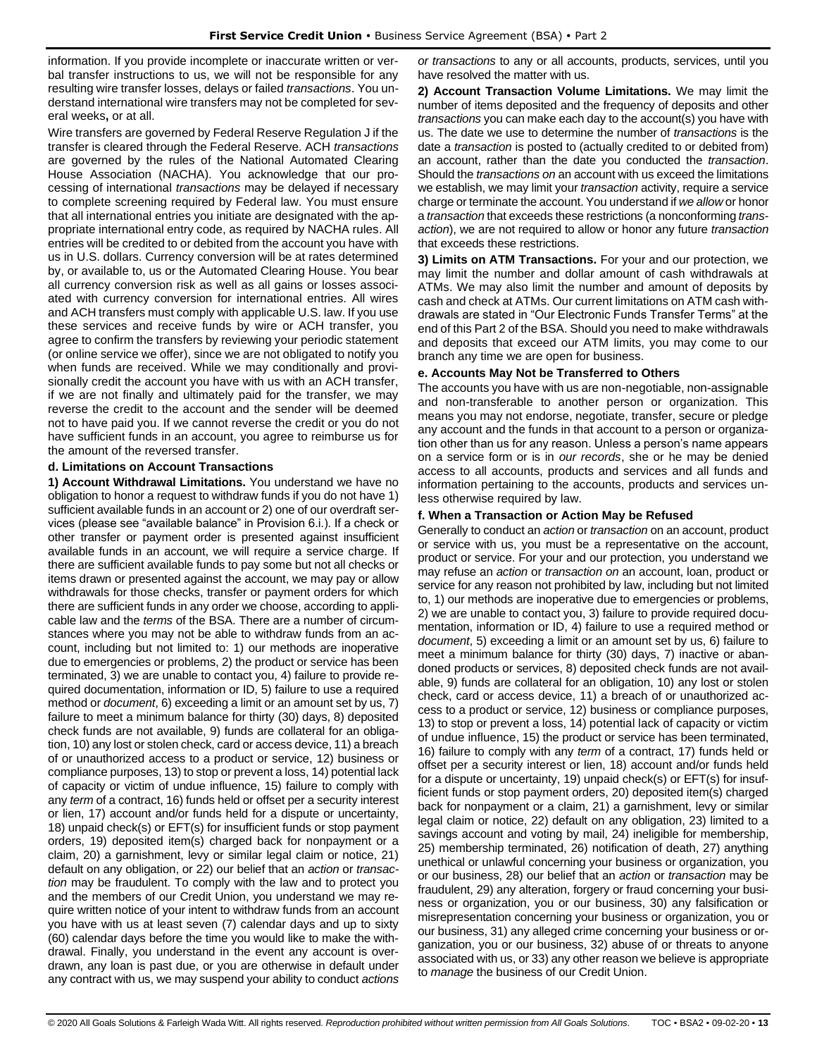information. If you provide incomplete or inaccurate written or verbal transfer instructions to us, we will not be responsible for any resulting wire transfer losses, delays or failed *transactions*. You understand international wire transfers may not be completed for several weeks**,** or at all.

Wire transfers are governed by Federal Reserve Regulation J if the transfer is cleared through the Federal Reserve. ACH *transactions* are governed by the rules of the National Automated Clearing House Association (NACHA). You acknowledge that our processing of international *transactions* may be delayed if necessary to complete screening required by Federal law. You must ensure that all international entries you initiate are designated with the appropriate international entry code, as required by NACHA rules. All entries will be credited to or debited from the account you have with us in U.S. dollars. Currency conversion will be at rates determined by, or available to, us or the Automated Clearing House. You bear all currency conversion risk as well as all gains or losses associated with currency conversion for international entries. All wires and ACH transfers must comply with applicable U.S. law. If you use these services and receive funds by wire or ACH transfer, you agree to confirm the transfers by reviewing your periodic statement (or online service we offer), since we are not obligated to notify you when funds are received. While we may conditionally and provisionally credit the account you have with us with an ACH transfer, if we are not finally and ultimately paid for the transfer, we may reverse the credit to the account and the sender will be deemed not to have paid you. If we cannot reverse the credit or you do not have sufficient funds in an account, you agree to reimburse us for the amount of the reversed transfer.

**d. Limitations on Account Transactions**

**1) Account Withdrawal Limitations.** You understand we have no obligation to honor a request to withdraw funds if you do not have 1) sufficient available funds in an account or 2) one of our overdraft services (please see "available balance" in Provision 6.i.). If a check or other transfer or payment order is presented against insufficient available funds in an account, we will require a service charge. If there are sufficient available funds to pay some but not all checks or items drawn or presented against the account, we may pay or allow withdrawals for those checks, transfer or payment orders for which there are sufficient funds in any order we choose, according to applicable law and the *terms* of the BSA. There are a number of circumstances where you may not be able to withdraw funds from an account, including but not limited to: 1) our methods are inoperative due to emergencies or problems, 2) the product or service has been terminated, 3) we are unable to contact you, 4) failure to provide required documentation, information or ID, 5) failure to use a required method or *document*, 6) exceeding a limit or an amount set by us, 7) failure to meet a minimum balance for thirty (30) days, 8) deposited check funds are not available, 9) funds are collateral for an obligation, 10) any lost or stolen check, card or access device, 11) a breach of or unauthorized access to a product or service, 12) business or compliance purposes, 13) to stop or prevent a loss, 14) potential lack of capacity or victim of undue influence, 15) failure to comply with any *term* of a contract, 16) funds held or offset per a security interest or lien, 17) account and/or funds held for a dispute or uncertainty, 18) unpaid check(s) or EFT(s) for insufficient funds or stop payment orders, 19) deposited item(s) charged back for nonpayment or a claim, 20) a garnishment, levy or similar legal claim or notice, 21) default on any obligation, or 22) our belief that an *action* or *transaction* may be fraudulent. To comply with the law and to protect you and the members of our Credit Union, you understand we may require written notice of your intent to withdraw funds from an account you have with us at least seven (7) calendar days and up to sixty (60) calendar days before the time you would like to make the withdrawal. Finally, you understand in the event any account is overdrawn, any loan is past due, or you are otherwise in default under any contract with us, we may suspend your ability to conduct *actions or transactions* to any or all accounts, products, services, until you have resolved the matter with us.

**2) Account Transaction Volume Limitations.** We may limit the number of items deposited and the frequency of deposits and other *transactions* you can make each day to the account(s) you have with us. The date we use to determine the number of *transactions* is the date a *transaction* is posted to (actually credited to or debited from) an account, rather than the date you conducted the *transaction*. Should the *transactions on* an account with us exceed the limitations we establish, we may limit your *transaction* activity, require a service charge or terminate the account. You understand if *we allow* or honor a *transaction* that exceeds these restrictions (a nonconforming *transaction*), we are not required to allow or honor any future *transaction* that exceeds these restrictions.

**3) Limits on ATM Transactions.** For your and our protection, we may limit the number and dollar amount of cash withdrawals at ATMs. We may also limit the number and amount of deposits by cash and check at ATMs. Our current limitations on ATM cash withdrawals are stated in "Our Electronic Funds Transfer Terms" at the end of this Part 2 of the BSA. Should you need to make withdrawals and deposits that exceed our ATM limits, you may come to our branch any time we are open for business.

**e. Accounts May Not be Transferred to Others**

The accounts you have with us are non-negotiable, non-assignable and non-transferable to another person or organization. This means you may not endorse, negotiate, transfer, secure or pledge any account and the funds in that account to a person or organization other than us for any reason. Unless a person's name appears on a service form or is in *our records*, she or he may be denied access to all accounts, products and services and all funds and information pertaining to the accounts, products and services unless otherwise required by law.

**f. When a Transaction or Action May be Refused**

Generally to conduct an *action* or *transaction* on an account, product or service with us, you must be a representative on the account, product or service. For your and our protection, you understand we may refuse an *action* or *transaction on* an account, loan, product or service for any reason not prohibited by law, including but not limited to, 1) our methods are inoperative due to emergencies or problems, 2) we are unable to contact you, 3) failure to provide required documentation, information or ID, 4) failure to use a required method or *document*, 5) exceeding a limit or an amount set by us, 6) failure to meet a minimum balance for thirty (30) days, 7) inactive or abandoned products or services, 8) deposited check funds are not available, 9) funds are collateral for an obligation, 10) any lost or stolen check, card or access device, 11) a breach of or unauthorized access to a product or service, 12) business or compliance purposes, 13) to stop or prevent a loss, 14) potential lack of capacity or victim of undue influence, 15) the product or service has been terminated, 16) failure to comply with any *term* of a contract, 17) funds held or offset per a security interest or lien, 18) account and/or funds held for a dispute or uncertainty, 19) unpaid check(s) or EFT(s) for insufficient funds or stop payment orders, 20) deposited item(s) charged back for nonpayment or a claim, 21) a garnishment, levy or similar legal claim or notice, 22) default on any obligation, 23) limited to a savings account and voting by mail, 24) ineligible for membership, 25) membership terminated, 26) notification of death, 27) anything unethical or unlawful concerning your business or organization, you or our business, 28) our belief that an *action* or *transaction* may be fraudulent, 29) any alteration, forgery or fraud concerning your business or organization, you or our business, 30) any falsification or misrepresentation concerning your business or organization, you or our business, 31) any alleged crime concerning your business or organization, you or our business, 32) abuse of or threats to anyone associated with us, or 33) any other reason we believe is appropriate to *manage* the business of our Credit Union.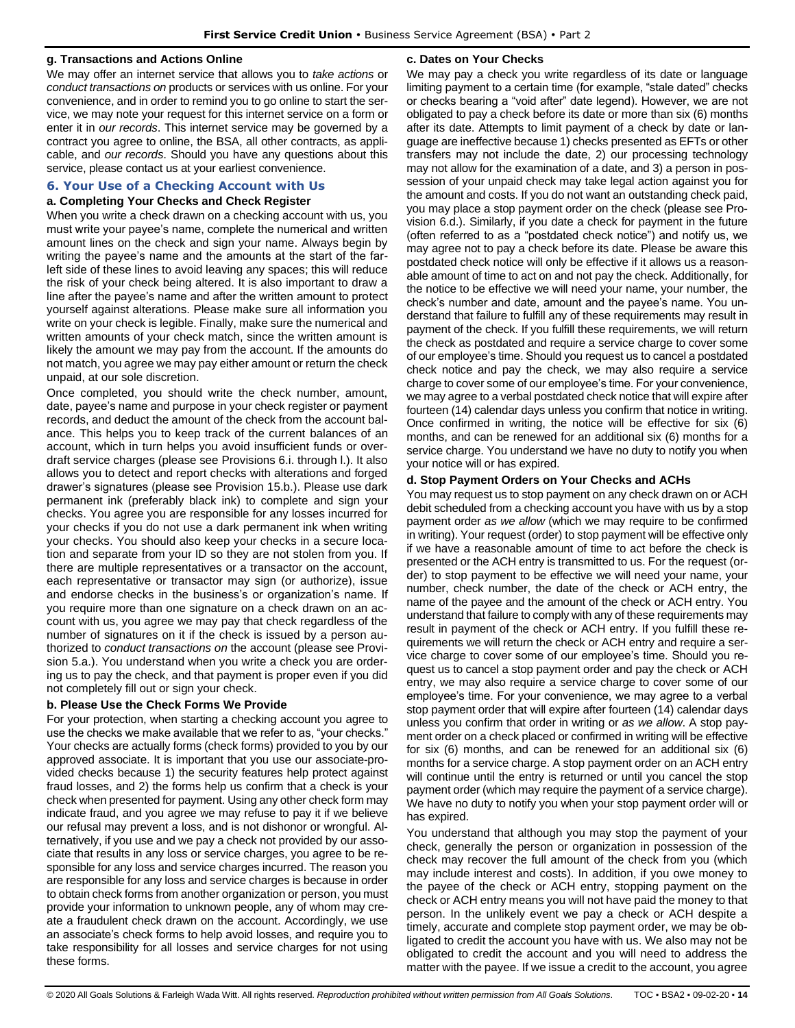**g. Transactions and Actions Online**

We may offer an internet service that allows you to *take actions* or *conduct transactions on* products or services with us online. For your convenience, and in order to remind you to go online to start the service, we may note your request for this internet service on a form or enter it in *our records*. This internet service may be governed by a contract you agree to online, the BSA, all other contracts, as applicable, and *our records*. Should you have any questions about this service, please contact us at your earliest convenience.

### 6. Your Use of a Checking Account with Us

**a. Completing Your Checks and Check Register**

When you write a check drawn on a checking account with us, you must write your payee's name, complete the numerical and written amount lines on the check and sign your name. Always begin by writing the payee's name and the amounts at the start of the far-left side of these lines to avoid leaving any spaces; this will reduce the risk of your check being altered. It is also important to draw a line after the payee's name and after the written amount to protect yourself against alterations. Please make sure all information you write on your check is legible. Finally, make sure the numerical and written amounts of your check match, since the written amount is likely the amount we may pay from the account. If the amounts do not match, you agree we may pay either amount or return the check unpaid, at our sole discretion.

Once completed, you should write the check number, amount, date, payee's name and purpose in your check register or payment records, and deduct the amount of the check from the account balance. This helps you to keep track of the current balances of an account, which in turn helps you avoid insufficient funds or overdraft service charges (please see Provisions 6.i. through l.). It also allows you to detect and report checks with alterations and forged drawer's signatures (please see Provision 15.b.). Please use dark permanent ink (preferably black ink) to complete and sign your checks. You agree you are responsible for any losses incurred for your checks if you do not use a dark permanent ink when writing your checks. You should also keep your checks in a secure location and separate from your ID so they are not stolen from you. If there are multiple representatives or a transactor on the account, each representative or transactor may sign (or authorize), issue and endorse checks in the business's or organization's name. If you require more than one signature on a check drawn on an account with us, you agree we may pay that check regardless of the number of signatures on it if the check is issued by a person authorized to *conduct transactions on* the account (please see Provision 5.a.). You understand when you write a check you are ordering us to pay the check, and that payment is proper even if you did not completely fill out or sign your check.

**b. Please Use the Check Forms We Provide**

For your protection, when starting a checking account you agree to use the checks we make available that we refer to as, "your checks." Your checks are actually forms (check forms) provided to you by our approved associate. It is important that you use our associate-provided checks because 1) the security features help protect against fraud losses, and 2) the forms help us confirm that a check is your check when presented for payment. Using any other check form may indicate fraud, and you agree we may refuse to pay it if we believe our refusal may prevent a loss, and is not dishonor or wrongful. Alternatively, if you use and we pay a check not provided by our associate that results in any loss or service charges, you agree to be responsible for any loss and service charges incurred. The reason you are responsible for any loss and service charges is because in order to obtain check forms from another organization or person, you must provide your information to unknown people, any of whom may create a fraudulent check drawn on the account. Accordingly, we use an associate's check forms to help avoid losses, and require you to take responsibility for all losses and service charges for not using these forms.

**c. Dates on Your Checks**

We may pay a check you write regardless of its date or language limiting payment to a certain time (for example, "stale dated" checks or checks bearing a "void after" date legend). However, we are not obligated to pay a check before its date or more than six (6) months after its date. Attempts to limit payment of a check by date or language are ineffective because 1) checks presented as EFTs or other transfers may not include the date, 2) our processing technology may not allow for the examination of a date, and 3) a person in possession of your unpaid check may take legal action against you for the amount and costs. If you do not want an outstanding check paid, you may place a stop payment order on the check (please see Provision 6.d.). Similarly, if you date a check for payment in the future (often referred to as a "postdated check notice") and notify us, we may agree not to pay a check before its date. Please be aware this postdated check notice will only be effective if it allows us a reasonable amount of time to act on and not pay the check. Additionally, for the notice to be effective we will need your name, your number, the check's number and date, amount and the payee's name. You understand that failure to fulfill any of these requirements may result in payment of the check. If you fulfill these requirements, we will return the check as postdated and require a service charge to cover some of our employee's time. Should you request us to cancel a postdated check notice and pay the check, we may also require a service charge to cover some of our employee's time. For your convenience, we may agree to a verbal postdated check notice that will expire after fourteen (14) calendar days unless you confirm that notice in writing. Once confirmed in writing, the notice will be effective for six (6) months, and can be renewed for an additional six (6) months for a service charge. You understand we have no duty to notify you when your notice will or has expired.

**d. Stop Payment Orders on Your Checks and ACHs**

You may request us to stop payment on any check drawn on or ACH debit scheduled from a checking account you have with us by a stop payment order *as we allow* (which we may require to be confirmed in writing). Your request (order) to stop payment will be effective only if we have a reasonable amount of time to act before the check is presented or the ACH entry is transmitted to us. For the request (order) to stop payment to be effective we will need your name, your number, check number, the date of the check or ACH entry, the name of the payee and the amount of the check or ACH entry. You understand that failure to comply with any of these requirements may result in payment of the check or ACH entry. If you fulfill these requirements we will return the check or ACH entry and require a service charge to cover some of our employee's time. Should you request us to cancel a stop payment order and pay the check or ACH entry, we may also require a service charge to cover some of our employee's time. For your convenience, we may agree to a verbal stop payment order that will expire after fourteen (14) calendar days unless you confirm that order in writing or *as we allow*. A stop payment order on a check placed or confirmed in writing will be effective for six (6) months, and can be renewed for an additional six (6) months for a service charge. A stop payment order on an ACH entry will continue until the entry is returned or until you cancel the stop payment order (which may require the payment of a service charge). We have no duty to notify you when your stop payment order will or has expired.

You understand that although you may stop the payment of your check, generally the person or organization in possession of the check may recover the full amount of the check from you (which may include interest and costs). In addition, if you owe money to the payee of the check or ACH entry, stopping payment on the check or ACH entry means you will not have paid the money to that person. In the unlikely event we pay a check or ACH despite a timely, accurate and complete stop payment order, we may be obligated to credit the account you have with us. We also may not be obligated to credit the account and you will need to address the matter with the payee. If we issue a credit to the account, you agree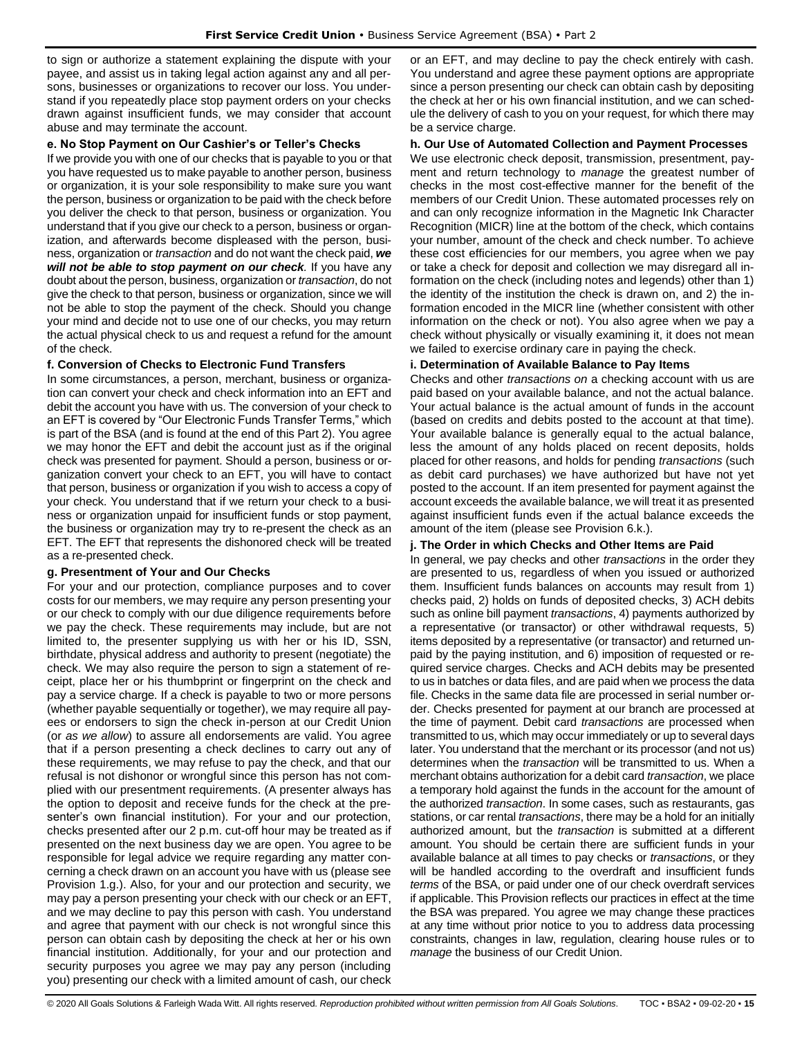to sign or authorize a statement explaining the dispute with your payee, and assist us in taking legal action against any and all persons, businesses or organizations to recover our loss. You understand if you repeatedly place stop payment orders on your checks drawn against insufficient funds, we may consider that account abuse and may terminate the account.

**e. No Stop Payment on Our Cashier's or Teller's Checks**

If we provide you with one of our checks that is payable to you or that you have requested us to make payable to another person, business or organization, it is your sole responsibility to make sure you want the person, business or organization to be paid with the check before you deliver the check to that person, business or organization. You understand that if you give our check to a person, business or organization, and afterwards become displeased with the person, business, organization or *transaction* and do not want the check paid, ***we will not be able to stop payment on our check****.* If you have any doubt about the person, business, organization or *transaction*, do not give the check to that person, business or organization, since we will not be able to stop the payment of the check. Should you change your mind and decide not to use one of our checks, you may return the actual physical check to us and request a refund for the amount of the check.

**f. Conversion of Checks to Electronic Fund Transfers**

In some circumstances, a person, merchant, business or organization can convert your check and check information into an EFT and debit the account you have with us. The conversion of your check to an EFT is covered by "Our Electronic Funds Transfer Terms," which is part of the BSA (and is found at the end of this Part 2). You agree we may honor the EFT and debit the account just as if the original check was presented for payment. Should a person, business or organization convert your check to an EFT, you will have to contact that person, business or organization if you wish to access a copy of your check. You understand that if we return your check to a business or organization unpaid for insufficient funds or stop payment, the business or organization may try to re-present the check as an EFT. The EFT that represents the dishonored check will be treated as a re-presented check.

**g. Presentment of Your and Our Checks**

For your and our protection, compliance purposes and to cover costs for our members, we may require any person presenting your or our check to comply with our due diligence requirements before we pay the check. These requirements may include, but are not limited to, the presenter supplying us with her or his ID, SSN, birthdate, physical address and authority to present (negotiate) the check. We may also require the person to sign a statement of receipt, place her or his thumbprint or fingerprint on the check and pay a service charge. If a check is payable to two or more persons (whether payable sequentially or together), we may require all payees or endorsers to sign the check in-person at our Credit Union (or *as we allow*) to assure all endorsements are valid. You agree that if a person presenting a check declines to carry out any of these requirements, we may refuse to pay the check, and that our refusal is not dishonor or wrongful since this person has not complied with our presentment requirements. (A presenter always has the option to deposit and receive funds for the check at the presenter's own financial institution). For your and our protection, checks presented after our 2 p.m. cut-off hour may be treated as if presented on the next business day we are open. You agree to be responsible for legal advice we require regarding any matter concerning a check drawn on an account you have with us (please see Provision 1.g.). Also, for your and our protection and security, we may pay a person presenting your check with our check or an EFT, and we may decline to pay this person with cash. You understand and agree that payment with our check is not wrongful since this person can obtain cash by depositing the check at her or his own financial institution. Additionally, for your and our protection and security purposes you agree we may pay any person (including you) presenting our check with a limited amount of cash, our check or an EFT, and may decline to pay the check entirely with cash. You understand and agree these payment options are appropriate since a person presenting our check can obtain cash by depositing the check at her or his own financial institution, and we can schedule the delivery of cash to you on your request, for which there may be a service charge.

**h. Our Use of Automated Collection and Payment Processes**

We use electronic check deposit, transmission, presentment, payment and return technology to *manage* the greatest number of checks in the most cost-effective manner for the benefit of the members of our Credit Union. These automated processes rely on and can only recognize information in the Magnetic Ink Character Recognition (MICR) line at the bottom of the check, which contains your number, amount of the check and check number. To achieve these cost efficiencies for our members, you agree when we pay or take a check for deposit and collection we may disregard all information on the check (including notes and legends) other than 1) the identity of the institution the check is drawn on, and 2) the information encoded in the MICR line (whether consistent with other information on the check or not). You also agree when we pay a check without physically or visually examining it, it does not mean we failed to exercise ordinary care in paying the check.

**i. Determination of Available Balance to Pay Items**

Checks and other *transactions on* a checking account with us are paid based on your available balance, and not the actual balance. Your actual balance is the actual amount of funds in the account (based on credits and debits posted to the account at that time). Your available balance is generally equal to the actual balance, less the amount of any holds placed on recent deposits, holds placed for other reasons, and holds for pending *transactions* (such as debit card purchases) we have authorized but have not yet posted to the account. If an item presented for payment against the account exceeds the available balance, we will treat it as presented against insufficient funds even if the actual balance exceeds the amount of the item (please see Provision 6.k.).

**j. The Order in which Checks and Other Items are Paid**

In general, we pay checks and other *transactions* in the order they are presented to us, regardless of when you issued or authorized them. Insufficient funds balances on accounts may result from 1) checks paid, 2) holds on funds of deposited checks, 3) ACH debits such as online bill payment *transactions*, 4) payments authorized by a representative (or transactor) or other withdrawal requests, 5) items deposited by a representative (or transactor) and returned unpaid by the paying institution, and 6) imposition of requested or required service charges. Checks and ACH debits may be presented to us in batches or data files, and are paid when we process the data file. Checks in the same data file are processed in serial number order. Checks presented for payment at our branch are processed at the time of payment. Debit card *transactions* are processed when transmitted to us, which may occur immediately or up to several days later. You understand that the merchant or its processor (and not us) determines when the *transaction* will be transmitted to us. When a merchant obtains authorization for a debit card *transaction*, we place a temporary hold against the funds in the account for the amount of the authorized *transaction*. In some cases, such as restaurants, gas stations, or car rental *transactions*, there may be a hold for an initially authorized amount, but the *transaction* is submitted at a different amount. You should be certain there are sufficient funds in your available balance at all times to pay checks or *transactions*, or they will be handled according to the overdraft and insufficient funds *terms* of the BSA, or paid under one of our check overdraft services if applicable. This Provision reflects our practices in effect at the time the BSA was prepared. You agree we may change these practices at any time without prior notice to you to address data processing constraints, changes in law, regulation, clearing house rules or to *manage* the business of our Credit Union.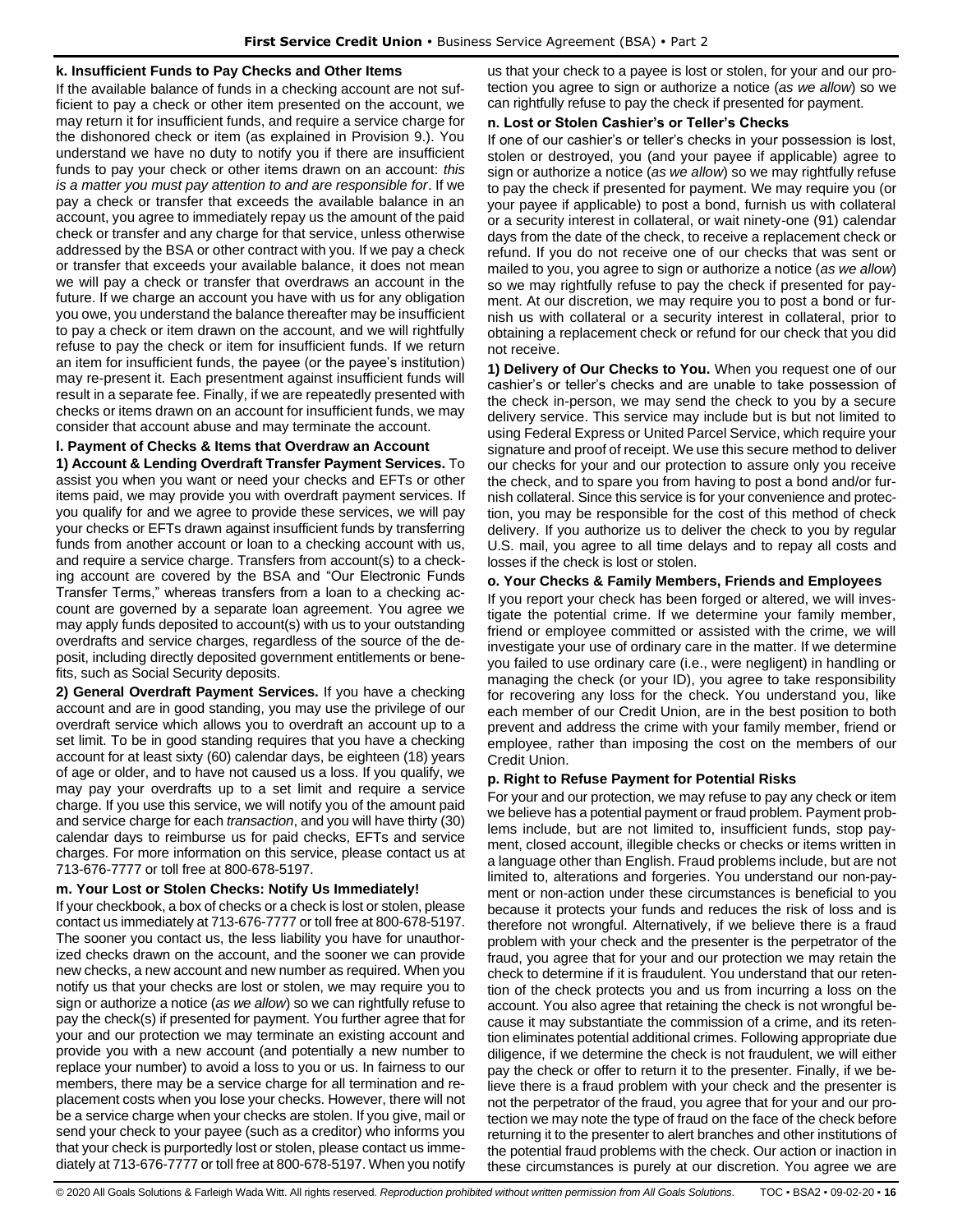**k. Insufficient Funds to Pay Checks and Other Items**

If the available balance of funds in a checking account are not sufficient to pay a check or other item presented on the account, we may return it for insufficient funds, and require a service charge for the dishonored check or item (as explained in Provision 9.). You understand we have no duty to notify you if there are insufficient funds to pay your check or other items drawn on an account: *this is a matter you must pay attention to and are responsible for*. If we pay a check or transfer that exceeds the available balance in an account, you agree to immediately repay us the amount of the paid check or transfer and any charge for that service, unless otherwise addressed by the BSA or other contract with you. If we pay a check or transfer that exceeds your available balance, it does not mean we will pay a check or transfer that overdraws an account in the future. If we charge an account you have with us for any obligation you owe, you understand the balance thereafter may be insufficient to pay a check or item drawn on the account, and we will rightfully refuse to pay the check or item for insufficient funds. If we return an item for insufficient funds, the payee (or the payee's institution) may re-present it. Each presentment against insufficient funds will result in a separate fee. Finally, if we are repeatedly presented with checks or items drawn on an account for insufficient funds, we may consider that account abuse and may terminate the account.

**l. Payment of Checks & Items that Overdraw an Account**

**1) Account & Lending Overdraft Transfer Payment Services.** To assist you when you want or need your checks and EFTs or other items paid, we may provide you with overdraft payment services. If you qualify for and we agree to provide these services, we will pay your checks or EFTs drawn against insufficient funds by transferring funds from another account or loan to a checking account with us, and require a service charge. Transfers from account(s) to a checking account are covered by the BSA and "Our Electronic Funds Transfer Terms," whereas transfers from a loan to a checking account are governed by a separate loan agreement. You agree we may apply funds deposited to account(s) with us to your outstanding overdrafts and service charges, regardless of the source of the deposit, including directly deposited government entitlements or benefits, such as Social Security deposits.

**2) General Overdraft Payment Services.** If you have a checking account and are in good standing, you may use the privilege of our overdraft service which allows you to overdraft an account up to a set limit. To be in good standing requires that you have a checking account for at least sixty (60) calendar days, be eighteen (18) years of age or older, and to have not caused us a loss. If you qualify, we may pay your overdrafts up to a set limit and require a service charge. If you use this service, we will notify you of the amount paid and service charge for each *transaction*, and you will have thirty (30) calendar days to reimburse us for paid checks, EFTs and service charges. For more information on this service, please contact us at 713-676-7777 or toll free at 800-678-5197.

**m. Your Lost or Stolen Checks: Notify Us Immediately!**

If your checkbook, a box of checks or a check is lost or stolen, please contact us immediately at 713-676-7777 or toll free at 800-678-5197. The sooner you contact us, the less liability you have for unauthorized checks drawn on the account, and the sooner we can provide new checks, a new account and new number as required. When you notify us that your checks are lost or stolen, we may require you to sign or authorize a notice (*as we allow*) so we can rightfully refuse to pay the check(s) if presented for payment. You further agree that for your and our protection we may terminate an existing account and provide you with a new account (and potentially a new number to replace your number) to avoid a loss to you or us. In fairness to our members, there may be a service charge for all termination and replacement costs when you lose your checks. However, there will not be a service charge when your checks are stolen. If you give, mail or send your check to your payee (such as a creditor) who informs you that your check is purportedly lost or stolen, please contact us immediately at 713-676-7777 or toll free at 800-678-5197. When you notify us that your check to a payee is lost or stolen, for your and our protection you agree to sign or authorize a notice (*as we allow*) so we can rightfully refuse to pay the check if presented for payment.

**n. Lost or Stolen Cashier's or Teller's Checks**

If one of our cashier's or teller's checks in your possession is lost, stolen or destroyed, you (and your payee if applicable) agree to sign or authorize a notice (*as we allow*) so we may rightfully refuse to pay the check if presented for payment. We may require you (or your payee if applicable) to post a bond, furnish us with collateral or a security interest in collateral, or wait ninety-one (91) calendar days from the date of the check, to receive a replacement check or refund. If you do not receive one of our checks that was sent or mailed to you, you agree to sign or authorize a notice (*as we allow*) so we may rightfully refuse to pay the check if presented for payment. At our discretion, we may require you to post a bond or furnish us with collateral or a security interest in collateral, prior to obtaining a replacement check or refund for our check that you did not receive.

**1) Delivery of Our Checks to You.** When you request one of our cashier's or teller's checks and are unable to take possession of the check in-person, we may send the check to you by a secure delivery service. This service may include but is but not limited to using Federal Express or United Parcel Service, which require your signature and proof of receipt. We use this secure method to deliver our checks for your and our protection to assure only you receive the check, and to spare you from having to post a bond and/or furnish collateral. Since this service is for your convenience and protection, you may be responsible for the cost of this method of check delivery. If you authorize us to deliver the check to you by regular U.S. mail, you agree to all time delays and to repay all costs and losses if the check is lost or stolen.

**o. Your Checks & Family Members, Friends and Employees**

If you report your check has been forged or altered, we will investigate the potential crime. If we determine your family member, friend or employee committed or assisted with the crime, we will investigate your use of ordinary care in the matter. If we determine you failed to use ordinary care (i.e., were negligent) in handling or managing the check (or your ID), you agree to take responsibility for recovering any loss for the check. You understand you, like each member of our Credit Union, are in the best position to both prevent and address the crime with your family member, friend or employee, rather than imposing the cost on the members of our Credit Union.

**p. Right to Refuse Payment for Potential Risks**

For your and our protection, we may refuse to pay any check or item we believe has a potential payment or fraud problem. Payment problems include, but are not limited to, insufficient funds, stop payment, closed account, illegible checks or checks or items written in a language other than English. Fraud problems include, but are not limited to, alterations and forgeries. You understand our non-payment or non-action under these circumstances is beneficial to you because it protects your funds and reduces the risk of loss and is therefore not wrongful. Alternatively, if we believe there is a fraud problem with your check and the presenter is the perpetrator of the fraud, you agree that for your and our protection we may retain the check to determine if it is fraudulent. You understand that our retention of the check protects you and us from incurring a loss on the account. You also agree that retaining the check is not wrongful because it may substantiate the commission of a crime, and its retention eliminates potential additional crimes. Following appropriate due diligence, if we determine the check is not fraudulent, we will either pay the check or offer to return it to the presenter. Finally, if we believe there is a fraud problem with your check and the presenter is not the perpetrator of the fraud, you agree that for your and our protection we may note the type of fraud on the face of the check before returning it to the presenter to alert branches and other institutions of the potential fraud problems with the check. Our action or inaction in these circumstances is purely at our discretion. You agree we are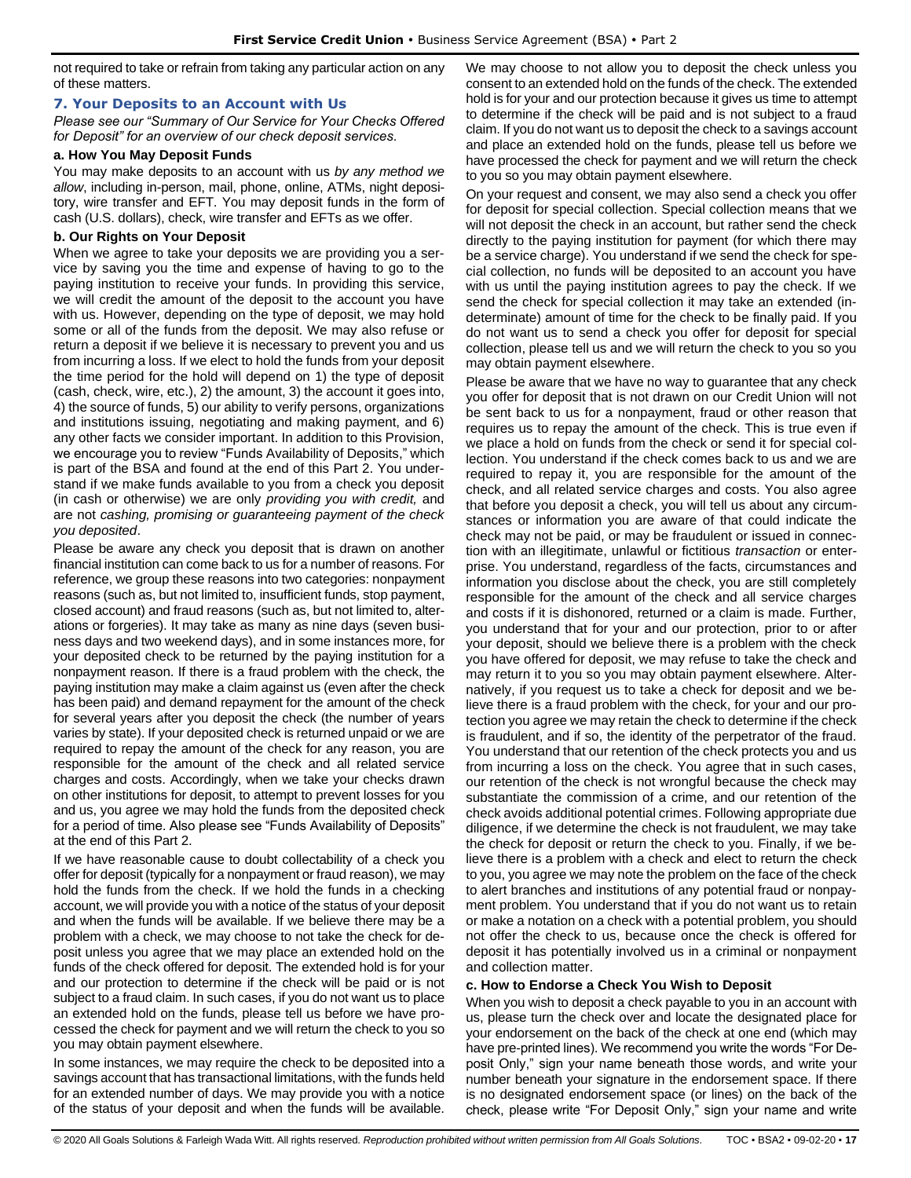not required to take or refrain from taking any particular action on any of these matters.

### 7. Your Deposits to an Account with Us

*Please see our "Summary of Our Service for Your Checks Offered for Deposit" for an overview of our check deposit services.*

**a. How You May Deposit Funds**

You may make deposits to an account with us *by any method we allow*, including in-person, mail, phone, online, ATMs, night depository, wire transfer and EFT. You may deposit funds in the form of cash (U.S. dollars), check, wire transfer and EFTs as we offer.

**b. Our Rights on Your Deposit**

When we agree to take your deposits we are providing you a service by saving you the time and expense of having to go to the paying institution to receive your funds. In providing this service, we will credit the amount of the deposit to the account you have with us. However, depending on the type of deposit, we may hold some or all of the funds from the deposit. We may also refuse or return a deposit if we believe it is necessary to prevent you and us from incurring a loss. If we elect to hold the funds from your deposit the time period for the hold will depend on 1) the type of deposit (cash, check, wire, etc.), 2) the amount, 3) the account it goes into, 4) the source of funds, 5) our ability to verify persons, organizations and institutions issuing, negotiating and making payment, and 6) any other facts we consider important. In addition to this Provision, we encourage you to review "Funds Availability of Deposits," which is part of the BSA and found at the end of this Part 2. You understand if we make funds available to you from a check you deposit (in cash or otherwise) we are only *providing you with credit,* and are not *cashing, promising or guaranteeing payment of the check you deposited*.

Please be aware any check you deposit that is drawn on another financial institution can come back to us for a number of reasons. For reference, we group these reasons into two categories: nonpayment reasons (such as, but not limited to, insufficient funds, stop payment, closed account) and fraud reasons (such as, but not limited to, alterations or forgeries). It may take as many as nine days (seven business days and two weekend days), and in some instances more, for your deposited check to be returned by the paying institution for a nonpayment reason. If there is a fraud problem with the check, the paying institution may make a claim against us (even after the check has been paid) and demand repayment for the amount of the check for several years after you deposit the check (the number of years varies by state). If your deposited check is returned unpaid or we are required to repay the amount of the check for any reason, you are responsible for the amount of the check and all related service charges and costs. Accordingly, when we take your checks drawn on other institutions for deposit, to attempt to prevent losses for you and us, you agree we may hold the funds from the deposited check for a period of time. Also please see "Funds Availability of Deposits" at the end of this Part 2.

If we have reasonable cause to doubt collectability of a check you offer for deposit (typically for a nonpayment or fraud reason), we may hold the funds from the check. If we hold the funds in a checking account, we will provide you with a notice of the status of your deposit and when the funds will be available. If we believe there may be a problem with a check, we may choose to not take the check for deposit unless you agree that we may place an extended hold on the funds of the check offered for deposit. The extended hold is for your and our protection to determine if the check will be paid or is not subject to a fraud claim. In such cases, if you do not want us to place an extended hold on the funds, please tell us before we have processed the check for payment and we will return the check to you so you may obtain payment elsewhere.

In some instances, we may require the check to be deposited into a savings account that has transactional limitations, with the funds held for an extended number of days. We may provide you with a notice of the status of your deposit and when the funds will be available. We may choose to not allow you to deposit the check unless you consent to an extended hold on the funds of the check. The extended hold is for your and our protection because it gives us time to attempt to determine if the check will be paid and is not subject to a fraud claim. If you do not want us to deposit the check to a savings account and place an extended hold on the funds, please tell us before we have processed the check for payment and we will return the check to you so you may obtain payment elsewhere.

On your request and consent, we may also send a check you offer for deposit for special collection. Special collection means that we will not deposit the check in an account, but rather send the check directly to the paying institution for payment (for which there may be a service charge). You understand if we send the check for special collection, no funds will be deposited to an account you have with us until the paying institution agrees to pay the check. If we send the check for special collection it may take an extended (indeterminate) amount of time for the check to be finally paid. If you do not want us to send a check you offer for deposit for special collection, please tell us and we will return the check to you so you may obtain payment elsewhere.

Please be aware that we have no way to guarantee that any check you offer for deposit that is not drawn on our Credit Union will not be sent back to us for a nonpayment, fraud or other reason that requires us to repay the amount of the check. This is true even if we place a hold on funds from the check or send it for special collection. You understand if the check comes back to us and we are required to repay it, you are responsible for the amount of the check, and all related service charges and costs. You also agree that before you deposit a check, you will tell us about any circumstances or information you are aware of that could indicate the check may not be paid, or may be fraudulent or issued in connection with an illegitimate, unlawful or fictitious *transaction* or enterprise. You understand, regardless of the facts, circumstances and information you disclose about the check, you are still completely responsible for the amount of the check and all service charges and costs if it is dishonored, returned or a claim is made. Further, you understand that for your and our protection, prior to or after your deposit, should we believe there is a problem with the check you have offered for deposit, we may refuse to take the check and may return it to you so you may obtain payment elsewhere. Alternatively, if you request us to take a check for deposit and we believe there is a fraud problem with the check, for your and our protection you agree we may retain the check to determine if the check is fraudulent, and if so, the identity of the perpetrator of the fraud. You understand that our retention of the check protects you and us from incurring a loss on the check. You agree that in such cases, our retention of the check is not wrongful because the check may substantiate the commission of a crime, and our retention of the check avoids additional potential crimes. Following appropriate due diligence, if we determine the check is not fraudulent, we may take the check for deposit or return the check to you. Finally, if we believe there is a problem with a check and elect to return the check to you, you agree we may note the problem on the face of the check to alert branches and institutions of any potential fraud or nonpayment problem. You understand that if you do not want us to retain or make a notation on a check with a potential problem, you should not offer the check to us, because once the check is offered for deposit it has potentially involved us in a criminal or nonpayment and collection matter.

**c. How to Endorse a Check You Wish to Deposit**

When you wish to deposit a check payable to you in an account with us, please turn the check over and locate the designated place for your endorsement on the back of the check at one end (which may have pre-printed lines). We recommend you write the words "For Deposit Only," sign your name beneath those words, and write your number beneath your signature in the endorsement space. If there is no designated endorsement space (or lines) on the back of the check, please write "For Deposit Only," sign your name and write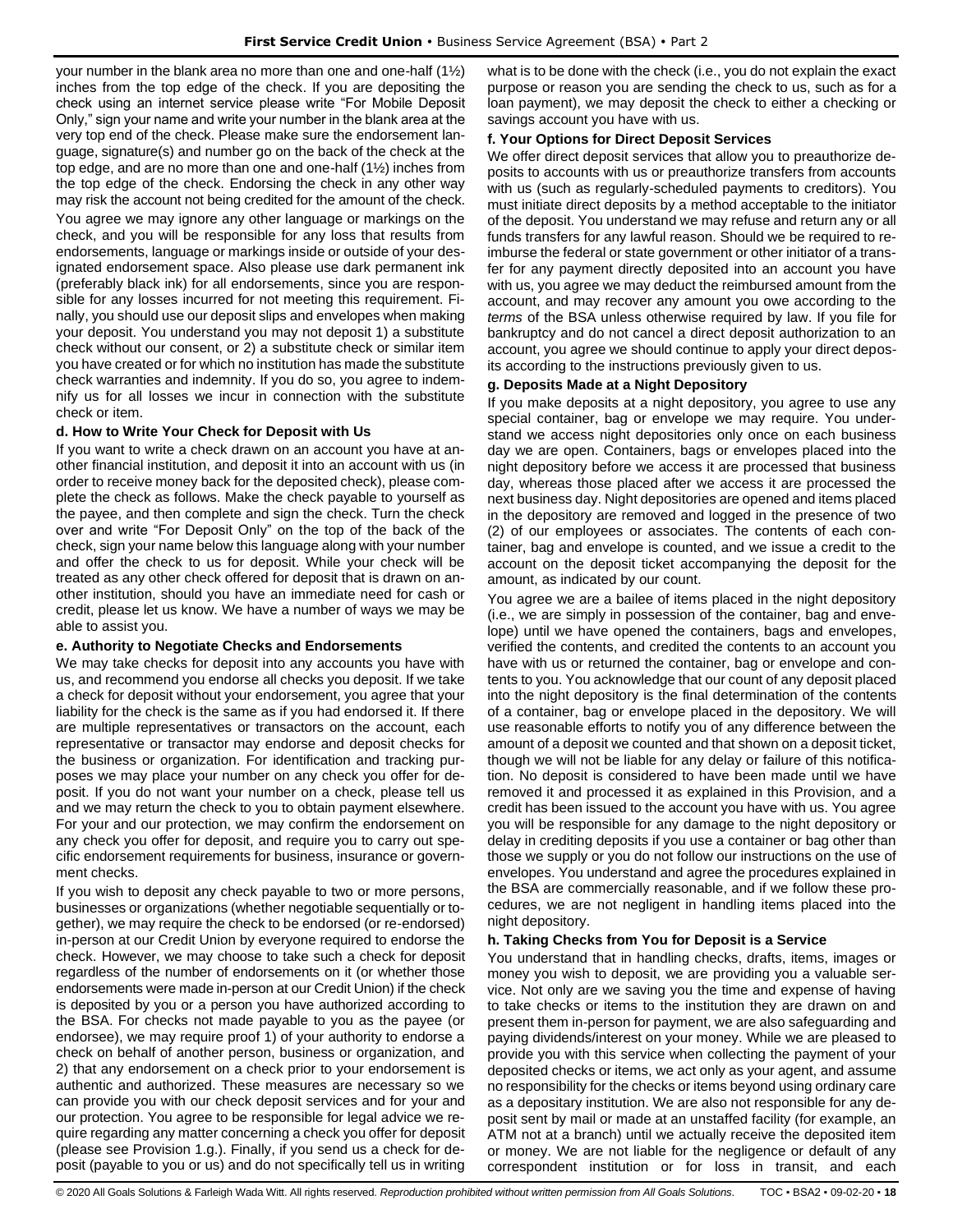your number in the blank area no more than one and one-half (1½) inches from the top edge of the check. If you are depositing the check using an internet service please write "For Mobile Deposit Only," sign your name and write your number in the blank area at the very top end of the check. Please make sure the endorsement language, signature(s) and number go on the back of the check at the top edge, and are no more than one and one-half (1½) inches from the top edge of the check. Endorsing the check in any other way may risk the account not being credited for the amount of the check.

You agree we may ignore any other language or markings on the check, and you will be responsible for any loss that results from endorsements, language or markings inside or outside of your designated endorsement space. Also please use dark permanent ink (preferably black ink) for all endorsements, since you are responsible for any losses incurred for not meeting this requirement. Finally, you should use our deposit slips and envelopes when making your deposit. You understand you may not deposit 1) a substitute check without our consent, or 2) a substitute check or similar item you have created or for which no institution has made the substitute check warranties and indemnity. If you do so, you agree to indemnify us for all losses we incur in connection with the substitute check or item.

**d. How to Write Your Check for Deposit with Us**

If you want to write a check drawn on an account you have at another financial institution, and deposit it into an account with us (in order to receive money back for the deposited check), please complete the check as follows. Make the check payable to yourself as the payee, and then complete and sign the check. Turn the check over and write "For Deposit Only" on the top of the back of the check, sign your name below this language along with your number and offer the check to us for deposit. While your check will be treated as any other check offered for deposit that is drawn on another institution, should you have an immediate need for cash or credit, please let us know. We have a number of ways we may be able to assist you.

**e. Authority to Negotiate Checks and Endorsements**

We may take checks for deposit into any accounts you have with us, and recommend you endorse all checks you deposit. If we take a check for deposit without your endorsement, you agree that your liability for the check is the same as if you had endorsed it. If there are multiple representatives or transactors on the account, each representative or transactor may endorse and deposit checks for the business or organization. For identification and tracking purposes we may place your number on any check you offer for deposit. If you do not want your number on a check, please tell us and we may return the check to you to obtain payment elsewhere. For your and our protection, we may confirm the endorsement on any check you offer for deposit, and require you to carry out specific endorsement requirements for business, insurance or government checks.

If you wish to deposit any check payable to two or more persons, businesses or organizations (whether negotiable sequentially or together), we may require the check to be endorsed (or re-endorsed) in-person at our Credit Union by everyone required to endorse the check. However, we may choose to take such a check for deposit regardless of the number of endorsements on it (or whether those endorsements were made in-person at our Credit Union) if the check is deposited by you or a person you have authorized according to the BSA. For checks not made payable to you as the payee (or endorsee), we may require proof 1) of your authority to endorse a check on behalf of another person, business or organization, and 2) that any endorsement on a check prior to your endorsement is authentic and authorized. These measures are necessary so we can provide you with our check deposit services and for your and our protection. You agree to be responsible for legal advice we require regarding any matter concerning a check you offer for deposit (please see Provision 1.g.). Finally, if you send us a check for deposit (payable to you or us) and do not specifically tell us in writing what is to be done with the check (i.e., you do not explain the exact purpose or reason you are sending the check to us, such as for a loan payment), we may deposit the check to either a checking or savings account you have with us.

**f. Your Options for Direct Deposit Services**

We offer direct deposit services that allow you to preauthorize deposits to accounts with us or preauthorize transfers from accounts with us (such as regularly-scheduled payments to creditors). You must initiate direct deposits by a method acceptable to the initiator of the deposit. You understand we may refuse and return any or all funds transfers for any lawful reason. Should we be required to reimburse the federal or state government or other initiator of a transfer for any payment directly deposited into an account you have with us, you agree we may deduct the reimbursed amount from the account, and may recover any amount you owe according to the *terms* of the BSA unless otherwise required by law. If you file for bankruptcy and do not cancel a direct deposit authorization to an account, you agree we should continue to apply your direct deposits according to the instructions previously given to us.

**g. Deposits Made at a Night Depository**

If you make deposits at a night depository, you agree to use any special container, bag or envelope we may require. You understand we access night depositories only once on each business day we are open. Containers, bags or envelopes placed into the night depository before we access it are processed that business day, whereas those placed after we access it are processed the next business day. Night depositories are opened and items placed in the depository are removed and logged in the presence of two (2) of our employees or associates. The contents of each container, bag and envelope is counted, and we issue a credit to the account on the deposit ticket accompanying the deposit for the amount, as indicated by our count.

You agree we are a bailee of items placed in the night depository (i.e., we are simply in possession of the container, bag and envelope) until we have opened the containers, bags and envelopes, verified the contents, and credited the contents to an account you have with us or returned the container, bag or envelope and contents to you. You acknowledge that our count of any deposit placed into the night depository is the final determination of the contents of a container, bag or envelope placed in the depository. We will use reasonable efforts to notify you of any difference between the amount of a deposit we counted and that shown on a deposit ticket, though we will not be liable for any delay or failure of this notification. No deposit is considered to have been made until we have removed it and processed it as explained in this Provision, and a credit has been issued to the account you have with us. You agree you will be responsible for any damage to the night depository or delay in crediting deposits if you use a container or bag other than those we supply or you do not follow our instructions on the use of envelopes. You understand and agree the procedures explained in the BSA are commercially reasonable, and if we follow these procedures, we are not negligent in handling items placed into the night depository.

**h. Taking Checks from You for Deposit is a Service**

You understand that in handling checks, drafts, items, images or money you wish to deposit, we are providing you a valuable service. Not only are we saving you the time and expense of having to take checks or items to the institution they are drawn on and present them in-person for payment, we are also safeguarding and paying dividends/interest on your money. While we are pleased to provide you with this service when collecting the payment of your deposited checks or items, we act only as your agent, and assume no responsibility for the checks or items beyond using ordinary care as a depositary institution. We are also not responsible for any deposit sent by mail or made at an unstaffed facility (for example, an ATM not at a branch) until we actually receive the deposited item or money. We are not liable for the negligence or default of any correspondent institution or for loss in transit, and each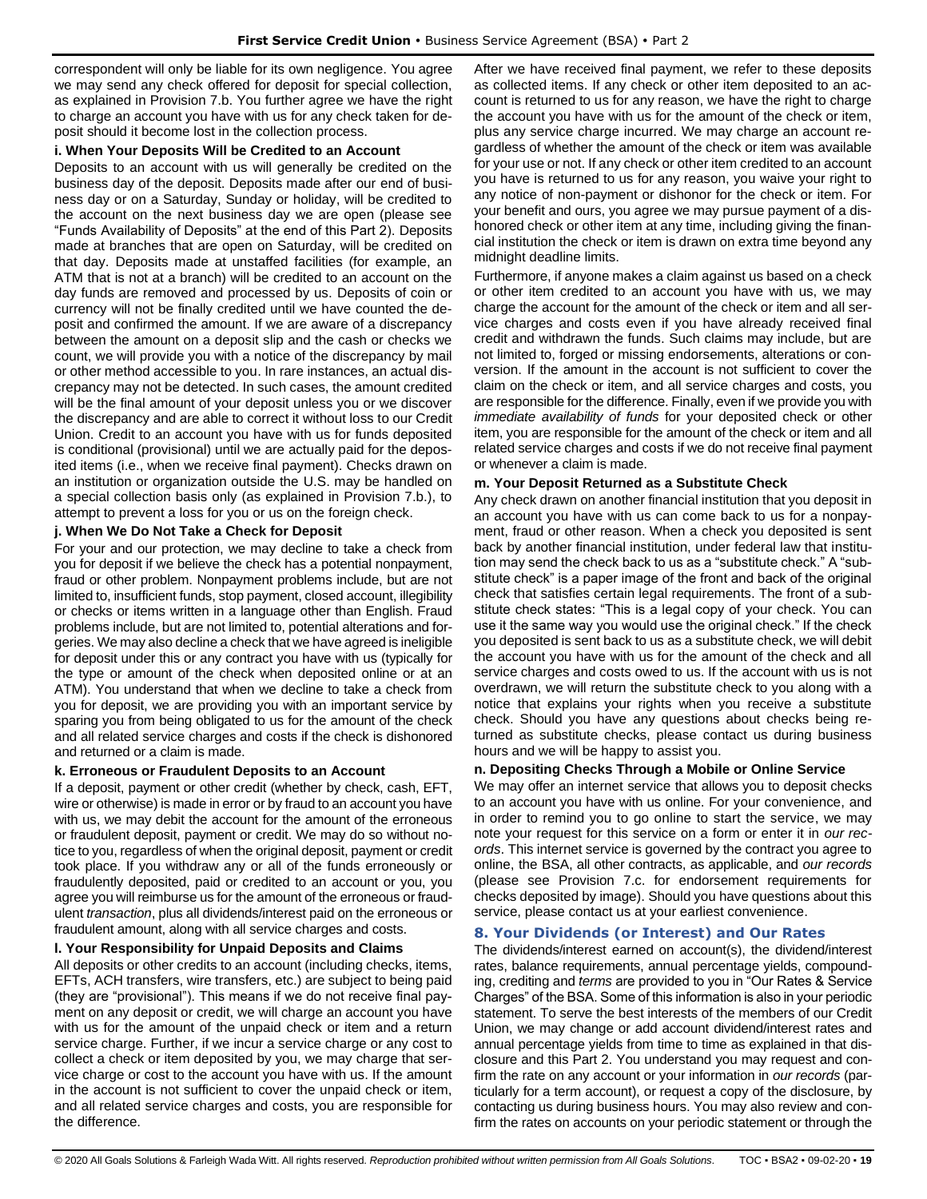correspondent will only be liable for its own negligence. You agree we may send any check offered for deposit for special collection, as explained in Provision 7.b. You further agree we have the right to charge an account you have with us for any check taken for deposit should it become lost in the collection process.

**i. When Your Deposits Will be Credited to an Account**

Deposits to an account with us will generally be credited on the business day of the deposit. Deposits made after our end of business day or on a Saturday, Sunday or holiday, will be credited to the account on the next business day we are open (please see "Funds Availability of Deposits" at the end of this Part 2). Deposits made at branches that are open on Saturday, will be credited on that day. Deposits made at unstaffed facilities (for example, an ATM that is not at a branch) will be credited to an account on the day funds are removed and processed by us. Deposits of coin or currency will not be finally credited until we have counted the deposit and confirmed the amount. If we are aware of a discrepancy between the amount on a deposit slip and the cash or checks we count, we will provide you with a notice of the discrepancy by mail or other method accessible to you. In rare instances, an actual discrepancy may not be detected. In such cases, the amount credited will be the final amount of your deposit unless you or we discover the discrepancy and are able to correct it without loss to our Credit Union. Credit to an account you have with us for funds deposited is conditional (provisional) until we are actually paid for the deposited items (i.e., when we receive final payment). Checks drawn on an institution or organization outside the U.S. may be handled on a special collection basis only (as explained in Provision 7.b.), to attempt to prevent a loss for you or us on the foreign check.

**j. When We Do Not Take a Check for Deposit**

For your and our protection, we may decline to take a check from you for deposit if we believe the check has a potential nonpayment, fraud or other problem. Nonpayment problems include, but are not limited to, insufficient funds, stop payment, closed account, illegibility or checks or items written in a language other than English. Fraud problems include, but are not limited to, potential alterations and forgeries. We may also decline a check that we have agreed is ineligible for deposit under this or any contract you have with us (typically for the type or amount of the check when deposited online or at an ATM). You understand that when we decline to take a check from you for deposit, we are providing you with an important service by sparing you from being obligated to us for the amount of the check and all related service charges and costs if the check is dishonored and returned or a claim is made.

**k. Erroneous or Fraudulent Deposits to an Account**

If a deposit, payment or other credit (whether by check, cash, EFT, wire or otherwise) is made in error or by fraud to an account you have with us, we may debit the account for the amount of the erroneous or fraudulent deposit, payment or credit. We may do so without notice to you, regardless of when the original deposit, payment or credit took place. If you withdraw any or all of the funds erroneously or fraudulently deposited, paid or credited to an account or you, you agree you will reimburse us for the amount of the erroneous or fraudulent *transaction*, plus all dividends/interest paid on the erroneous or fraudulent amount, along with all service charges and costs.

**l. Your Responsibility for Unpaid Deposits and Claims**

All deposits or other credits to an account (including checks, items, EFTs, ACH transfers, wire transfers, etc.) are subject to being paid (they are "provisional"). This means if we do not receive final payment on any deposit or credit, we will charge an account you have with us for the amount of the unpaid check or item and a return service charge. Further, if we incur a service charge or any cost to collect a check or item deposited by you, we may charge that service charge or cost to the account you have with us. If the amount in the account is not sufficient to cover the unpaid check or item, and all related service charges and costs, you are responsible for the difference.

After we have received final payment, we refer to these deposits as collected items. If any check or other item deposited to an account is returned to us for any reason, we have the right to charge the account you have with us for the amount of the check or item, plus any service charge incurred. We may charge an account regardless of whether the amount of the check or item was available for your use or not. If any check or other item credited to an account you have is returned to us for any reason, you waive your right to any notice of non-payment or dishonor for the check or item. For your benefit and ours, you agree we may pursue payment of a dishonored check or other item at any time, including giving the financial institution the check or item is drawn on extra time beyond any midnight deadline limits.

Furthermore, if anyone makes a claim against us based on a check or other item credited to an account you have with us, we may charge the account for the amount of the check or item and all service charges and costs even if you have already received final credit and withdrawn the funds. Such claims may include, but are not limited to, forged or missing endorsements, alterations or conversion. If the amount in the account is not sufficient to cover the claim on the check or item, and all service charges and costs, you are responsible for the difference. Finally, even if we provide you with *immediate availability of funds* for your deposited check or other item, you are responsible for the amount of the check or item and all related service charges and costs if we do not receive final payment or whenever a claim is made.

**m. Your Deposit Returned as a Substitute Check**

Any check drawn on another financial institution that you deposit in an account you have with us can come back to us for a nonpayment, fraud or other reason. When a check you deposited is sent back by another financial institution, under federal law that institution may send the check back to us as a "substitute check." A "substitute check" is a paper image of the front and back of the original check that satisfies certain legal requirements. The front of a substitute check states: "This is a legal copy of your check. You can use it the same way you would use the original check." If the check you deposited is sent back to us as a substitute check, we will debit the account you have with us for the amount of the check and all service charges and costs owed to us. If the account with us is not overdrawn, we will return the substitute check to you along with a notice that explains your rights when you receive a substitute check. Should you have any questions about checks being returned as substitute checks, please contact us during business hours and we will be happy to assist you.

**n. Depositing Checks Through a Mobile or Online Service**

We may offer an internet service that allows you to deposit checks to an account you have with us online. For your convenience, and in order to remind you to go online to start the service, we may note your request for this service on a form or enter it in *our records*. This internet service is governed by the contract you agree to online, the BSA, all other contracts, as applicable, and *our records* (please see Provision 7.c. for endorsement requirements for checks deposited by image). Should you have questions about this service, please contact us at your earliest convenience.

## 8. Your Dividends (or Interest) and Our Rates

The dividends/interest earned on account(s), the dividend/interest rates, balance requirements, annual percentage yields, compounding, crediting and *terms* are provided to you in "Our Rates & Service Charges" of the BSA. Some of this information is also in your periodic statement. To serve the best interests of the members of our Credit Union, we may change or add account dividend/interest rates and annual percentage yields from time to time as explained in that disclosure and this Part 2. You understand you may request and confirm the rate on any account or your information in *our records* (particularly for a term account), or request a copy of the disclosure, by contacting us during business hours. You may also review and confirm the rates on accounts on your periodic statement or through the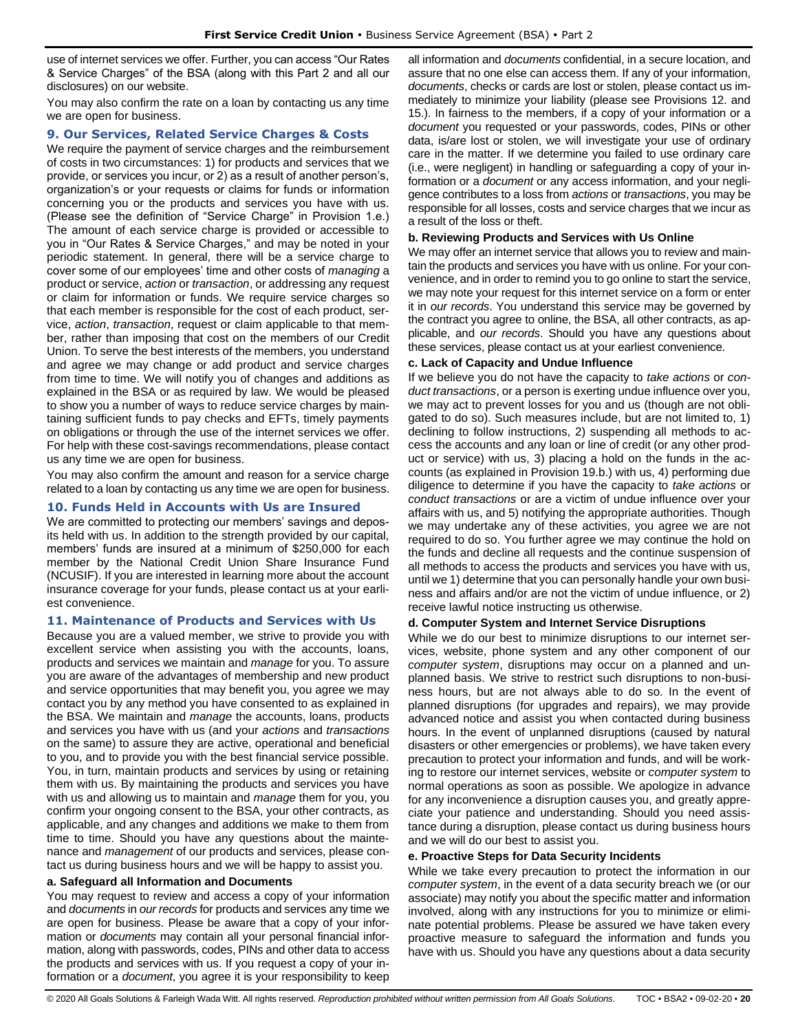use of internet services we offer. Further, you can access "Our Rates & Service Charges" of the BSA (along with this Part 2 and all our disclosures) on our website.

You may also confirm the rate on a loan by contacting us any time we are open for business.

## 9. Our Services, Related Service Charges & Costs

We require the payment of service charges and the reimbursement of costs in two circumstances: 1) for products and services that we provide, or services you incur, or 2) as a result of another person's, organization's or your requests or claims for funds or information concerning you or the products and services you have with us. (Please see the definition of "Service Charge" in Provision 1.e.) The amount of each service charge is provided or accessible to you in "Our Rates & Service Charges," and may be noted in your periodic statement. In general, there will be a service charge to cover some of our employees' time and other costs of *managing* a product or service, *action* or *transaction*, or addressing any request or claim for information or funds. We require service charges so that each member is responsible for the cost of each product, service, *action*, *transaction*, request or claim applicable to that member, rather than imposing that cost on the members of our Credit Union. To serve the best interests of the members, you understand and agree we may change or add product and service charges from time to time. We will notify you of changes and additions as explained in the BSA or as required by law. We would be pleased to show you a number of ways to reduce service charges by maintaining sufficient funds to pay checks and EFTs, timely payments on obligations or through the use of the internet services we offer. For help with these cost-savings recommendations, please contact us any time we are open for business.

You may also confirm the amount and reason for a service charge related to a loan by contacting us any time we are open for business.

## 10. Funds Held in Accounts with Us are Insured

We are committed to protecting our members' savings and deposits held with us. In addition to the strength provided by our capital, members' funds are insured at a minimum of $250,000 for each member by the National Credit Union Share Insurance Fund (NCUSIF). If you are interested in learning more about the account insurance coverage for your funds, please contact us at your earliest convenience.

## 11. Maintenance of Products and Services with Us

Because you are a valued member, we strive to provide you with excellent service when assisting you with the accounts, loans, products and services we maintain and *manage* for you. To assure you are aware of the advantages of membership and new product and service opportunities that may benefit you, you agree we may contact you by any method you have consented to as explained in the BSA. We maintain and *manage* the accounts, loans, products and services you have with us (and your *actions* and *transactions* on the same) to assure they are active, operational and beneficial to you, and to provide you with the best financial service possible. You, in turn, maintain products and services by using or retaining them with us. By maintaining the products and services you have with us and allowing us to maintain and *manage* them for you, you confirm your ongoing consent to the BSA, your other contracts, as applicable, and any changes and additions we make to them from time to time. Should you have any questions about the maintenance and *management* of our products and services, please contact us during business hours and we will be happy to assist you.

### a. Safeguard all Information and Documents

You may request to review and access a copy of your information and *documents* in *our records* for products and services any time we are open for business. Please be aware that a copy of your information or *documents* may contain all your personal financial information, along with passwords, codes, PINs and other data to access the products and services with us. If you request a copy of your information or a *document*, you agree it is your responsibility to keep all information and *documents* confidential, in a secure location, and assure that no one else can access them. If any of your information, *documents*, checks or cards are lost or stolen, please contact us immediately to minimize your liability (please see Provisions 12. and 15.). In fairness to the members, if a copy of your information or a *document* you requested or your passwords, codes, PINs or other data, is/are lost or stolen, we will investigate your use of ordinary care in the matter. If we determine you failed to use ordinary care (i.e., were negligent) in handling or safeguarding a copy of your information or a *document* or any access information, and your negligence contributes to a loss from *actions* or *transactions*, you may be responsible for all losses, costs and service charges that we incur as a result of the loss or theft.

### b. Reviewing Products and Services with Us Online

We may offer an internet service that allows you to review and maintain the products and services you have with us online. For your convenience, and in order to remind you to go online to start the service, we may note your request for this internet service on a form or enter it in *our records*. You understand this service may be governed by the contract you agree to online, the BSA, all other contracts, as applicable, and *our records*. Should you have any questions about these services, please contact us at your earliest convenience.

### c. Lack of Capacity and Undue Influence

If we believe you do not have the capacity to *take actions* or *conduct transactions*, or a person is exerting undue influence over you, we may act to prevent losses for you and us (though are not obligated to do so). Such measures include, but are not limited to, 1) declining to follow instructions, 2) suspending all methods to access the accounts and any loan or line of credit (or any other product or service) with us, 3) placing a hold on the funds in the accounts (as explained in Provision 19.b.) with us, 4) performing due diligence to determine if you have the capacity to *take actions* or *conduct transactions* or are a victim of undue influence over your affairs with us, and 5) notifying the appropriate authorities. Though we may undertake any of these activities, you agree we are not required to do so. You further agree we may continue the hold on the funds and decline all requests and the continue suspension of all methods to access the products and services you have with us, until we 1) determine that you can personally handle your own business and affairs and/or are not the victim of undue influence, or 2) receive lawful notice instructing us otherwise.

### d. Computer System and Internet Service Disruptions

While we do our best to minimize disruptions to our internet services, website, phone system and any other component of our *computer system*, disruptions may occur on a planned and unplanned basis. We strive to restrict such disruptions to non-business hours, but are not always able to do so. In the event of planned disruptions (for upgrades and repairs), we may provide advanced notice and assist you when contacted during business hours. In the event of unplanned disruptions (caused by natural disasters or other emergencies or problems), we have taken every precaution to protect your information and funds, and will be working to restore our internet services, website or *computer system* to normal operations as soon as possible. We apologize in advance for any inconvenience a disruption causes you, and greatly appreciate your patience and understanding. Should you need assistance during a disruption, please contact us during business hours and we will do our best to assist you.

### e. Proactive Steps for Data Security Incidents

While we take every precaution to protect the information in our *computer system*, in the event of a data security breach we (or our associate) may notify you about the specific matter and information involved, along with any instructions for you to minimize or eliminate potential problems. Please be assured we have taken every proactive measure to safeguard the information and funds you have with us. Should you have any questions about a data security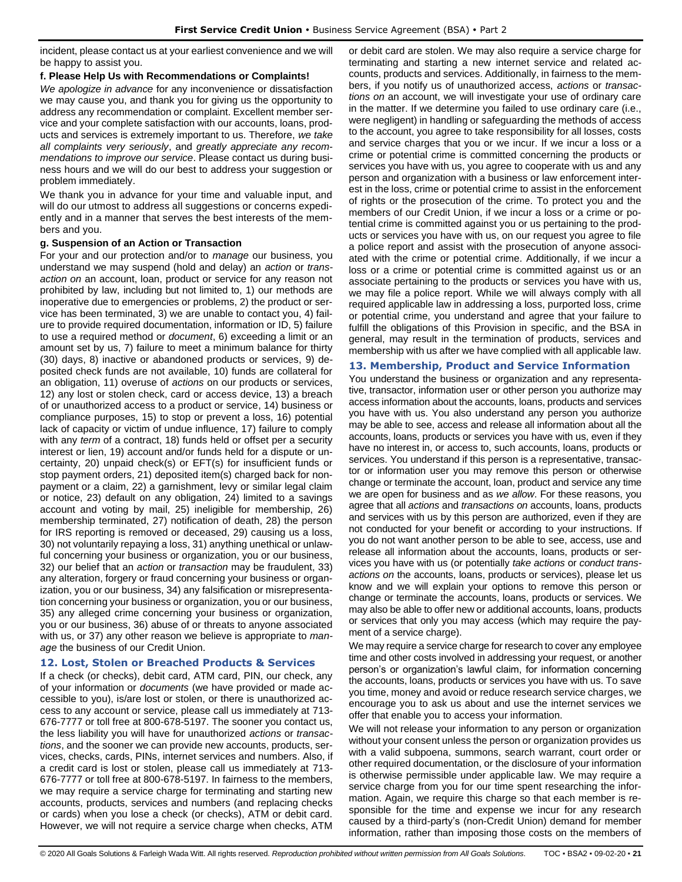incident, please contact us at your earliest convenience and we will be happy to assist you.

**f. Please Help Us with Recommendations or Complaints!**

*We apologize in advance* for any inconvenience or dissatisfaction we may cause you, and thank you for giving us the opportunity to address any recommendation or complaint. Excellent member service and your complete satisfaction with our accounts, loans, products and services is extremely important to us. Therefore, *we take all complaints very seriously*, and *greatly appreciate any recommendations to improve our service*. Please contact us during business hours and we will do our best to address your suggestion or problem immediately.

We thank you in advance for your time and valuable input, and will do our utmost to address all suggestions or concerns expediently and in a manner that serves the best interests of the members and you.

**g. Suspension of an Action or Transaction**

For your and our protection and/or to *manage* our business, you understand we may suspend (hold and delay) an *action* or *transaction on* an account, loan, product or service for any reason not prohibited by law, including but not limited to, 1) our methods are inoperative due to emergencies or problems, 2) the product or service has been terminated, 3) we are unable to contact you, 4) failure to provide required documentation, information or ID, 5) failure to use a required method or *document*, 6) exceeding a limit or an amount set by us, 7) failure to meet a minimum balance for thirty (30) days, 8) inactive or abandoned products or services, 9) deposited check funds are not available, 10) funds are collateral for an obligation, 11) overuse of *actions* on our products or services, 12) any lost or stolen check, card or access device, 13) a breach of or unauthorized access to a product or service, 14) business or compliance purposes, 15) to stop or prevent a loss, 16) potential lack of capacity or victim of undue influence, 17) failure to comply with any *term* of a contract, 18) funds held or offset per a security interest or lien, 19) account and/or funds held for a dispute or uncertainty, 20) unpaid check(s) or EFT(s) for insufficient funds or stop payment orders, 21) deposited item(s) charged back for nonpayment or a claim, 22) a garnishment, levy or similar legal claim or notice, 23) default on any obligation, 24) limited to a savings account and voting by mail, 25) ineligible for membership, 26) membership terminated, 27) notification of death, 28) the person for IRS reporting is removed or deceased, 29) causing us a loss, 30) not voluntarily repaying a loss, 31) anything unethical or unlawful concerning your business or organization, you or our business, 32) our belief that an *action* or *transaction* may be fraudulent, 33) any alteration, forgery or fraud concerning your business or organization, you or our business, 34) any falsification or misrepresentation concerning your business or organization, you or our business, 35) any alleged crime concerning your business or organization, you or our business, 36) abuse of or threats to anyone associated with us, or 37) any other reason we believe is appropriate to *manage* the business of our Credit Union.

## 12. Lost, Stolen or Breached Products & Services

If a check (or checks), debit card, ATM card, PIN, our check, any of your information or *documents* (we have provided or made accessible to you), is/are lost or stolen, or there is unauthorized access to any account or service, please call us immediately at 713-676-7777 or toll free at 800-678-5197. The sooner you contact us, the less liability you will have for unauthorized *actions* or *transactions*, and the sooner we can provide new accounts, products, services, checks, cards, PINs, internet services and numbers. Also, if a credit card is lost or stolen, please call us immediately at 713-676-7777 or toll free at 800-678-5197. In fairness to the members, we may require a service charge for terminating and starting new accounts, products, services and numbers (and replacing checks or cards) when you lose a check (or checks), ATM or debit card. However, we will not require a service charge when checks, ATM or debit card are stolen. We may also require a service charge for terminating and starting a new internet service and related accounts, products and services. Additionally, in fairness to the members, if you notify us of unauthorized access, *actions* or *transactions on* an account, we will investigate your use of ordinary care in the matter. If we determine you failed to use ordinary care (i.e., were negligent) in handling or safeguarding the methods of access to the account, you agree to take responsibility for all losses, costs and service charges that you or we incur. If we incur a loss or a crime or potential crime is committed concerning the products or services you have with us, you agree to cooperate with us and any person and organization with a business or law enforcement interest in the loss, crime or potential crime to assist in the enforcement of rights or the prosecution of the crime. To protect you and the members of our Credit Union, if we incur a loss or a crime or potential crime is committed against you or us pertaining to the products or services you have with us, on our request you agree to file a police report and assist with the prosecution of anyone associated with the crime or potential crime. Additionally, if we incur a loss or a crime or potential crime is committed against us or an associate pertaining to the products or services you have with us, we may file a police report. While we will always comply with all required applicable law in addressing a loss, purported loss, crime or potential crime, you understand and agree that your failure to fulfill the obligations of this Provision in specific, and the BSA in general, may result in the termination of products, services and membership with us after we have complied with all applicable law.

## 13. Membership, Product and Service Information

You understand the business or organization and any representative, transactor, information user or other person you authorize may access information about the accounts, loans, products and services you have with us. You also understand any person you authorize may be able to see, access and release all information about all the accounts, loans, products or services you have with us, even if they have no interest in, or access to, such accounts, loans, products or services. You understand if this person is a representative, transactor or information user you may remove this person or otherwise change or terminate the account, loan, product and service any time we are open for business and as *we allow*. For these reasons, you agree that all *actions* and *transactions on* accounts, loans, products and services with us by this person are authorized, even if they are not conducted for your benefit or according to your instructions. If you do not want another person to be able to see, access, use and release all information about the accounts, loans, products or services you have with us (or potentially *take actions* or *conduct transactions on* the accounts, loans, products or services), please let us know and we will explain your options to remove this person or change or terminate the accounts, loans, products or services. We may also be able to offer new or additional accounts, loans, products or services that only you may access (which may require the payment of a service charge).

We may require a service charge for research to cover any employee time and other costs involved in addressing your request, or another person's or organization's lawful claim, for information concerning the accounts, loans, products or services you have with us. To save you time, money and avoid or reduce research service charges, we encourage you to ask us about and use the internet services we offer that enable you to access your information.

We will not release your information to any person or organization without your consent unless the person or organization provides us with a valid subpoena, summons, search warrant, court order or other required documentation, or the disclosure of your information is otherwise permissible under applicable law. We may require a service charge from you for our time spent researching the information. Again, we require this charge so that each member is responsible for the time and expense we incur for any research caused by a third-party's (non-Credit Union) demand for member information, rather than imposing those costs on the members of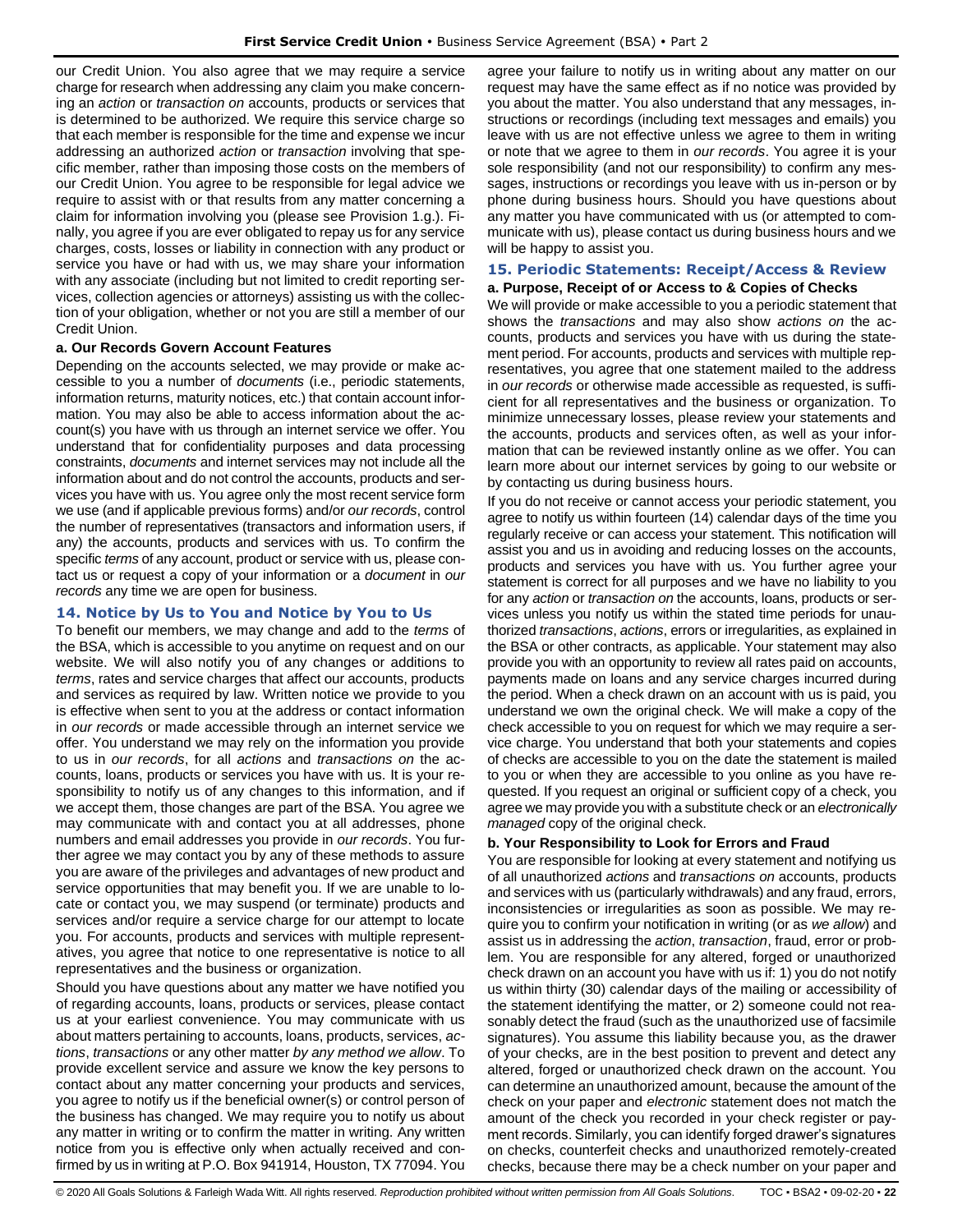our Credit Union. You also agree that we may require a service charge for research when addressing any claim you make concerning an *action* or *transaction on* accounts, products or services that is determined to be authorized. We require this service charge so that each member is responsible for the time and expense we incur addressing an authorized *action* or *transaction* involving that specific member, rather than imposing those costs on the members of our Credit Union. You agree to be responsible for legal advice we require to assist with or that results from any matter concerning a claim for information involving you (please see Provision 1.g.). Finally, you agree if you are ever obligated to repay us for any service charges, costs, losses or liability in connection with any product or service you have or had with us, we may share your information with any associate (including but not limited to credit reporting services, collection agencies or attorneys) assisting us with the collection of your obligation, whether or not you are still a member of our Credit Union.

**a. Our Records Govern Account Features**

Depending on the accounts selected, we may provide or make accessible to you a number of *documents* (i.e., periodic statements, information returns, maturity notices, etc.) that contain account information. You may also be able to access information about the account(s) you have with us through an internet service we offer. You understand that for confidentiality purposes and data processing constraints, *documents* and internet services may not include all the information about and do not control the accounts, products and services you have with us. You agree only the most recent service form we use (and if applicable previous forms) and/or *our records*, control the number of representatives (transactors and information users, if any) the accounts, products and services with us. To confirm the specific *terms* of any account, product or service with us, please contact us or request a copy of your information or a *document* in *our records* any time we are open for business.

## 14. Notice by Us to You and Notice by You to Us

To benefit our members, we may change and add to the *terms* of the BSA, which is accessible to you anytime on request and on our website. We will also notify you of any changes or additions to *terms*, rates and service charges that affect our accounts, products and services as required by law. Written notice we provide to you is effective when sent to you at the address or contact information in *our records* or made accessible through an internet service we offer. You understand we may rely on the information you provide to us in *our records*, for all *actions* and *transactions on* the accounts, loans, products or services you have with us. It is your responsibility to notify us of any changes to this information, and if we accept them, those changes are part of the BSA. You agree we may communicate with and contact you at all addresses, phone numbers and email addresses you provide in *our records*. You further agree we may contact you by any of these methods to assure you are aware of the privileges and advantages of new product and service opportunities that may benefit you. If we are unable to locate or contact you, we may suspend (or terminate) products and services and/or require a service charge for our attempt to locate you. For accounts, products and services with multiple representatives, you agree that notice to one representative is notice to all representatives and the business or organization.

Should you have questions about any matter we have notified you of regarding accounts, loans, products or services, please contact us at your earliest convenience. You may communicate with us about matters pertaining to accounts, loans, products, services, *actions*, *transactions* or any other matter *by any method we allow*. To provide excellent service and assure we know the key persons to contact about any matter concerning your products and services, you agree to notify us if the beneficial owner(s) or control person of the business has changed. We may require you to notify us about any matter in writing or to confirm the matter in writing. Any written notice from you is effective only when actually received and confirmed by us in writing at P.O. Box 941914, Houston, TX 77094. You agree your failure to notify us in writing about any matter on our request may have the same effect as if no notice was provided by you about the matter. You also understand that any messages, instructions or recordings (including text messages and emails) you leave with us are not effective unless we agree to them in writing or note that we agree to them in *our records*. You agree it is your sole responsibility (and not our responsibility) to confirm any messages, instructions or recordings you leave with us in-person or by phone during business hours. Should you have questions about any matter you have communicated with us (or attempted to communicate with us), please contact us during business hours and we will be happy to assist you.

## 15. Periodic Statements: Receipt/Access & Review

**a. Purpose, Receipt of or Access to & Copies of Checks**

We will provide or make accessible to you a periodic statement that shows the *transactions* and may also show *actions on* the accounts, products and services you have with us during the statement period. For accounts, products and services with multiple representatives, you agree that one statement mailed to the address in *our records* or otherwise made accessible as requested, is sufficient for all representatives and the business or organization. To minimize unnecessary losses, please review your statements and the accounts, products and services often, as well as your information that can be reviewed instantly online as we offer. You can learn more about our internet services by going to our website or by contacting us during business hours.

If you do not receive or cannot access your periodic statement, you agree to notify us within fourteen (14) calendar days of the time you regularly receive or can access your statement. This notification will assist you and us in avoiding and reducing losses on the accounts, products and services you have with us. You further agree your statement is correct for all purposes and we have no liability to you for any *action* or *transaction on* the accounts, loans, products or services unless you notify us within the stated time periods for unauthorized *transactions*, *actions*, errors or irregularities, as explained in the BSA or other contracts, as applicable. Your statement may also provide you with an opportunity to review all rates paid on accounts, payments made on loans and any service charges incurred during the period. When a check drawn on an account with us is paid, you understand we own the original check. We will make a copy of the check accessible to you on request for which we may require a service charge. You understand that both your statements and copies of checks are accessible to you on the date the statement is mailed to you or when they are accessible to you online as you have requested. If you request an original or sufficient copy of a check, you agree we may provide you with a substitute check or an *electronically managed* copy of the original check.

**b. Your Responsibility to Look for Errors and Fraud**

You are responsible for looking at every statement and notifying us of all unauthorized *actions* and *transactions on* accounts, products and services with us (particularly withdrawals) and any fraud, errors, inconsistencies or irregularities as soon as possible. We may require you to confirm your notification in writing (or as *we allow*) and assist us in addressing the *action*, *transaction*, fraud, error or problem. You are responsible for any altered, forged or unauthorized check drawn on an account you have with us if: 1) you do not notify us within thirty (30) calendar days of the mailing or accessibility of the statement identifying the matter, or 2) someone could not reasonably detect the fraud (such as the unauthorized use of facsimile signatures). You assume this liability because you, as the drawer of your checks, are in the best position to prevent and detect any altered, forged or unauthorized check drawn on the account. You can determine an unauthorized amount, because the amount of the check on your paper and *electronic* statement does not match the amount of the check you recorded in your check register or payment records. Similarly, you can identify forged drawer's signatures on checks, counterfeit checks and unauthorized remotely-created checks, because there may be a check number on your paper and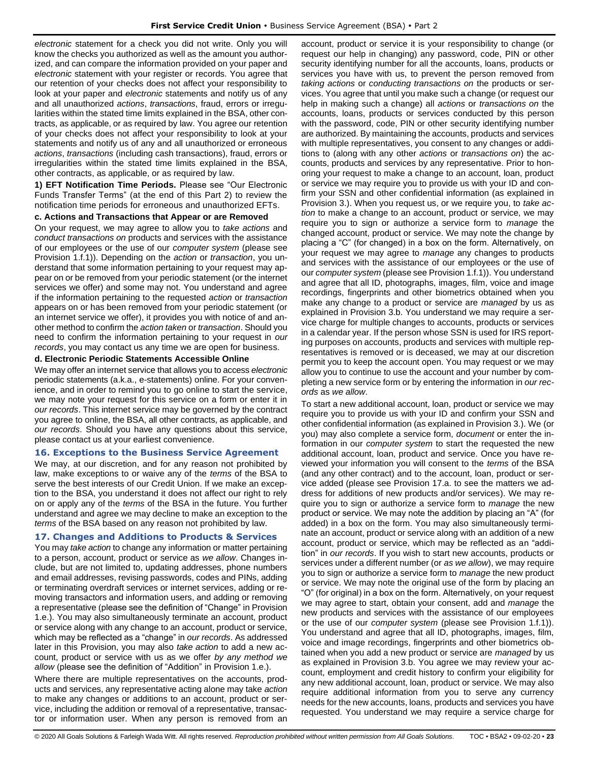*electronic* statement for a check you did not write. Only you will know the checks you authorized as well as the amount you authorized, and can compare the information provided on your paper and *electronic* statement with your register or records. You agree that our retention of your checks does not affect your responsibility to look at your paper and *electronic* statements and notify us of any and all unauthorized *actions*, *transactions*, fraud, errors or irregularities within the stated time limits explained in the BSA, other contracts, as applicable, or as required by law. You agree our retention of your checks does not affect your responsibility to look at your statements and notify us of any and all unauthorized or erroneous *actions*, *transactions* (including cash transactions), fraud, errors or irregularities within the stated time limits explained in the BSA, other contracts, as applicable, or as required by law.

**1) EFT Notification Time Periods.** Please see "Our Electronic Funds Transfer Terms" (at the end of this Part 2) to review the notification time periods for erroneous and unauthorized EFTs.

**c. Actions and Transactions that Appear or are Removed**

On your request, we may agree to allow you to *take actions* and *conduct transactions on* products and services with the assistance of our employees or the use of our *computer system* (please see Provision 1.f.1)). Depending on the *action* or *transaction*, you understand that some information pertaining to your request may appear on or be removed from your periodic statement (or the internet services we offer) and some may not. You understand and agree if the information pertaining to the requested *action* or *transaction* appears on or has been removed from your periodic statement (or an internet service we offer), it provides you with notice of and another method to confirm the *action taken* or *transaction*. Should you need to confirm the information pertaining to your request in *our records*, you may contact us any time we are open for business.

**d. Electronic Periodic Statements Accessible Online**

We may offer an internet service that allows you to access *electronic* periodic statements (a.k.a., e-statements) online. For your convenience, and in order to remind you to go online to start the service, we may note your request for this service on a form or enter it in *our records*. This internet service may be governed by the contract you agree to online, the BSA, all other contracts, as applicable, and *our records*. Should you have any questions about this service, please contact us at your earliest convenience.

## 16. Exceptions to the Business Service Agreement

We may, at our discretion, and for any reason not prohibited by law, make exceptions to or waive any of the *terms* of the BSA to serve the best interests of our Credit Union. If we make an exception to the BSA, you understand it does not affect our right to rely on or apply any of the *terms* of the BSA in the future. You further understand and agree we may decline to make an exception to the *terms* of the BSA based on any reason not prohibited by law.

## 17. Changes and Additions to Products & Services

You may *take action* to change any information or matter pertaining to a person, account, product or service as *we allow*. Changes include, but are not limited to, updating addresses, phone numbers and email addresses, revising passwords, codes and PINs, adding or terminating overdraft services or internet services, adding or removing transactors and information users, and adding or removing a representative (please see the definition of "Change" in Provision 1.e.). You may also simultaneously terminate an account, product or service along with any change to an account, product or service, which may be reflected as a "change" in *our records*. As addressed later in this Provision, you may also *take action* to add a new account, product or service with us as we offer *by any method we allow* (please see the definition of "Addition" in Provision 1.e.).

Where there are multiple representatives on the accounts, products and services, any representative acting alone may take *action* to make any changes or additions to an account, product or service, including the addition or removal of a representative, transactor or information user. When any person is removed from an account, product or service it is your responsibility to change (or request our help in changing) any password, code, PIN or other security identifying number for all the accounts, loans, products or services you have with us, to prevent the person removed from *taking actions* or *conducting transactions on* the products or services. You agree that until you make such a change (or request our help in making such a change) all *actions* or *transactions on* the accounts, loans, products or services conducted by this person with the password, code, PIN or other security identifying number are authorized. By maintaining the accounts, products and services with multiple representatives, you consent to any changes or additions to (along with any other *actions* or *transactions on*) the accounts, products and services by any representative. Prior to honoring your request to make a change to an account, loan, product or service we may require you to provide us with your ID and confirm your SSN and other confidential information (as explained in Provision 3.). When you request us, or we require you, to *take action* to make a change to an account, product or service, we may require you to sign or authorize a service form to *manage* the changed account, product or service. We may note the change by placing a "C" (for changed) in a box on the form. Alternatively, on your request we may agree to *manage* any changes to products and services with the assistance of our employees or the use of our *computer system* (please see Provision 1.f.1)). You understand and agree that all ID, photographs, images, film, voice and image recordings, fingerprints and other biometrics obtained when you make any change to a product or service are *managed* by us as explained in Provision 3.b. You understand we may require a service charge for multiple changes to accounts, products or services in a calendar year. If the person whose SSN is used for IRS reporting purposes on accounts, products and services with multiple representatives is removed or is deceased, we may at our discretion permit you to keep the account open. You may request or we may allow you to continue to use the account and your number by completing a new service form or by entering the information in *our records* as *we allow*.

To start a new additional account, loan, product or service we may require you to provide us with your ID and confirm your SSN and other confidential information (as explained in Provision 3.). We (or you) may also complete a service form, *document* or enter the information in our *computer system* to start the requested the new additional account, loan, product and service. Once you have reviewed your information you will consent to the *terms* of the BSA (and any other contract) and to the account, loan, product or service added (please see Provision 17.a. to see the matters we address for additions of new products and/or services). We may require you to sign or authorize a service form to *manage* the new product or service. We may note the addition by placing an "A" (for added) in a box on the form. You may also simultaneously terminate an account, product or service along with an addition of a new account, product or service, which may be reflected as an "addition" in *our records*. If you wish to start new accounts, products or services under a different number (or *as we allow*), we may require you to sign or authorize a service form to *manage* the new product or service. We may note the original use of the form by placing an "O" (for original) in a box on the form. Alternatively, on your request we may agree to start, obtain your consent, add and *manage* the new products and services with the assistance of our employees or the use of our *computer system* (please see Provision 1.f.1)). You understand and agree that all ID, photographs, images, film, voice and image recordings, fingerprints and other biometrics obtained when you add a new product or service are *managed* by us as explained in Provision 3.b. You agree we may review your account, employment and credit history to confirm your eligibility for any new additional account, loan, product or service. We may also require additional information from you to serve any currency needs for the new accounts, loans, products and services you have requested. You understand we may require a service charge for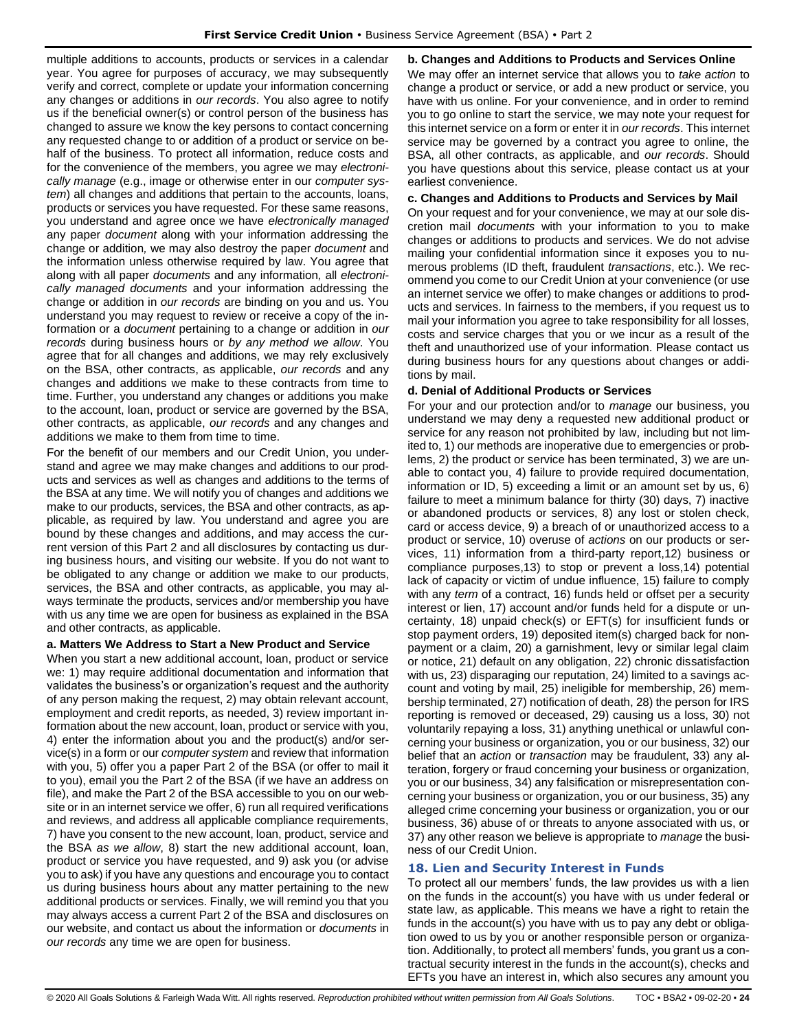multiple additions to accounts, products or services in a calendar year. You agree for purposes of accuracy, we may subsequently verify and correct, complete or update your information concerning any changes or additions in *our records*. You also agree to notify us if the beneficial owner(s) or control person of the business has changed to assure we know the key persons to contact concerning any requested change to or addition of a product or service on behalf of the business. To protect all information, reduce costs and for the convenience of the members, you agree we may *electronically manage* (e.g., image or otherwise enter in our *computer system*) all changes and additions that pertain to the accounts, loans, products or services you have requested. For these same reasons, you understand and agree once we have *electronically managed* any paper *document* along with your information addressing the change or addition*,* we may also destroy the paper *document* and the information unless otherwise required by law. You agree that along with all paper *documents* and any information*,* all *electronically managed documents* and your information addressing the change or addition in *our records* are binding on you and us*.* You understand you may request to review or receive a copy of the information or a *document* pertaining to a change or addition in *our records* during business hours or *by any method we allow*. You agree that for all changes and additions, we may rely exclusively on the BSA, other contracts, as applicable, *our records* and any changes and additions we make to these contracts from time to time. Further, you understand any changes or additions you make to the account, loan, product or service are governed by the BSA, other contracts, as applicable, *our records* and any changes and additions we make to them from time to time.

For the benefit of our members and our Credit Union, you understand and agree we may make changes and additions to our products and services as well as changes and additions to the terms of the BSA at any time. We will notify you of changes and additions we make to our products, services, the BSA and other contracts, as applicable, as required by law. You understand and agree you are bound by these changes and additions, and may access the current version of this Part 2 and all disclosures by contacting us during business hours, and visiting our website. If you do not want to be obligated to any change or addition we make to our products, services, the BSA and other contracts, as applicable, you may always terminate the products, services and/or membership you have with us any time we are open for business as explained in the BSA and other contracts, as applicable.

**a. Matters We Address to Start a New Product and Service**

When you start a new additional account, loan, product or service we: 1) may require additional documentation and information that validates the business's or organization's request and the authority of any person making the request, 2) may obtain relevant account, employment and credit reports, as needed, 3) review important information about the new account, loan, product or service with you, 4) enter the information about you and the product(s) and/or service(s) in a form or our *computer system* and review that information with you, 5) offer you a paper Part 2 of the BSA (or offer to mail it to you), email you the Part 2 of the BSA (if we have an address on file), and make the Part 2 of the BSA accessible to you on our website or in an internet service we offer, 6) run all required verifications and reviews, and address all applicable compliance requirements, 7) have you consent to the new account, loan, product, service and the BSA *as we allow*, 8) start the new additional account, loan, product or service you have requested, and 9) ask you (or advise you to ask) if you have any questions and encourage you to contact us during business hours about any matter pertaining to the new additional products or services. Finally, we will remind you that you may always access a current Part 2 of the BSA and disclosures on our website, and contact us about the information or *documents* in *our records* any time we are open for business.

**b. Changes and Additions to Products and Services Online**

We may offer an internet service that allows you to *take action* to change a product or service, or add a new product or service, you have with us online. For your convenience, and in order to remind you to go online to start the service, we may note your request for this internet service on a form or enter it in *our records*. This internet service may be governed by a contract you agree to online, the BSA, all other contracts, as applicable, and *our records*. Should you have questions about this service, please contact us at your earliest convenience.

**c. Changes and Additions to Products and Services by Mail**

On your request and for your convenience, we may at our sole discretion mail *documents* with your information to you to make changes or additions to products and services. We do not advise mailing your confidential information since it exposes you to numerous problems (ID theft, fraudulent *transactions*, etc.). We recommend you come to our Credit Union at your convenience (or use an internet service we offer) to make changes or additions to products and services. In fairness to the members, if you request us to mail your information you agree to take responsibility for all losses, costs and service charges that you or we incur as a result of the theft and unauthorized use of your information. Please contact us during business hours for any questions about changes or additions by mail.

**d. Denial of Additional Products or Services**

For your and our protection and/or to *manage* our business, you understand we may deny a requested new additional product or service for any reason not prohibited by law, including but not limited to, 1) our methods are inoperative due to emergencies or problems, 2) the product or service has been terminated, 3) we are unable to contact you, 4) failure to provide required documentation, information or ID, 5) exceeding a limit or an amount set by us, 6) failure to meet a minimum balance for thirty (30) days, 7) inactive or abandoned products or services, 8) any lost or stolen check, card or access device, 9) a breach of or unauthorized access to a product or service, 10) overuse of *actions* on our products or services, 11) information from a third-party report,12) business or compliance purposes,13) to stop or prevent a loss,14) potential lack of capacity or victim of undue influence, 15) failure to comply with any *term* of a contract, 16) funds held or offset per a security interest or lien, 17) account and/or funds held for a dispute or uncertainty, 18) unpaid check(s) or EFT(s) for insufficient funds or stop payment orders, 19) deposited item(s) charged back for nonpayment or a claim, 20) a garnishment, levy or similar legal claim or notice, 21) default on any obligation, 22) chronic dissatisfaction with us, 23) disparaging our reputation, 24) limited to a savings account and voting by mail, 25) ineligible for membership, 26) membership terminated, 27) notification of death, 28) the person for IRS reporting is removed or deceased, 29) causing us a loss, 30) not voluntarily repaying a loss, 31) anything unethical or unlawful concerning your business or organization, you or our business, 32) our belief that an *action* or *transaction* may be fraudulent, 33) any alteration, forgery or fraud concerning your business or organization, you or our business, 34) any falsification or misrepresentation concerning your business or organization, you or our business, 35) any alleged crime concerning your business or organization, you or our business, 36) abuse of or threats to anyone associated with us, or 37) any other reason we believe is appropriate to *manage* the business of our Credit Union.

## 18. Lien and Security Interest in Funds

To protect all our members' funds, the law provides us with a lien on the funds in the account(s) you have with us under federal or state law, as applicable. This means we have a right to retain the funds in the account(s) you have with us to pay any debt or obligation owed to us by you or another responsible person or organization. Additionally, to protect all members' funds, you grant us a contractual security interest in the funds in the account(s), checks and EFTs you have an interest in, which also secures any amount you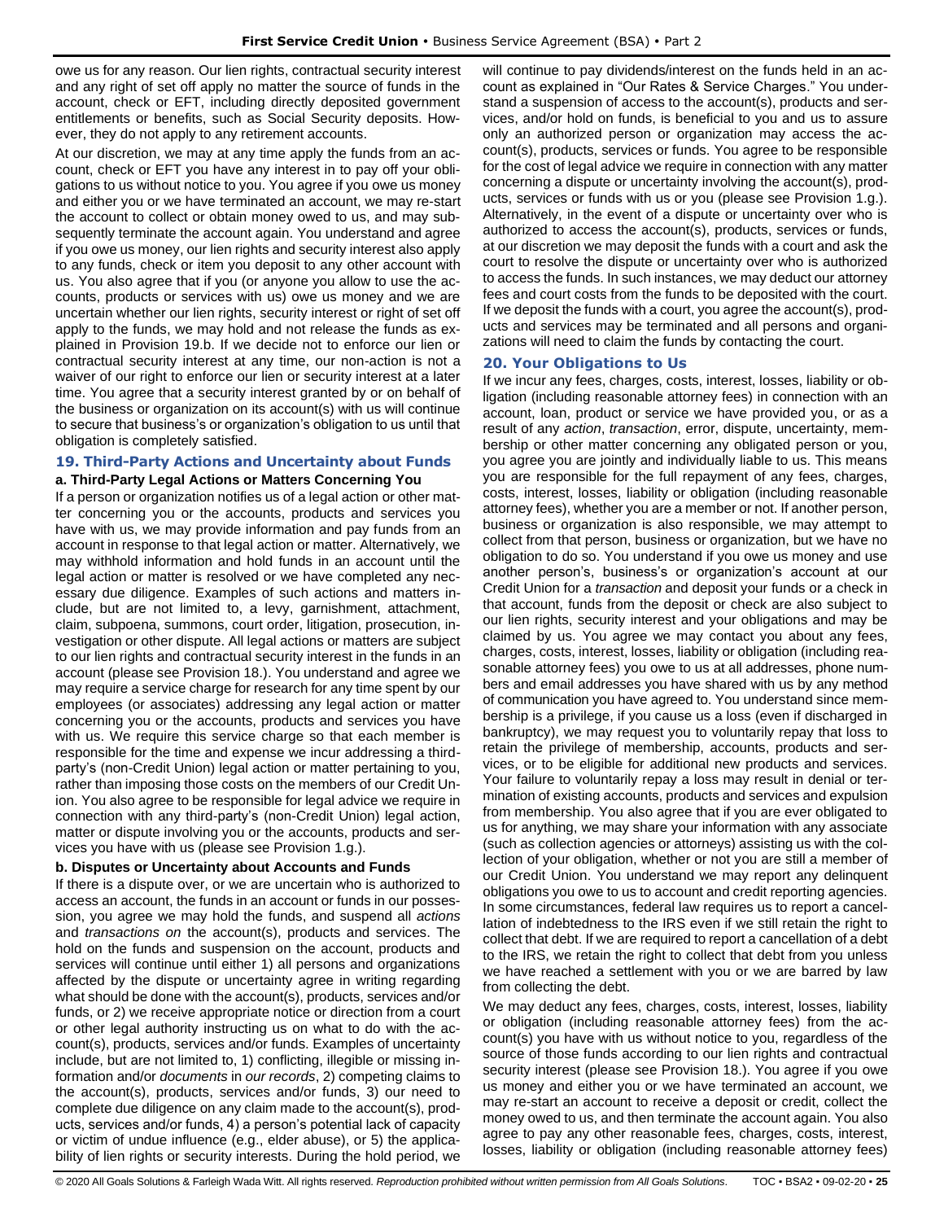owe us for any reason. Our lien rights, contractual security interest and any right of set off apply no matter the source of funds in the account, check or EFT, including directly deposited government entitlements or benefits, such as Social Security deposits. However, they do not apply to any retirement accounts.

At our discretion, we may at any time apply the funds from an account, check or EFT you have any interest in to pay off your obligations to us without notice to you. You agree if you owe us money and either you or we have terminated an account, we may re-start the account to collect or obtain money owed to us, and may subsequently terminate the account again. You understand and agree if you owe us money, our lien rights and security interest also apply to any funds, check or item you deposit to any other account with us. You also agree that if you (or anyone you allow to use the accounts, products or services with us) owe us money and we are uncertain whether our lien rights, security interest or right of set off apply to the funds, we may hold and not release the funds as explained in Provision 19.b. If we decide not to enforce our lien or contractual security interest at any time, our non-action is not a waiver of our right to enforce our lien or security interest at a later time. You agree that a security interest granted by or on behalf of the business or organization on its account(s) with us will continue to secure that business's or organization's obligation to us until that obligation is completely satisfied.

## 19. Third-Party Actions and Uncertainty about Funds

### a. Third-Party Legal Actions or Matters Concerning You

If a person or organization notifies us of a legal action or other matter concerning you or the accounts, products and services you have with us, we may provide information and pay funds from an account in response to that legal action or matter. Alternatively, we may withhold information and hold funds in an account until the legal action or matter is resolved or we have completed any necessary due diligence. Examples of such actions and matters include, but are not limited to, a levy, garnishment, attachment, claim, subpoena, summons, court order, litigation, prosecution, investigation or other dispute. All legal actions or matters are subject to our lien rights and contractual security interest in the funds in an account (please see Provision 18.). You understand and agree we may require a service charge for research for any time spent by our employees (or associates) addressing any legal action or matter concerning you or the accounts, products and services you have with us. We require this service charge so that each member is responsible for the time and expense we incur addressing a third-party's (non-Credit Union) legal action or matter pertaining to you, rather than imposing those costs on the members of our Credit Union. You also agree to be responsible for legal advice we require in connection with any third-party's (non-Credit Union) legal action, matter or dispute involving you or the accounts, products and services you have with us (please see Provision 1.g.).

### b. Disputes or Uncertainty about Accounts and Funds

If there is a dispute over, or we are uncertain who is authorized to access an account, the funds in an account or funds in our possession, you agree we may hold the funds, and suspend all *actions* and *transactions on* the account(s), products and services. The hold on the funds and suspension on the account, products and services will continue until either 1) all persons and organizations affected by the dispute or uncertainty agree in writing regarding what should be done with the account(s), products, services and/or funds, or 2) we receive appropriate notice or direction from a court or other legal authority instructing us on what to do with the account(s), products, services and/or funds. Examples of uncertainty include, but are not limited to, 1) conflicting, illegible or missing information and/or *documents* in *our records*, 2) competing claims to the account(s), products, services and/or funds, 3) our need to complete due diligence on any claim made to the account(s), products, services and/or funds, 4) a person's potential lack of capacity or victim of undue influence (e.g., elder abuse), or 5) the applicability of lien rights or security interests. During the hold period, we will continue to pay dividends/interest on the funds held in an account as explained in "Our Rates & Service Charges." You understand a suspension of access to the account(s), products and services, and/or hold on funds, is beneficial to you and us to assure only an authorized person or organization may access the account(s), products, services or funds. You agree to be responsible for the cost of legal advice we require in connection with any matter concerning a dispute or uncertainty involving the account(s), products, services or funds with us or you (please see Provision 1.g.). Alternatively, in the event of a dispute or uncertainty over who is authorized to access the account(s), products, services or funds, at our discretion we may deposit the funds with a court and ask the court to resolve the dispute or uncertainty over who is authorized to access the funds. In such instances, we may deduct our attorney fees and court costs from the funds to be deposited with the court. If we deposit the funds with a court, you agree the account(s), products and services may be terminated and all persons and organizations will need to claim the funds by contacting the court.

## 20. Your Obligations to Us

If we incur any fees, charges, costs, interest, losses, liability or obligation (including reasonable attorney fees) in connection with an account, loan, product or service we have provided you, or as a result of any *action*, *transaction*, error, dispute, uncertainty, membership or other matter concerning any obligated person or you, you agree you are jointly and individually liable to us. This means you are responsible for the full repayment of any fees, charges, costs, interest, losses, liability or obligation (including reasonable attorney fees), whether you are a member or not. If another person, business or organization is also responsible, we may attempt to collect from that person, business or organization, but we have no obligation to do so. You understand if you owe us money and use another person's, business's or organization's account at our Credit Union for a *transaction* and deposit your funds or a check in that account, funds from the deposit or check are also subject to our lien rights, security interest and your obligations and may be claimed by us. You agree we may contact you about any fees, charges, costs, interest, losses, liability or obligation (including reasonable attorney fees) you owe to us at all addresses, phone numbers and email addresses you have shared with us by any method of communication you have agreed to. You understand since membership is a privilege, if you cause us a loss (even if discharged in bankruptcy), we may request you to voluntarily repay that loss to retain the privilege of membership, accounts, products and services, or to be eligible for additional new products and services. Your failure to voluntarily repay a loss may result in denial or termination of existing accounts, products and services and expulsion from membership. You also agree that if you are ever obligated to us for anything, we may share your information with any associate (such as collection agencies or attorneys) assisting us with the collection of your obligation, whether or not you are still a member of our Credit Union. You understand we may report any delinquent obligations you owe to us to account and credit reporting agencies. In some circumstances, federal law requires us to report a cancellation of indebtedness to the IRS even if we still retain the right to collect that debt. If we are required to report a cancellation of a debt to the IRS, we retain the right to collect that debt from you unless we have reached a settlement with you or we are barred by law from collecting the debt.

We may deduct any fees, charges, costs, interest, losses, liability or obligation (including reasonable attorney fees) from the account(s) you have with us without notice to you, regardless of the source of those funds according to our lien rights and contractual security interest (please see Provision 18.). You agree if you owe us money and either you or we have terminated an account, we may re-start an account to receive a deposit or credit, collect the money owed to us, and then terminate the account again. You also agree to pay any other reasonable fees, charges, costs, interest, losses, liability or obligation (including reasonable attorney fees)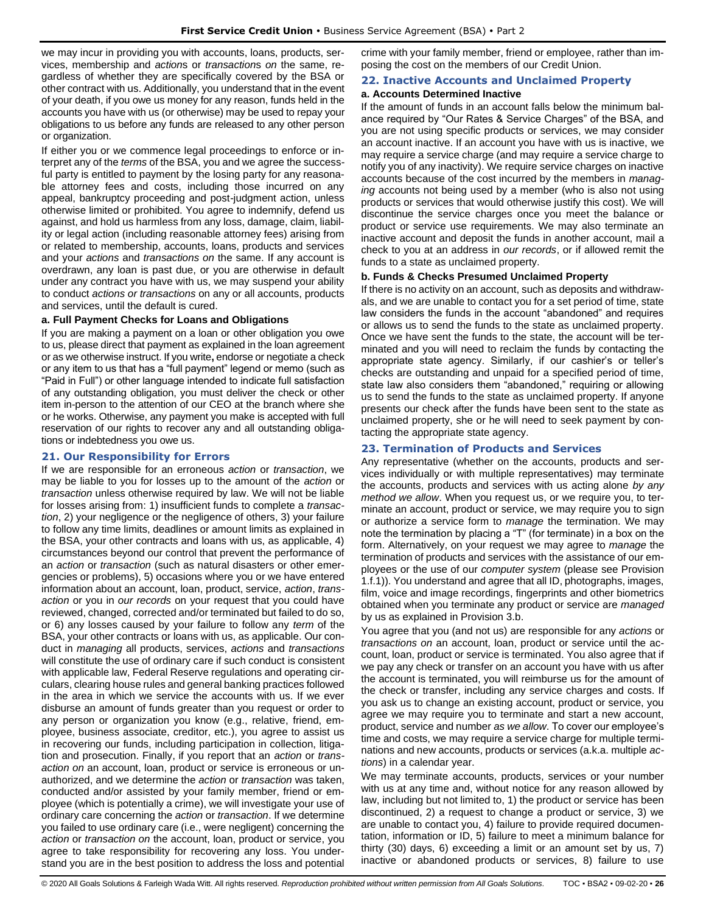we may incur in providing you with accounts, loans, products, services, membership and *action*s or *transaction*s *on* the same, regardless of whether they are specifically covered by the BSA or other contract with us. Additionally, you understand that in the event of your death, if you owe us money for any reason, funds held in the accounts you have with us (or otherwise) may be used to repay your obligations to us before any funds are released to any other person or organization.

If either you or we commence legal proceedings to enforce or interpret any of the *terms* of the BSA, you and we agree the successful party is entitled to payment by the losing party for any reasonable attorney fees and costs, including those incurred on any appeal, bankruptcy proceeding and post-judgment action, unless otherwise limited or prohibited. You agree to indemnify, defend us against, and hold us harmless from any loss, damage, claim, liability or legal action (including reasonable attorney fees) arising from or related to membership, accounts, loans, products and services and your *actions* and *transactions on* the same. If any account is overdrawn, any loan is past due, or you are otherwise in default under any contract you have with us, we may suspend your ability to conduct *actions or transactions* on any or all accounts, products and services, until the default is cured.

**a. Full Payment Checks for Loans and Obligations**

If you are making a payment on a loan or other obligation you owe to us, please direct that payment as explained in the loan agreement or as we otherwise instruct. If you write**,** endorse or negotiate a check or any item to us that has a "full payment" legend or memo (such as "Paid in Full") or other language intended to indicate full satisfaction of any outstanding obligation, you must deliver the check or other item in-person to the attention of our CEO at the branch where she or he works. Otherwise, any payment you make is accepted with full reservation of our rights to recover any and all outstanding obligations or indebtedness you owe us.

## 21. Our Responsibility for Errors

If we are responsible for an erroneous *action* or *transaction*, we may be liable to you for losses up to the amount of the *action* or *transaction* unless otherwise required by law. We will not be liable for losses arising from: 1) insufficient funds to complete a *transaction*, 2) your negligence or the negligence of others, 3) your failure to follow any time limits, deadlines or amount limits as explained in the BSA, your other contracts and loans with us, as applicable, 4) circumstances beyond our control that prevent the performance of an *action* or *transaction* (such as natural disasters or other emergencies or problems), 5) occasions where you or we have entered information about an account, loan, product, service, *action*, *transaction* or you in *our records* on your request that you could have reviewed, changed, corrected and/or terminated but failed to do so, or 6) any losses caused by your failure to follow any *term* of the BSA, your other contracts or loans with us, as applicable. Our conduct in *managing* all products, services, *actions* and *transactions* will constitute the use of ordinary care if such conduct is consistent with applicable law, Federal Reserve regulations and operating circulars, clearing house rules and general banking practices followed in the area in which we service the accounts with us. If we ever disburse an amount of funds greater than you request or order to any person or organization you know (e.g., relative, friend, employee, business associate, creditor, etc.), you agree to assist us in recovering our funds, including participation in collection, litigation and prosecution. Finally, if you report that an *action* or *transaction on* an account, loan, product or service is erroneous or unauthorized, and we determine the *action* or *transaction* was taken, conducted and/or assisted by your family member, friend or employee (which is potentially a crime), we will investigate your use of ordinary care concerning the *action* or *transaction*. If we determine you failed to use ordinary care (i.e., were negligent) concerning the *action* or *transaction on* the account, loan, product, or service, you agree to take responsibility for recovering any loss. You understand you are in the best position to address the loss and potential crime with your family member, friend or employee, rather than imposing the cost on the members of our Credit Union.

## 22. Inactive Accounts and Unclaimed Property

**a. Accounts Determined Inactive**

If the amount of funds in an account falls below the minimum balance required by "Our Rates & Service Charges" of the BSA, and you are not using specific products or services, we may consider an account inactive. If an account you have with us is inactive, we may require a service charge (and may require a service charge to notify you of any inactivity). We require service charges on inactive accounts because of the cost incurred by the members in *managing* accounts not being used by a member (who is also not using products or services that would otherwise justify this cost). We will discontinue the service charges once you meet the balance or product or service use requirements. We may also terminate an inactive account and deposit the funds in another account, mail a check to you at an address in *our records*, or if allowed remit the funds to a state as unclaimed property.

**b. Funds & Checks Presumed Unclaimed Property**

If there is no activity on an account, such as deposits and withdrawals, and we are unable to contact you for a set period of time, state law considers the funds in the account "abandoned" and requires or allows us to send the funds to the state as unclaimed property. Once we have sent the funds to the state, the account will be terminated and you will need to reclaim the funds by contacting the appropriate state agency. Similarly, if our cashier's or teller's checks are outstanding and unpaid for a specified period of time, state law also considers them "abandoned," requiring or allowing us to send the funds to the state as unclaimed property. If anyone presents our check after the funds have been sent to the state as unclaimed property, she or he will need to seek payment by contacting the appropriate state agency.

## 23. Termination of Products and Services

Any representative (whether on the accounts, products and services individually or with multiple representatives) may terminate the accounts, products and services with us acting alone *by any method we allow*. When you request us, or we require you, to terminate an account, product or service, we may require you to sign or authorize a service form to *manage* the termination. We may note the termination by placing a "T" (for terminate) in a box on the form. Alternatively, on your request we may agree to *manage* the termination of products and services with the assistance of our employees or the use of our *computer system* (please see Provision 1.f.1)). You understand and agree that all ID, photographs, images, film, voice and image recordings, fingerprints and other biometrics obtained when you terminate any product or service are *managed* by us as explained in Provision 3.b.

You agree that you (and not us) are responsible for any *actions* or *transactions on* an account, loan, product or service until the account, loan, product or service is terminated. You also agree that if we pay any check or transfer on an account you have with us after the account is terminated, you will reimburse us for the amount of the check or transfer, including any service charges and costs. If you ask us to change an existing account, product or service, you agree we may require you to terminate and start a new account, product, service and number *as we allow*. To cover our employee's time and costs, we may require a service charge for multiple terminations and new accounts, products or services (a.k.a. multiple *actions*) in a calendar year.

We may terminate accounts, products, services or your number with us at any time and, without notice for any reason allowed by law, including but not limited to, 1) the product or service has been discontinued, 2) a request to change a product or service, 3) we are unable to contact you, 4) failure to provide required documentation, information or ID, 5) failure to meet a minimum balance for thirty (30) days, 6) exceeding a limit or an amount set by us, 7) inactive or abandoned products or services, 8) failure to use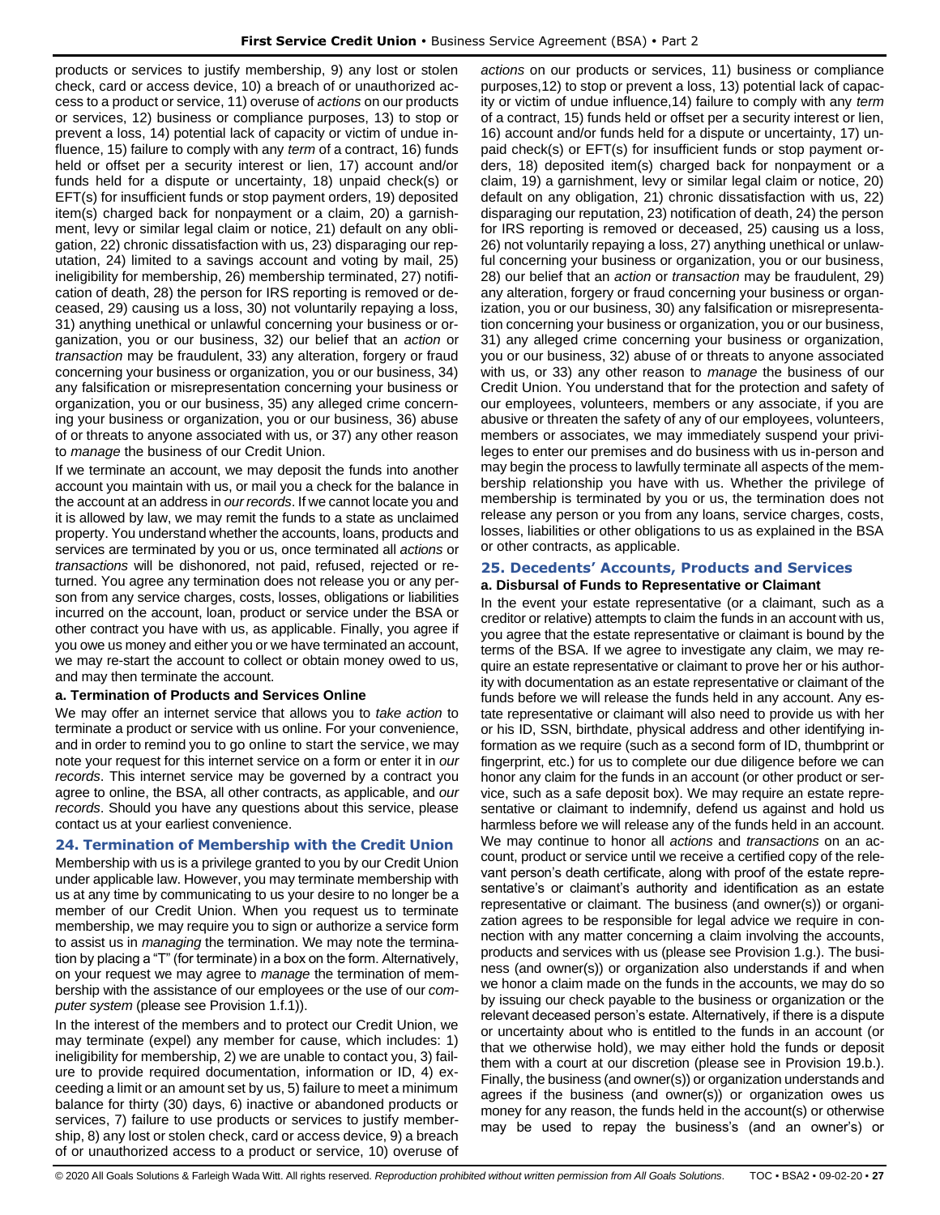products or services to justify membership, 9) any lost or stolen check, card or access device, 10) a breach of or unauthorized access to a product or service, 11) overuse of *actions* on our products or services, 12) business or compliance purposes, 13) to stop or prevent a loss, 14) potential lack of capacity or victim of undue influence, 15) failure to comply with any *term* of a contract, 16) funds held or offset per a security interest or lien, 17) account and/or funds held for a dispute or uncertainty, 18) unpaid check(s) or EFT(s) for insufficient funds or stop payment orders, 19) deposited item(s) charged back for nonpayment or a claim, 20) a garnishment, levy or similar legal claim or notice, 21) default on any obligation, 22) chronic dissatisfaction with us, 23) disparaging our reputation, 24) limited to a savings account and voting by mail, 25) ineligibility for membership, 26) membership terminated, 27) notification of death, 28) the person for IRS reporting is removed or deceased, 29) causing us a loss, 30) not voluntarily repaying a loss, 31) anything unethical or unlawful concerning your business or organization, you or our business, 32) our belief that an *action* or *transaction* may be fraudulent, 33) any alteration, forgery or fraud concerning your business or organization, you or our business, 34) any falsification or misrepresentation concerning your business or organization, you or our business, 35) any alleged crime concerning your business or organization, you or our business, 36) abuse of or threats to anyone associated with us, or 37) any other reason to *manage* the business of our Credit Union.

If we terminate an account, we may deposit the funds into another account you maintain with us, or mail you a check for the balance in the account at an address in *our records*. If we cannot locate you and it is allowed by law, we may remit the funds to a state as unclaimed property. You understand whether the accounts, loans, products and services are terminated by you or us, once terminated all *actions* or *transactions* will be dishonored, not paid, refused, rejected or returned. You agree any termination does not release you or any person from any service charges, costs, losses, obligations or liabilities incurred on the account, loan, product or service under the BSA or other contract you have with us, as applicable. Finally, you agree if you owe us money and either you or we have terminated an account, we may re-start the account to collect or obtain money owed to us, and may then terminate the account.

**a. Termination of Products and Services Online**

We may offer an internet service that allows you to *take action* to terminate a product or service with us online. For your convenience, and in order to remind you to go online to start the service, we may note your request for this internet service on a form or enter it in *our records*. This internet service may be governed by a contract you agree to online, the BSA, all other contracts, as applicable, and *our records*. Should you have any questions about this service, please contact us at your earliest convenience.

## 24. Termination of Membership with the Credit Union

Membership with us is a privilege granted to you by our Credit Union under applicable law. However, you may terminate membership with us at any time by communicating to us your desire to no longer be a member of our Credit Union. When you request us to terminate membership, we may require you to sign or authorize a service form to assist us in *managing* the termination. We may note the termination by placing a "T" (for terminate) in a box on the form. Alternatively, on your request we may agree to *manage* the termination of membership with the assistance of our employees or the use of our *computer system* (please see Provision 1.f.1)).

In the interest of the members and to protect our Credit Union, we may terminate (expel) any member for cause, which includes: 1) ineligibility for membership, 2) we are unable to contact you, 3) failure to provide required documentation, information or ID, 4) exceeding a limit or an amount set by us, 5) failure to meet a minimum balance for thirty (30) days, 6) inactive or abandoned products or services, 7) failure to use products or services to justify membership, 8) any lost or stolen check, card or access device, 9) a breach of or unauthorized access to a product or service, 10) overuse of *actions* on our products or services, 11) business or compliance purposes,12) to stop or prevent a loss, 13) potential lack of capacity or victim of undue influence,14) failure to comply with any *term* of a contract, 15) funds held or offset per a security interest or lien, 16) account and/or funds held for a dispute or uncertainty, 17) unpaid check(s) or EFT(s) for insufficient funds or stop payment orders, 18) deposited item(s) charged back for nonpayment or a claim, 19) a garnishment, levy or similar legal claim or notice, 20) default on any obligation, 21) chronic dissatisfaction with us, 22) disparaging our reputation, 23) notification of death, 24) the person for IRS reporting is removed or deceased, 25) causing us a loss, 26) not voluntarily repaying a loss, 27) anything unethical or unlawful concerning your business or organization, you or our business, 28) our belief that an *action* or *transaction* may be fraudulent, 29) any alteration, forgery or fraud concerning your business or organization, you or our business, 30) any falsification or misrepresentation concerning your business or organization, you or our business, 31) any alleged crime concerning your business or organization, you or our business, 32) abuse of or threats to anyone associated with us, or 33) any other reason to *manage* the business of our Credit Union. You understand that for the protection and safety of our employees, volunteers, members or any associate, if you are abusive or threaten the safety of any of our employees, volunteers, members or associates, we may immediately suspend your privileges to enter our premises and do business with us in-person and may begin the process to lawfully terminate all aspects of the membership relationship you have with us. Whether the privilege of membership is terminated by you or us, the termination does not release any person or you from any loans, service charges, costs, losses, liabilities or other obligations to us as explained in the BSA or other contracts, as applicable.

## 25. Decedents' Accounts, Products and Services

**a. Disbursal of Funds to Representative or Claimant**

In the event your estate representative (or a claimant, such as a creditor or relative) attempts to claim the funds in an account with us, you agree that the estate representative or claimant is bound by the terms of the BSA. If we agree to investigate any claim, we may require an estate representative or claimant to prove her or his authority with documentation as an estate representative or claimant of the funds before we will release the funds held in any account. Any estate representative or claimant will also need to provide us with her or his ID, SSN, birthdate, physical address and other identifying information as we require (such as a second form of ID, thumbprint or fingerprint, etc.) for us to complete our due diligence before we can honor any claim for the funds in an account (or other product or service, such as a safe deposit box). We may require an estate representative or claimant to indemnify, defend us against and hold us harmless before we will release any of the funds held in an account. We may continue to honor all *actions* and *transactions* on an account, product or service until we receive a certified copy of the relevant person's death certificate, along with proof of the estate representative's or claimant's authority and identification as an estate representative or claimant. The business (and owner(s)) or organization agrees to be responsible for legal advice we require in connection with any matter concerning a claim involving the accounts, products and services with us (please see Provision 1.g.). The business (and owner(s)) or organization also understands if and when we honor a claim made on the funds in the accounts, we may do so by issuing our check payable to the business or organization or the relevant deceased person's estate. Alternatively, if there is a dispute or uncertainty about who is entitled to the funds in an account (or that we otherwise hold), we may either hold the funds or deposit them with a court at our discretion (please see in Provision 19.b.). Finally, the business (and owner(s)) or organization understands and agrees if the business (and owner(s)) or organization owes us money for any reason, the funds held in the account(s) or otherwise may be used to repay the business's (and an owner's) or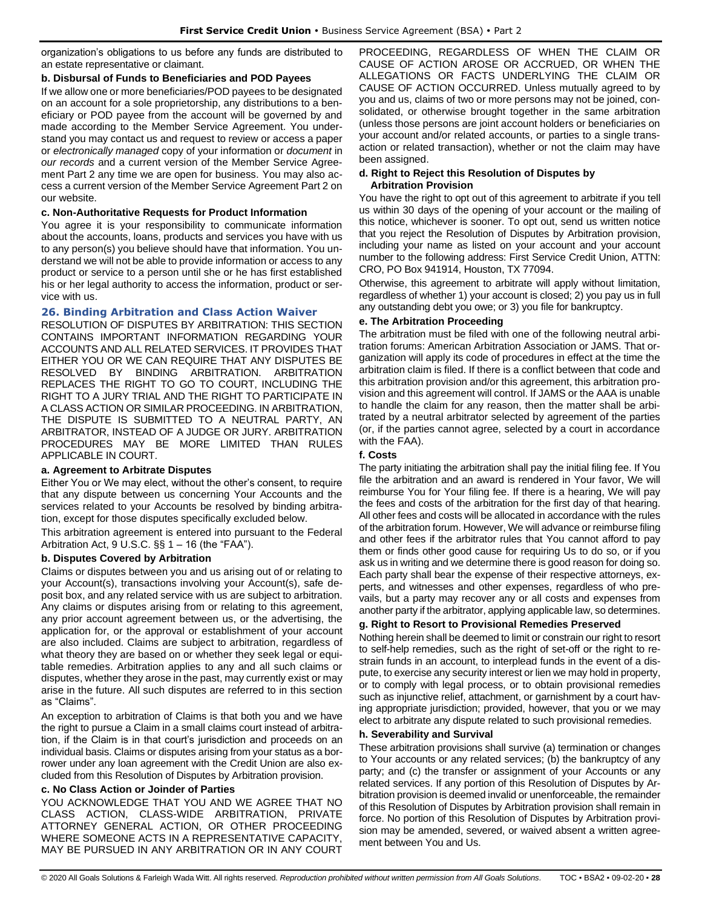organization's obligations to us before any funds are distributed to an estate representative or claimant.

**b. Disbursal of Funds to Beneficiaries and POD Payees**

If we allow one or more beneficiaries/POD payees to be designated on an account for a sole proprietorship, any distributions to a beneficiary or POD payee from the account will be governed by and made according to the Member Service Agreement. You understand you may contact us and request to review or access a paper or *electronically managed* copy of your information or *document* in *our records* and a current version of the Member Service Agreement Part 2 any time we are open for business. You may also access a current version of the Member Service Agreement Part 2 on our website.

**c. Non-Authoritative Requests for Product Information**

You agree it is your responsibility to communicate information about the accounts, loans, products and services you have with us to any person(s) you believe should have that information. You understand we will not be able to provide information or access to any product or service to a person until she or he has first established his or her legal authority to access the information, product or service with us.

## 26. Binding Arbitration and Class Action Waiver

RESOLUTION OF DISPUTES BY ARBITRATION: THIS SECTION CONTAINS IMPORTANT INFORMATION REGARDING YOUR ACCOUNTS AND ALL RELATED SERVICES. IT PROVIDES THAT EITHER YOU OR WE CAN REQUIRE THAT ANY DISPUTES BE RESOLVED BY BINDING ARBITRATION. ARBITRATION REPLACES THE RIGHT TO GO TO COURT, INCLUDING THE RIGHT TO A JURY TRIAL AND THE RIGHT TO PARTICIPATE IN A CLASS ACTION OR SIMILAR PROCEEDING. IN ARBITRATION, THE DISPUTE IS SUBMITTED TO A NEUTRAL PARTY, AN ARBITRATOR, INSTEAD OF A JUDGE OR JURY. ARBITRATION PROCEDURES MAY BE MORE LIMITED THAN RULES APPLICABLE IN COURT.

**a. Agreement to Arbitrate Disputes**

Either You or We may elect, without the other's consent, to require that any dispute between us concerning Your Accounts and the services related to your Accounts be resolved by binding arbitration, except for those disputes specifically excluded below.

This arbitration agreement is entered into pursuant to the Federal Arbitration Act, 9 U.S.C. §§ 1 – 16 (the "FAA").

**b. Disputes Covered by Arbitration**

Claims or disputes between you and us arising out of or relating to your Account(s), transactions involving your Account(s), safe deposit box, and any related service with us are subject to arbitration. Any claims or disputes arising from or relating to this agreement, any prior account agreement between us, or the advertising, the application for, or the approval or establishment of your account are also included. Claims are subject to arbitration, regardless of what theory they are based on or whether they seek legal or equitable remedies. Arbitration applies to any and all such claims or disputes, whether they arose in the past, may currently exist or may arise in the future. All such disputes are referred to in this section as "Claims".

An exception to arbitration of Claims is that both you and we have the right to pursue a Claim in a small claims court instead of arbitration, if the Claim is in that court's jurisdiction and proceeds on an individual basis. Claims or disputes arising from your status as a borrower under any loan agreement with the Credit Union are also excluded from this Resolution of Disputes by Arbitration provision.

**c. No Class Action or Joinder of Parties**

YOU ACKNOWLEDGE THAT YOU AND WE AGREE THAT NO CLASS ACTION, CLASS-WIDE ARBITRATION, PRIVATE ATTORNEY GENERAL ACTION, OR OTHER PROCEEDING WHERE SOMEONE ACTS IN A REPRESENTATIVE CAPACITY, MAY BE PURSUED IN ANY ARBITRATION OR IN ANY COURT PROCEEDING, REGARDLESS OF WHEN THE CLAIM OR CAUSE OF ACTION AROSE OR ACCRUED, OR WHEN THE ALLEGATIONS OR FACTS UNDERLYING THE CLAIM OR CAUSE OF ACTION OCCURRED. Unless mutually agreed to by you and us, claims of two or more persons may not be joined, consolidated, or otherwise brought together in the same arbitration (unless those persons are joint account holders or beneficiaries on your account and/or related accounts, or parties to a single transaction or related transaction), whether or not the claim may have been assigned.

**d. Right to Reject this Resolution of Disputes by Arbitration Provision**

You have the right to opt out of this agreement to arbitrate if you tell us within 30 days of the opening of your account or the mailing of this notice, whichever is sooner. To opt out, send us written notice that you reject the Resolution of Disputes by Arbitration provision, including your name as listed on your account and your account number to the following address: First Service Credit Union, ATTN: CRO, PO Box 941914, Houston, TX 77094.

Otherwise, this agreement to arbitrate will apply without limitation, regardless of whether 1) your account is closed; 2) you pay us in full any outstanding debt you owe; or 3) you file for bankruptcy.

**e. The Arbitration Proceeding**

The arbitration must be filed with one of the following neutral arbitration forums: American Arbitration Association or JAMS. That organization will apply its code of procedures in effect at the time the arbitration claim is filed. If there is a conflict between that code and this arbitration provision and/or this agreement, this arbitration provision and this agreement will control. If JAMS or the AAA is unable to handle the claim for any reason, then the matter shall be arbitrated by a neutral arbitrator selected by agreement of the parties (or, if the parties cannot agree, selected by a court in accordance with the FAA).

**f. Costs**

The party initiating the arbitration shall pay the initial filing fee. If You file the arbitration and an award is rendered in Your favor, We will reimburse You for Your filing fee. If there is a hearing, We will pay the fees and costs of the arbitration for the first day of that hearing. All other fees and costs will be allocated in accordance with the rules of the arbitration forum. However, We will advance or reimburse filing and other fees if the arbitrator rules that You cannot afford to pay them or finds other good cause for requiring Us to do so, or if you ask us in writing and we determine there is good reason for doing so. Each party shall bear the expense of their respective attorneys, experts, and witnesses and other expenses, regardless of who prevails, but a party may recover any or all costs and expenses from another party if the arbitrator, applying applicable law, so determines.

**g. Right to Resort to Provisional Remedies Preserved**

Nothing herein shall be deemed to limit or constrain our right to resort to self-help remedies, such as the right of set-off or the right to restrain funds in an account, to interplead funds in the event of a dispute, to exercise any security interest or lien we may hold in property, or to comply with legal process, or to obtain provisional remedies such as injunctive relief, attachment, or garnishment by a court having appropriate jurisdiction; provided, however, that you or we may elect to arbitrate any dispute related to such provisional remedies.

**h. Severability and Survival**

These arbitration provisions shall survive (a) termination or changes to Your accounts or any related services; (b) the bankruptcy of any party; and (c) the transfer or assignment of your Accounts or any related services. If any portion of this Resolution of Disputes by Arbitration provision is deemed invalid or unenforceable, the remainder of this Resolution of Disputes by Arbitration provision shall remain in force. No portion of this Resolution of Disputes by Arbitration provision may be amended, severed, or waived absent a written agreement between You and Us.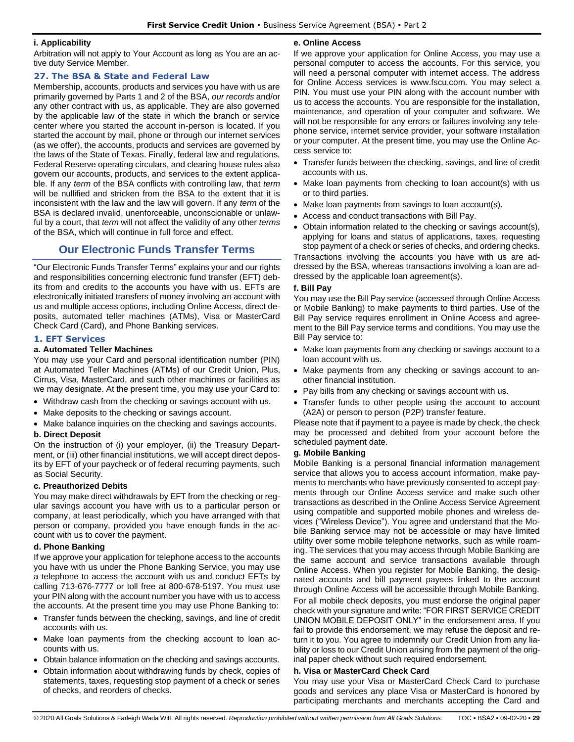**i. Applicability**

Arbitration will not apply to Your Account as long as You are an active duty Service Member.

### 27. The BSA & State and Federal Law

Membership, accounts, products and services you have with us are primarily governed by Parts 1 and 2 of the BSA, *our records* and/or any other contract with us, as applicable. They are also governed by the applicable law of the state in which the branch or service center where you started the account in-person is located. If you started the account by mail, phone or through our internet services (as we offer), the accounts, products and services are governed by the laws of the State of Texas. Finally, federal law and regulations, Federal Reserve operating circulars, and clearing house rules also govern our accounts, products, and services to the extent applicable. If any *term* of the BSA conflicts with controlling law, that *term* will be nullified and stricken from the BSA to the extent that it is inconsistent with the law and the law will govern. If any *term* of the BSA is declared invalid, unenforceable, unconscionable or unlawful by a court, that *term* will not affect the validity of any other *terms* of the BSA, which will continue in full force and effect.

## Our Electronic Funds Transfer Terms

"Our Electronic Funds Transfer Terms" explains your and our rights and responsibilities concerning electronic fund transfer (EFT) debits from and credits to the accounts you have with us. EFTs are electronically initiated transfers of money involving an account with us and multiple access options, including Online Access, direct deposits, automated teller machines (ATMs), Visa or MasterCard Check Card (Card), and Phone Banking services.

### 1. EFT Services

**a. Automated Teller Machines**

You may use your Card and personal identification number (PIN) at Automated Teller Machines (ATMs) of our Credit Union, Plus, Cirrus, Visa, MasterCard, and such other machines or facilities as we may designate. At the present time, you may use your Card to:

- Withdraw cash from the checking or savings account with us.
- Make deposits to the checking or savings account.
- Make balance inquiries on the checking and savings accounts.

**b. Direct Deposit**

On the instruction of (i) your employer, (ii) the Treasury Department, or (iii) other financial institutions, we will accept direct deposits by EFT of your paycheck or of federal recurring payments, such as Social Security.

**c. Preauthorized Debits**

You may make direct withdrawals by EFT from the checking or regular savings account you have with us to a particular person or company, at least periodically, which you have arranged with that person or company, provided you have enough funds in the account with us to cover the payment.

**d. Phone Banking**

If we approve your application for telephone access to the accounts you have with us under the Phone Banking Service, you may use a telephone to access the account with us and conduct EFTs by calling 713-676-7777 or toll free at 800-678-5197. You must use your PIN along with the account number you have with us to access the accounts. At the present time you may use Phone Banking to:

- Transfer funds between the checking, savings, and line of credit accounts with us.
- Make loan payments from the checking account to loan accounts with us.
- Obtain balance information on the checking and savings accounts.
- Obtain information about withdrawing funds by check, copies of statements, taxes, requesting stop payment of a check or series of checks, and reorders of checks.

**e. Online Access**

If we approve your application for Online Access, you may use a personal computer to access the accounts. For this service, you will need a personal computer with internet access. The address for Online Access services is www.fscu.com. You may select a PIN. You must use your PIN along with the account number with us to access the accounts. You are responsible for the installation, maintenance, and operation of your computer and software. We will not be responsible for any errors or failures involving any telephone service, internet service provider, your software installation or your computer. At the present time, you may use the Online Access service to:

- Transfer funds between the checking, savings, and line of credit accounts with us.
- Make loan payments from checking to loan account(s) with us or to third parties.
- Make loan payments from savings to loan account(s).
- Access and conduct transactions with Bill Pay.
- Obtain information related to the checking or savings account(s), applying for loans and status of applications, taxes, requesting stop payment of a check or series of checks, and ordering checks.

Transactions involving the accounts you have with us are addressed by the BSA, whereas transactions involving a loan are addressed by the applicable loan agreement(s).

**f. Bill Pay**

You may use the Bill Pay service (accessed through Online Access or Mobile Banking) to make payments to third parties. Use of the Bill Pay service requires enrollment in Online Access and agreement to the Bill Pay service terms and conditions. You may use the Bill Pay service to:

- Make loan payments from any checking or savings account to a loan account with us.
- Make payments from any checking or savings account to another financial institution.
- Pay bills from any checking or savings account with us.
- Transfer funds to other people using the account to account (A2A) or person to person (P2P) transfer feature.

Please note that if payment to a payee is made by check, the check may be processed and debited from your account before the scheduled payment date.

**g. Mobile Banking**

Mobile Banking is a personal financial information management service that allows you to access account information, make payments to merchants who have previously consented to accept payments through our Online Access service and make such other transactions as described in the Online Access Service Agreement using compatible and supported mobile phones and wireless devices ("Wireless Device"). You agree and understand that the Mobile Banking service may not be accessible or may have limited utility over some mobile telephone networks, such as while roaming. The services that you may access through Mobile Banking are the same account and service transactions available through Online Access. When you register for Mobile Banking, the designated accounts and bill payment payees linked to the account through Online Access will be accessible through Mobile Banking.

For all mobile check deposits, you must endorse the original paper check with your signature and write: "FOR FIRST SERVICE CREDIT UNION MOBILE DEPOSIT ONLY" in the endorsement area. If you fail to provide this endorsement, we may refuse the deposit and return it to you. You agree to indemnify our Credit Union from any liability or loss to our Credit Union arising from the payment of the original paper check without such required endorsement.

**h. Visa or MasterCard Check Card**

You may use your Visa or MasterCard Check Card to purchase goods and services any place Visa or MasterCard is honored by participating merchants and merchants accepting the Card and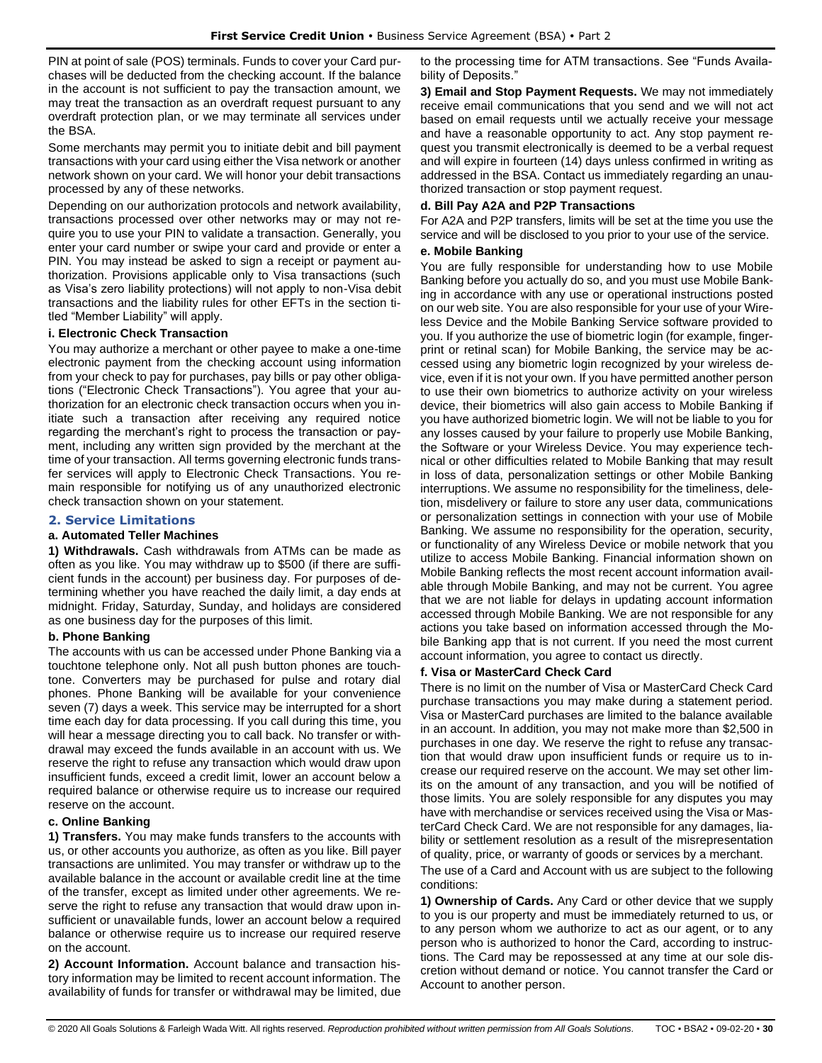PIN at point of sale (POS) terminals. Funds to cover your Card purchases will be deducted from the checking account. If the balance in the account is not sufficient to pay the transaction amount, we may treat the transaction as an overdraft request pursuant to any overdraft protection plan, or we may terminate all services under the BSA.

Some merchants may permit you to initiate debit and bill payment transactions with your card using either the Visa network or another network shown on your card. We will honor your debit transactions processed by any of these networks.

Depending on our authorization protocols and network availability, transactions processed over other networks may or may not require you to use your PIN to validate a transaction. Generally, you enter your card number or swipe your card and provide or enter a PIN. You may instead be asked to sign a receipt or payment authorization. Provisions applicable only to Visa transactions (such as Visa's zero liability protections) will not apply to non-Visa debit transactions and the liability rules for other EFTs in the section titled "Member Liability" will apply.

#### i. Electronic Check Transaction

You may authorize a merchant or other payee to make a one-time electronic payment from the checking account using information from your check to pay for purchases, pay bills or pay other obligations ("Electronic Check Transactions"). You agree that your authorization for an electronic check transaction occurs when you initiate such a transaction after receiving any required notice regarding the merchant's right to process the transaction or payment, including any written sign provided by the merchant at the time of your transaction. All terms governing electronic funds transfer services will apply to Electronic Check Transactions. You remain responsible for notifying us of any unauthorized electronic check transaction shown on your statement.

### 2. Service Limitations

#### a. Automated Teller Machines

**1) Withdrawals.** Cash withdrawals from ATMs can be made as often as you like. You may withdraw up to $500 (if there are sufficient funds in the account) per business day. For purposes of determining whether you have reached the daily limit, a day ends at midnight. Friday, Saturday, Sunday, and holidays are considered as one business day for the purposes of this limit.

#### b. Phone Banking

The accounts with us can be accessed under Phone Banking via a touchtone telephone only. Not all push button phones are touchtone. Converters may be purchased for pulse and rotary dial phones. Phone Banking will be available for your convenience seven (7) days a week. This service may be interrupted for a short time each day for data processing. If you call during this time, you will hear a message directing you to call back. No transfer or withdrawal may exceed the funds available in an account with us. We reserve the right to refuse any transaction which would draw upon insufficient funds, exceed a credit limit, lower an account below a required balance or otherwise require us to increase our required reserve on the account.

#### c. Online Banking

**1) Transfers.** You may make funds transfers to the accounts with us, or other accounts you authorize, as often as you like. Bill payer transactions are unlimited. You may transfer or withdraw up to the available balance in the account or available credit line at the time of the transfer, except as limited under other agreements. We reserve the right to refuse any transaction that would draw upon insufficient or unavailable funds, lower an account below a required balance or otherwise require us to increase our required reserve on the account.

**2) Account Information.** Account balance and transaction history information may be limited to recent account information. The availability of funds for transfer or withdrawal may be limited, due to the processing time for ATM transactions. See "Funds Availability of Deposits."

**3) Email and Stop Payment Requests.** We may not immediately receive email communications that you send and we will not act based on email requests until we actually receive your message and have a reasonable opportunity to act. Any stop payment request you transmit electronically is deemed to be a verbal request and will expire in fourteen (14) days unless confirmed in writing as addressed in the BSA. Contact us immediately regarding an unauthorized transaction or stop payment request.

#### d. Bill Pay A2A and P2P Transactions

For A2A and P2P transfers, limits will be set at the time you use the service and will be disclosed to you prior to your use of the service.

#### e. Mobile Banking

You are fully responsible for understanding how to use Mobile Banking before you actually do so, and you must use Mobile Banking in accordance with any use or operational instructions posted on our web site. You are also responsible for your use of your Wireless Device and the Mobile Banking Service software provided to you. If you authorize the use of biometric login (for example, fingerprint or retinal scan) for Mobile Banking, the service may be accessed using any biometric login recognized by your wireless device, even if it is not your own. If you have permitted another person to use their own biometrics to authorize activity on your wireless device, their biometrics will also gain access to Mobile Banking if you have authorized biometric login. We will not be liable to you for any losses caused by your failure to properly use Mobile Banking, the Software or your Wireless Device. You may experience technical or other difficulties related to Mobile Banking that may result in loss of data, personalization settings or other Mobile Banking interruptions. We assume no responsibility for the timeliness, deletion, misdelivery or failure to store any user data, communications or personalization settings in connection with your use of Mobile Banking. We assume no responsibility for the operation, security, or functionality of any Wireless Device or mobile network that you utilize to access Mobile Banking. Financial information shown on Mobile Banking reflects the most recent account information available through Mobile Banking, and may not be current. You agree that we are not liable for delays in updating account information accessed through Mobile Banking. We are not responsible for any actions you take based on information accessed through the Mobile Banking app that is not current. If you need the most current account information, you agree to contact us directly.

#### f. Visa or MasterCard Check Card

There is no limit on the number of Visa or MasterCard Check Card purchase transactions you may make during a statement period. Visa or MasterCard purchases are limited to the balance available in an account. In addition, you may not make more than $2,500 in purchases in one day. We reserve the right to refuse any transaction that would draw upon insufficient funds or require us to increase our required reserve on the account. We may set other limits on the amount of any transaction, and you will be notified of those limits. You are solely responsible for any disputes you may have with merchandise or services received using the Visa or MasterCard Check Card. We are not responsible for any damages, liability or settlement resolution as a result of the misrepresentation of quality, price, or warranty of goods or services by a merchant.

The use of a Card and Account with us are subject to the following conditions:

**1) Ownership of Cards.** Any Card or other device that we supply to you is our property and must be immediately returned to us, or to any person whom we authorize to act as our agent, or to any person who is authorized to honor the Card, according to instructions. The Card may be repossessed at any time at our sole discretion without demand or notice. You cannot transfer the Card or Account to another person.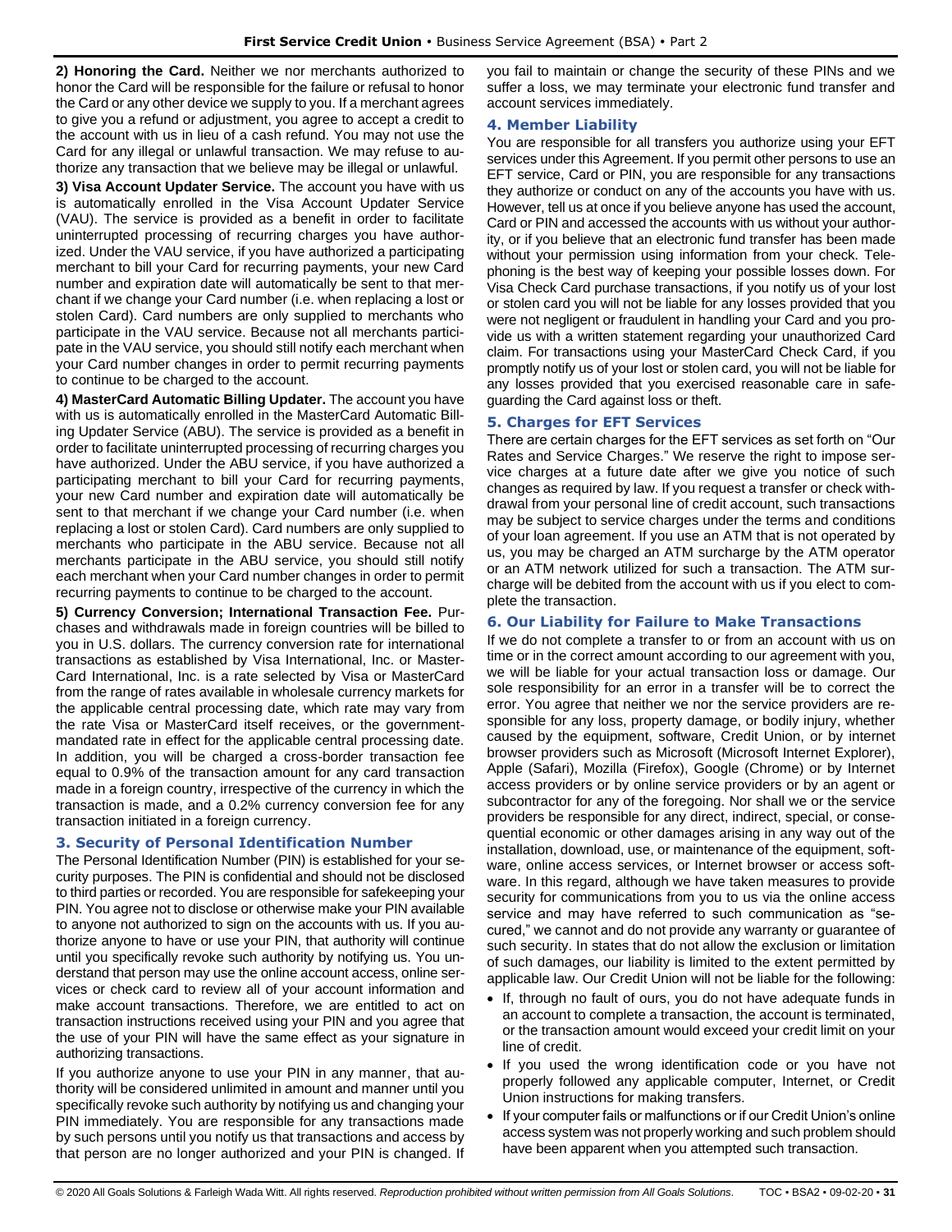**2) Honoring the Card.** Neither we nor merchants authorized to honor the Card will be responsible for the failure or refusal to honor the Card or any other device we supply to you. If a merchant agrees to give you a refund or adjustment, you agree to accept a credit to the account with us in lieu of a cash refund. You may not use the Card for any illegal or unlawful transaction. We may refuse to authorize any transaction that we believe may be illegal or unlawful.

**3) Visa Account Updater Service.** The account you have with us is automatically enrolled in the Visa Account Updater Service (VAU). The service is provided as a benefit in order to facilitate uninterrupted processing of recurring charges you have authorized. Under the VAU service, if you have authorized a participating merchant to bill your Card for recurring payments, your new Card number and expiration date will automatically be sent to that merchant if we change your Card number (i.e. when replacing a lost or stolen Card). Card numbers are only supplied to merchants who participate in the VAU service. Because not all merchants participate in the VAU service, you should still notify each merchant when your Card number changes in order to permit recurring payments to continue to be charged to the account.

**4) MasterCard Automatic Billing Updater.** The account you have with us is automatically enrolled in the MasterCard Automatic Billing Updater Service (ABU). The service is provided as a benefit in order to facilitate uninterrupted processing of recurring charges you have authorized. Under the ABU service, if you have authorized a participating merchant to bill your Card for recurring payments, your new Card number and expiration date will automatically be sent to that merchant if we change your Card number (i.e. when replacing a lost or stolen Card). Card numbers are only supplied to merchants who participate in the ABU service. Because not all merchants participate in the ABU service, you should still notify each merchant when your Card number changes in order to permit recurring payments to continue to be charged to the account.

**5) Currency Conversion; International Transaction Fee.** Purchases and withdrawals made in foreign countries will be billed to you in U.S. dollars. The currency conversion rate for international transactions as established by Visa International, Inc. or MasterCard International, Inc. is a rate selected by Visa or MasterCard from the range of rates available in wholesale currency markets for the applicable central processing date, which rate may vary from the rate Visa or MasterCard itself receives, or the government-mandated rate in effect for the applicable central processing date. In addition, you will be charged a cross-border transaction fee equal to 0.9% of the transaction amount for any card transaction made in a foreign country, irrespective of the currency in which the transaction is made, and a 0.2% currency conversion fee for any transaction initiated in a foreign currency.

### 3. Security of Personal Identification Number

The Personal Identification Number (PIN) is established for your security purposes. The PIN is confidential and should not be disclosed to third parties or recorded. You are responsible for safekeeping your PIN. You agree not to disclose or otherwise make your PIN available to anyone not authorized to sign on the accounts with us. If you authorize anyone to have or use your PIN, that authority will continue until you specifically revoke such authority by notifying us. You understand that person may use the online account access, online services or check card to review all of your account information and make account transactions. Therefore, we are entitled to act on transaction instructions received using your PIN and you agree that the use of your PIN will have the same effect as your signature in authorizing transactions.

If you authorize anyone to use your PIN in any manner, that authority will be considered unlimited in amount and manner until you specifically revoke such authority by notifying us and changing your PIN immediately. You are responsible for any transactions made by such persons until you notify us that transactions and access by that person are no longer authorized and your PIN is changed. If you fail to maintain or change the security of these PINs and we suffer a loss, we may terminate your electronic fund transfer and account services immediately.

### 4. Member Liability

You are responsible for all transfers you authorize using your EFT services under this Agreement. If you permit other persons to use an EFT service, Card or PIN, you are responsible for any transactions they authorize or conduct on any of the accounts you have with us. However, tell us at once if you believe anyone has used the account, Card or PIN and accessed the accounts with us without your authority, or if you believe that an electronic fund transfer has been made without your permission using information from your check. Telephoning is the best way of keeping your possible losses down. For Visa Check Card purchase transactions, if you notify us of your lost or stolen card you will not be liable for any losses provided that you were not negligent or fraudulent in handling your Card and you provide us with a written statement regarding your unauthorized Card claim. For transactions using your MasterCard Check Card, if you promptly notify us of your lost or stolen card, you will not be liable for any losses provided that you exercised reasonable care in safeguarding the Card against loss or theft.

### 5. Charges for EFT Services

There are certain charges for the EFT services as set forth on "Our Rates and Service Charges." We reserve the right to impose service charges at a future date after we give you notice of such changes as required by law. If you request a transfer or check withdrawal from your personal line of credit account, such transactions may be subject to service charges under the terms and conditions of your loan agreement. If you use an ATM that is not operated by us, you may be charged an ATM surcharge by the ATM operator or an ATM network utilized for such a transaction. The ATM surcharge will be debited from the account with us if you elect to complete the transaction.

### 6. Our Liability for Failure to Make Transactions

If we do not complete a transfer to or from an account with us on time or in the correct amount according to our agreement with you, we will be liable for your actual transaction loss or damage. Our sole responsibility for an error in a transfer will be to correct the error. You agree that neither we nor the service providers are responsible for any loss, property damage, or bodily injury, whether caused by the equipment, software, Credit Union, or by internet browser providers such as Microsoft (Microsoft Internet Explorer), Apple (Safari), Mozilla (Firefox), Google (Chrome) or by Internet access providers or by online service providers or by an agent or subcontractor for any of the foregoing. Nor shall we or the service providers be responsible for any direct, indirect, special, or consequential economic or other damages arising in any way out of the installation, download, use, or maintenance of the equipment, software, online access services, or Internet browser or access software. In this regard, although we have taken measures to provide security for communications from you to us via the online access service and may have referred to such communication as "secured," we cannot and do not provide any warranty or guarantee of such security. In states that do not allow the exclusion or limitation of such damages, our liability is limited to the extent permitted by applicable law. Our Credit Union will not be liable for the following:

- If, through no fault of ours, you do not have adequate funds in an account to complete a transaction, the account is terminated, or the transaction amount would exceed your credit limit on your line of credit.
- If you used the wrong identification code or you have not properly followed any applicable computer, Internet, or Credit Union instructions for making transfers.
- If your computer fails or malfunctions or if our Credit Union's online access system was not properly working and such problem should have been apparent when you attempted such transaction.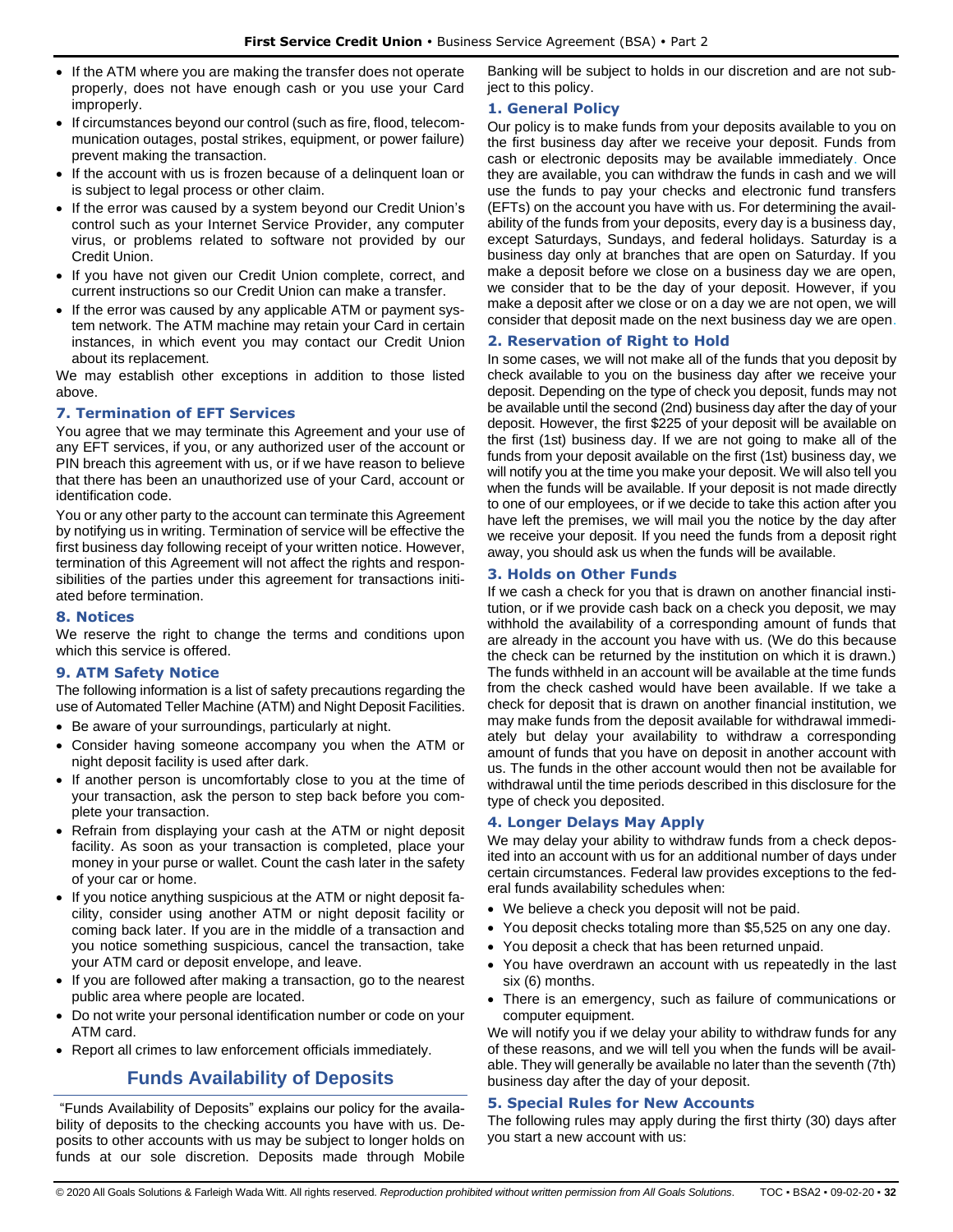- If the ATM where you are making the transfer does not operate properly, does not have enough cash or you use your Card improperly.
- If circumstances beyond our control (such as fire, flood, telecommunication outages, postal strikes, equipment, or power failure) prevent making the transaction.
- If the account with us is frozen because of a delinquent loan or is subject to legal process or other claim.
- If the error was caused by a system beyond our Credit Union's control such as your Internet Service Provider, any computer virus, or problems related to software not provided by our Credit Union.
- If you have not given our Credit Union complete, correct, and current instructions so our Credit Union can make a transfer.
- If the error was caused by any applicable ATM or payment system network. The ATM machine may retain your Card in certain instances, in which event you may contact our Credit Union about its replacement.

We may establish other exceptions in addition to those listed above.

### 7. Termination of EFT Services

You agree that we may terminate this Agreement and your use of any EFT services, if you, or any authorized user of the account or PIN breach this agreement with us, or if we have reason to believe that there has been an unauthorized use of your Card, account or identification code.

You or any other party to the account can terminate this Agreement by notifying us in writing. Termination of service will be effective the first business day following receipt of your written notice. However, termination of this Agreement will not affect the rights and responsibilities of the parties under this agreement for transactions initiated before termination.

### 8. Notices

We reserve the right to change the terms and conditions upon which this service is offered.

### 9. ATM Safety Notice

The following information is a list of safety precautions regarding the use of Automated Teller Machine (ATM) and Night Deposit Facilities.

- Be aware of your surroundings, particularly at night.
- Consider having someone accompany you when the ATM or night deposit facility is used after dark.
- If another person is uncomfortably close to you at the time of your transaction, ask the person to step back before you complete your transaction.
- Refrain from displaying your cash at the ATM or night deposit facility. As soon as your transaction is completed, place your money in your purse or wallet. Count the cash later in the safety of your car or home.
- If you notice anything suspicious at the ATM or night deposit facility, consider using another ATM or night deposit facility or coming back later. If you are in the middle of a transaction and you notice something suspicious, cancel the transaction, take your ATM card or deposit envelope, and leave.
- If you are followed after making a transaction, go to the nearest public area where people are located.
- Do not write your personal identification number or code on your ATM card.
- Report all crimes to law enforcement officials immediately.

## Funds Availability of Deposits

"Funds Availability of Deposits" explains our policy for the availability of deposits to the checking accounts you have with us. Deposits to other accounts with us may be subject to longer holds on funds at our sole discretion. Deposits made through Mobile Banking will be subject to holds in our discretion and are not subject to this policy.

### 1. General Policy

Our policy is to make funds from your deposits available to you on the first business day after we receive your deposit. Funds from cash or electronic deposits may be available immediately. Once they are available, you can withdraw the funds in cash and we will use the funds to pay your checks and electronic fund transfers (EFTs) on the account you have with us. For determining the availability of the funds from your deposits, every day is a business day, except Saturdays, Sundays, and federal holidays. Saturday is a business day only at branches that are open on Saturday. If you make a deposit before we close on a business day we are open, we consider that to be the day of your deposit. However, if you make a deposit after we close or on a day we are not open, we will consider that deposit made on the next business day we are open.

### 2. Reservation of Right to Hold

In some cases, we will not make all of the funds that you deposit by check available to you on the business day after we receive your deposit. Depending on the type of check you deposit, funds may not be available until the second (2nd) business day after the day of your deposit. However, the first $225 of your deposit will be available on the first (1st) business day. If we are not going to make all of the funds from your deposit available on the first (1st) business day, we will notify you at the time you make your deposit. We will also tell you when the funds will be available. If your deposit is not made directly to one of our employees, or if we decide to take this action after you have left the premises, we will mail you the notice by the day after we receive your deposit. If you need the funds from a deposit right away, you should ask us when the funds will be available.

### 3. Holds on Other Funds

If we cash a check for you that is drawn on another financial institution, or if we provide cash back on a check you deposit, we may withhold the availability of a corresponding amount of funds that are already in the account you have with us. (We do this because the check can be returned by the institution on which it is drawn.) The funds withheld in an account will be available at the time funds from the check cashed would have been available. If we take a check for deposit that is drawn on another financial institution, we may make funds from the deposit available for withdrawal immediately but delay your availability to withdraw a corresponding amount of funds that you have on deposit in another account with us. The funds in the other account would then not be available for withdrawal until the time periods described in this disclosure for the type of check you deposited.

### 4. Longer Delays May Apply

We may delay your ability to withdraw funds from a check deposited into an account with us for an additional number of days under certain circumstances. Federal law provides exceptions to the federal funds availability schedules when:

- We believe a check you deposit will not be paid.
- You deposit checks totaling more than $5,525 on any one day.
- You deposit a check that has been returned unpaid.
- You have overdrawn an account with us repeatedly in the last six (6) months.
- There is an emergency, such as failure of communications or computer equipment.

We will notify you if we delay your ability to withdraw funds for any of these reasons, and we will tell you when the funds will be available. They will generally be available no later than the seventh (7th) business day after the day of your deposit.

### 5. Special Rules for New Accounts

The following rules may apply during the first thirty (30) days after you start a new account with us: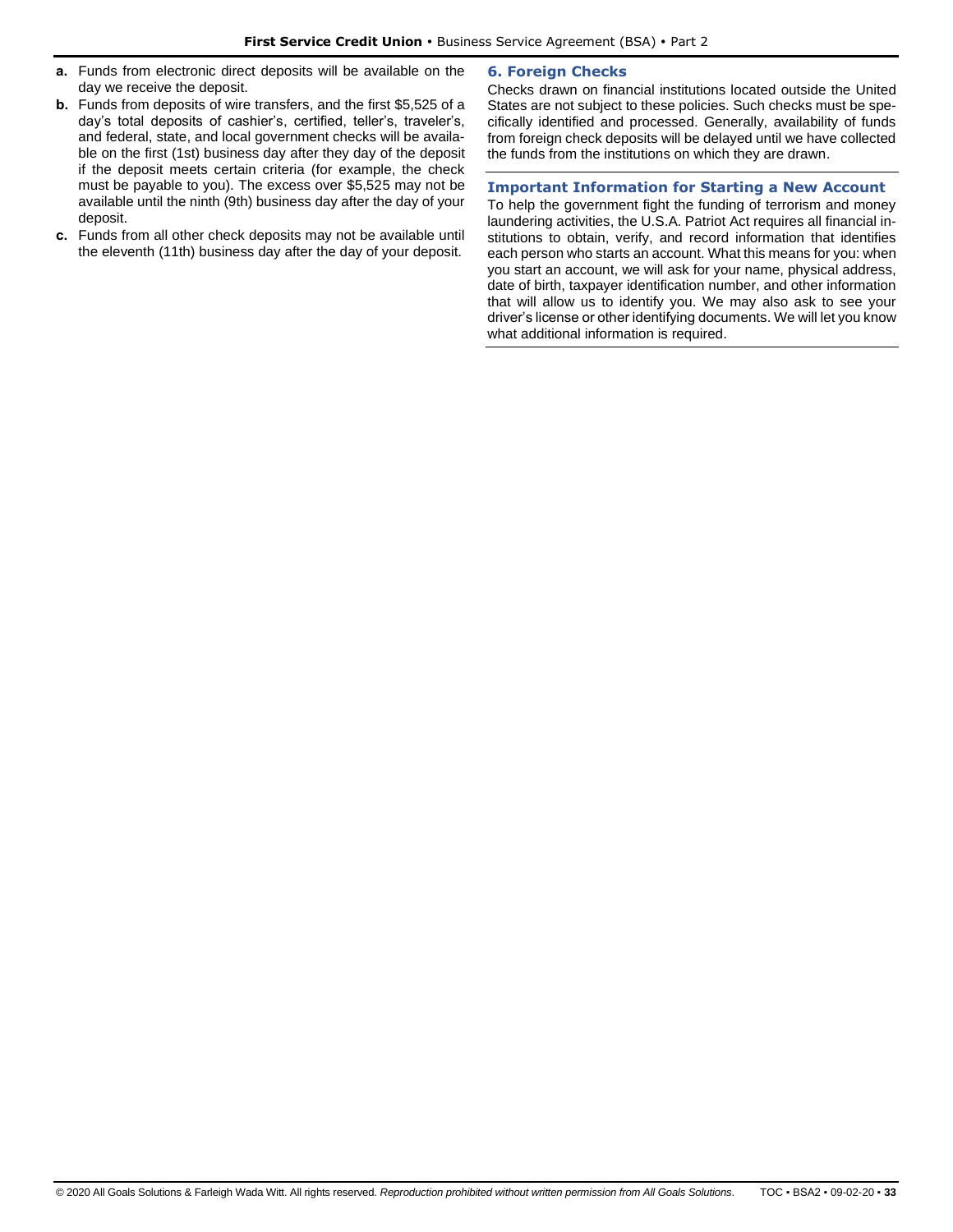**a.** Funds from electronic direct deposits will be available on the day we receive the deposit.

**b.** Funds from deposits of wire transfers, and the first $5,525 of a day's total deposits of cashier's, certified, teller's, traveler's, and federal, state, and local government checks will be available on the first (1st) business day after they day of the deposit if the deposit meets certain criteria (for example, the check must be payable to you). The excess over $5,525 may not be available until the ninth (9th) business day after the day of your deposit.

**c.** Funds from all other check deposits may not be available until the eleventh (11th) business day after the day of your deposit.

### 6. Foreign Checks

Checks drawn on financial institutions located outside the United States are not subject to these policies. Such checks must be specifically identified and processed. Generally, availability of funds from foreign check deposits will be delayed until we have collected the funds from the institutions on which they are drawn.

### Important Information for Starting a New Account

To help the government fight the funding of terrorism and money laundering activities, the U.S.A. Patriot Act requires all financial institutions to obtain, verify, and record information that identifies each person who starts an account. What this means for you: when you start an account, we will ask for your name, physical address, date of birth, taxpayer identification number, and other information that will allow us to identify you. We may also ask to see your driver's license or other identifying documents. We will let you know what additional information is required.